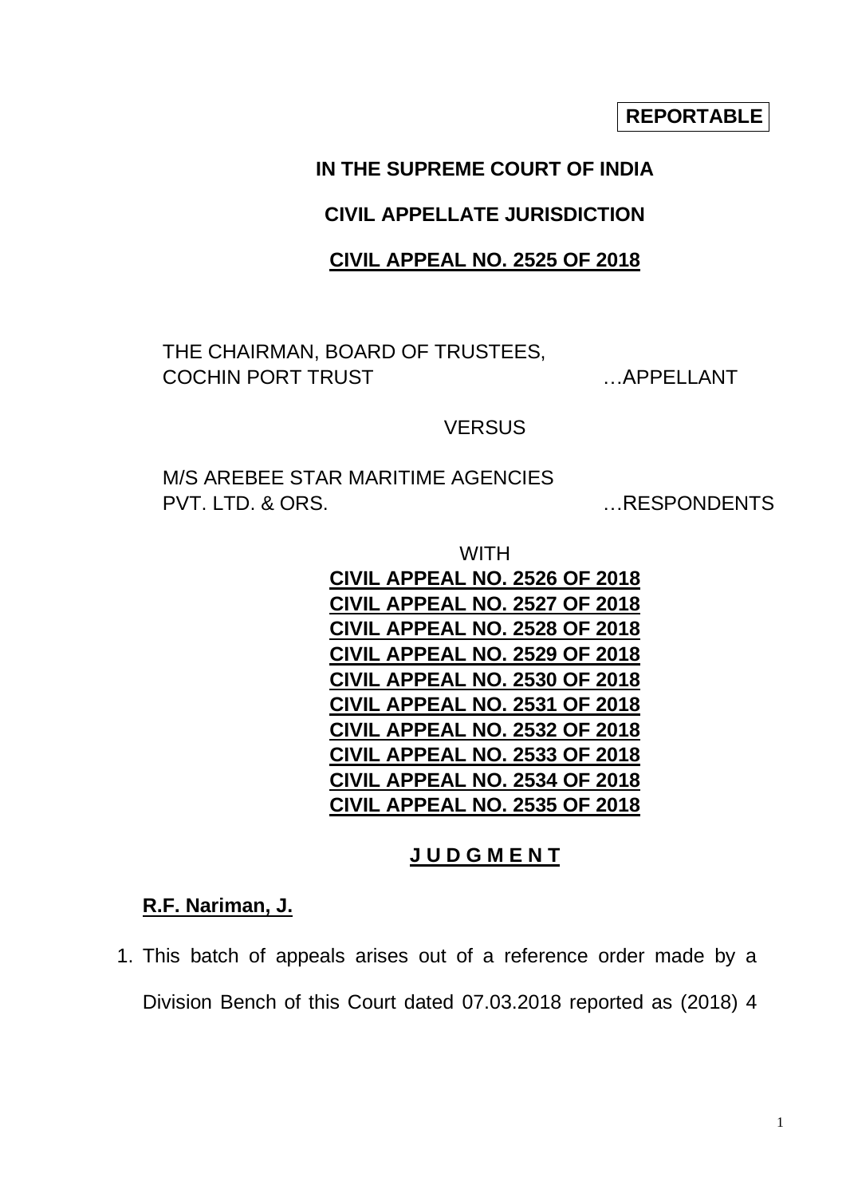**REPORTABLE**

**IN THE SUPREME COURT OF INDIA**

**CIVIL APPELLATE JURISDICTION**

**CIVIL APPEAL NO. 2525 OF 2018**

THE CHAIRMAN, BOARD OF TRUSTEES,
COCHIN PORT TRUST …APPELLANT

VERSUS

M/S AREBEE STAR MARITIME AGENCIES
PVT. LTD. & ORS. …RESPONDENTS

WITH

**CIVIL APPEAL NO. 2526 OF 2018**
**CIVIL APPEAL NO. 2527 OF 2018**
**CIVIL APPEAL NO. 2528 OF 2018**
**CIVIL APPEAL NO. 2529 OF 2018**
**CIVIL APPEAL NO. 2530 OF 2018**
**CIVIL APPEAL NO. 2531 OF 2018**
**CIVIL APPEAL NO. 2532 OF 2018**
**CIVIL APPEAL NO. 2533 OF 2018**
**CIVIL APPEAL NO. 2534 OF 2018**
**CIVIL APPEAL NO. 2535 OF 2018**

**J U D G M E N T**

**R.F. Nariman, J.**

1. This batch of appeals arises out of a reference order made by a Division Bench of this Court dated 07.03.2018 reported as (2018) 4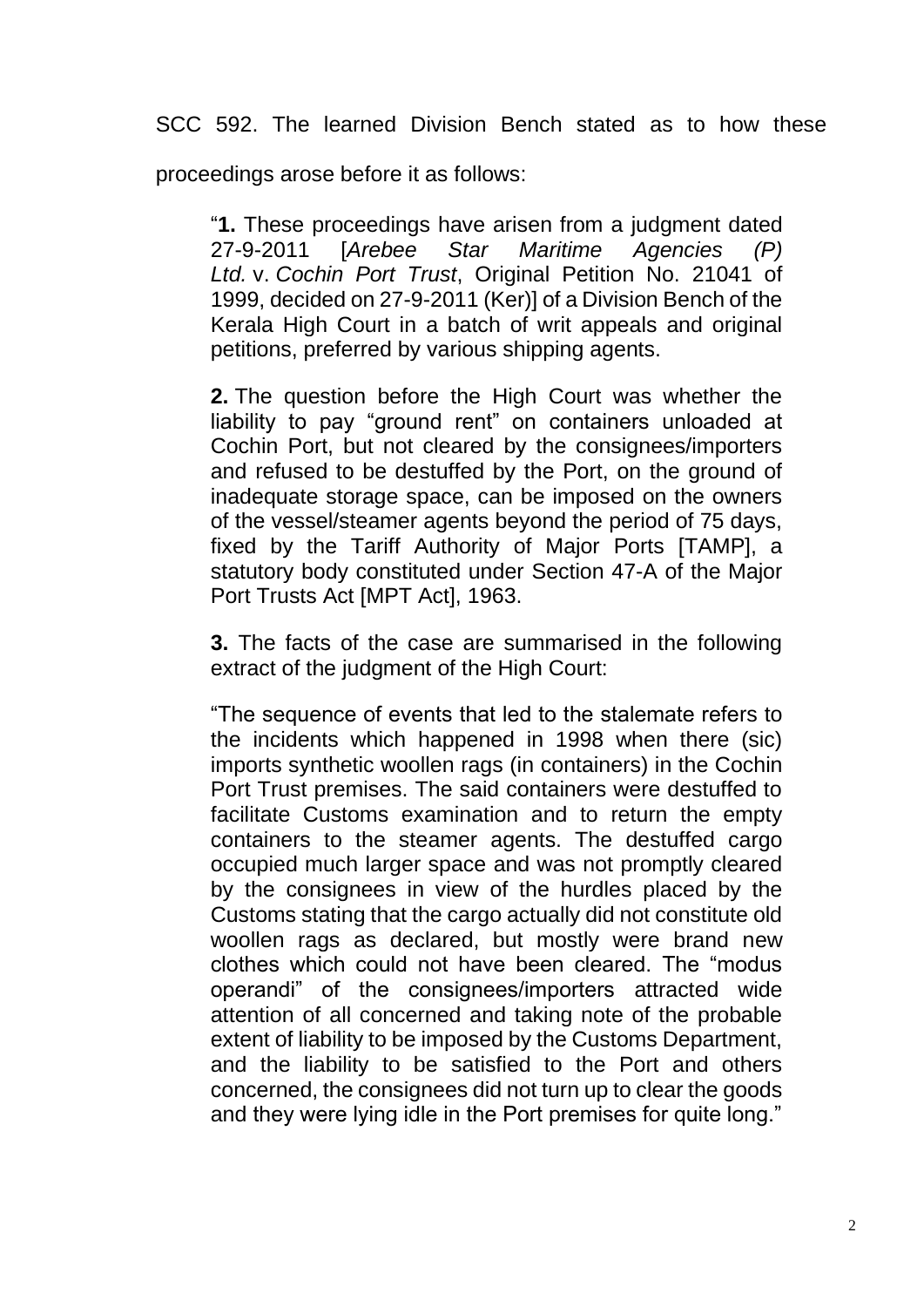SCC 592. The learned Division Bench stated as to how these proceedings arose before it as follows:

> "**1.** These proceedings have arisen from a judgment dated 27-9-2011 [*Arebee Star Maritime Agencies (P) Ltd.* v. *Cochin Port Trust*, Original Petition No. 21041 of 1999, decided on 27-9-2011 (Ker)] of a Division Bench of the Kerala High Court in a batch of writ appeals and original petitions, preferred by various shipping agents.
>
> **2.** The question before the High Court was whether the liability to pay "ground rent" on containers unloaded at Cochin Port, but not cleared by the consignees/importers and refused to be destuffed by the Port, on the ground of inadequate storage space, can be imposed on the owners of the vessel/steamer agents beyond the period of 75 days, fixed by the Tariff Authority of Major Ports [TAMP], a statutory body constituted under Section 47-A of the Major Port Trusts Act [MPT Act], 1963.
>
> **3.** The facts of the case are summarised in the following extract of the judgment of the High Court:
>
> "The sequence of events that led to the stalemate refers to the incidents which happened in 1998 when there (sic) imports synthetic woollen rags (in containers) in the Cochin Port Trust premises. The said containers were destuffed to facilitate Customs examination and to return the empty containers to the steamer agents. The destuffed cargo occupied much larger space and was not promptly cleared by the consignees in view of the hurdles placed by the Customs stating that the cargo actually did not constitute old woollen rags as declared, but mostly were brand new clothes which could not have been cleared. The "modus operandi" of the consignees/importers attracted wide attention of all concerned and taking note of the probable extent of liability to be imposed by the Customs Department, and the liability to be satisfied to the Port and others concerned, the consignees did not turn up to clear the goods and they were lying idle in the Port premises for quite long."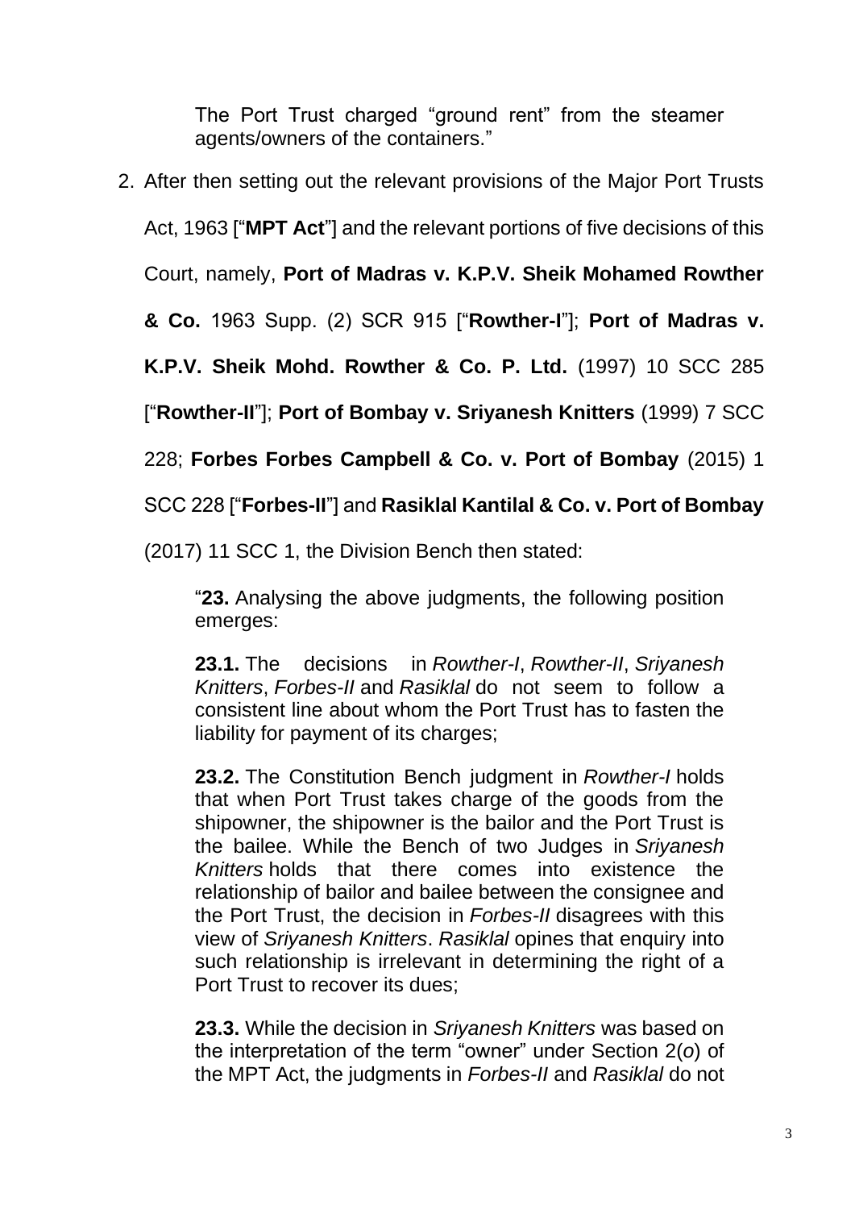The Port Trust charged "ground rent" from the steamer agents/owners of the containers."

2. After then setting out the relevant provisions of the Major Port Trusts Act, 1963 ["**MPT Act**"] and the relevant portions of five decisions of this Court, namely, **Port of Madras v. K.P.V. Sheik Mohamed Rowther & Co.** 1963 Supp. (2) SCR 915 ["**Rowther-I**"]; **Port of Madras v. K.P.V. Sheik Mohd. Rowther & Co. P. Ltd.** (1997) 10 SCC 285 ["**Rowther-II**"]; **Port of Bombay v. Sriyanesh Knitters** (1999) 7 SCC 228; **Forbes Forbes Campbell & Co. v. Port of Bombay** (2015) 1 SCC 228 ["**Forbes-II**"] and **Rasiklal Kantilal & Co. v. Port of Bombay** (2017) 11 SCC 1, the Division Bench then stated:

> "**23.** Analysing the above judgments, the following position emerges:
>
> **23.1.** The decisions in *Rowther-I*, *Rowther-II*, *Sriyanesh Knitters*, *Forbes-II* and *Rasiklal* do not seem to follow a consistent line about whom the Port Trust has to fasten the liability for payment of its charges;
>
> **23.2.** The Constitution Bench judgment in *Rowther-I* holds that when Port Trust takes charge of the goods from the shipowner, the shipowner is the bailor and the Port Trust is the bailee. While the Bench of two Judges in *Sriyanesh Knitters* holds that there comes into existence the relationship of bailor and bailee between the consignee and the Port Trust, the decision in *Forbes-II* disagrees with this view of *Sriyanesh Knitters*. *Rasiklal* opines that enquiry into such relationship is irrelevant in determining the right of a Port Trust to recover its dues;
>
> **23.3.** While the decision in *Sriyanesh Knitters* was based on the interpretation of the term "owner" under Section 2(*o*) of the MPT Act, the judgments in *Forbes-II* and *Rasiklal* do not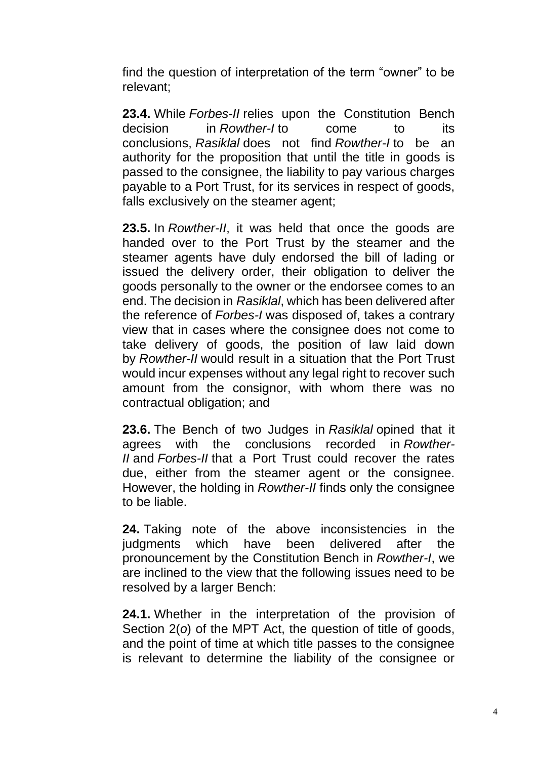find the question of interpretation of the term "owner" to be relevant;

**23.4.** While *Forbes-II* relies upon the Constitution Bench decision in *Rowther-I* to come to its conclusions, *Rasiklal* does not find *Rowther-I* to be an authority for the proposition that until the title in goods is passed to the consignee, the liability to pay various charges payable to a Port Trust, for its services in respect of goods, falls exclusively on the steamer agent;

**23.5.** In *Rowther-II*, it was held that once the goods are handed over to the Port Trust by the steamer and the steamer agents have duly endorsed the bill of lading or issued the delivery order, their obligation to deliver the goods personally to the owner or the endorsee comes to an end. The decision in *Rasiklal*, which has been delivered after the reference of *Forbes-I* was disposed of, takes a contrary view that in cases where the consignee does not come to take delivery of goods, the position of law laid down by *Rowther-II* would result in a situation that the Port Trust would incur expenses without any legal right to recover such amount from the consignor, with whom there was no contractual obligation; and

**23.6.** The Bench of two Judges in *Rasiklal* opined that it agrees with the conclusions recorded in *Rowther-II* and *Forbes-II* that a Port Trust could recover the rates due, either from the steamer agent or the consignee. However, the holding in *Rowther-II* finds only the consignee to be liable.

**24.** Taking note of the above inconsistencies in the judgments which have been delivered after the pronouncement by the Constitution Bench in *Rowther-I*, we are inclined to the view that the following issues need to be resolved by a larger Bench:

**24.1.** Whether in the interpretation of the provision of Section 2(*o*) of the MPT Act, the question of title of goods, and the point of time at which title passes to the consignee is relevant to determine the liability of the consignee or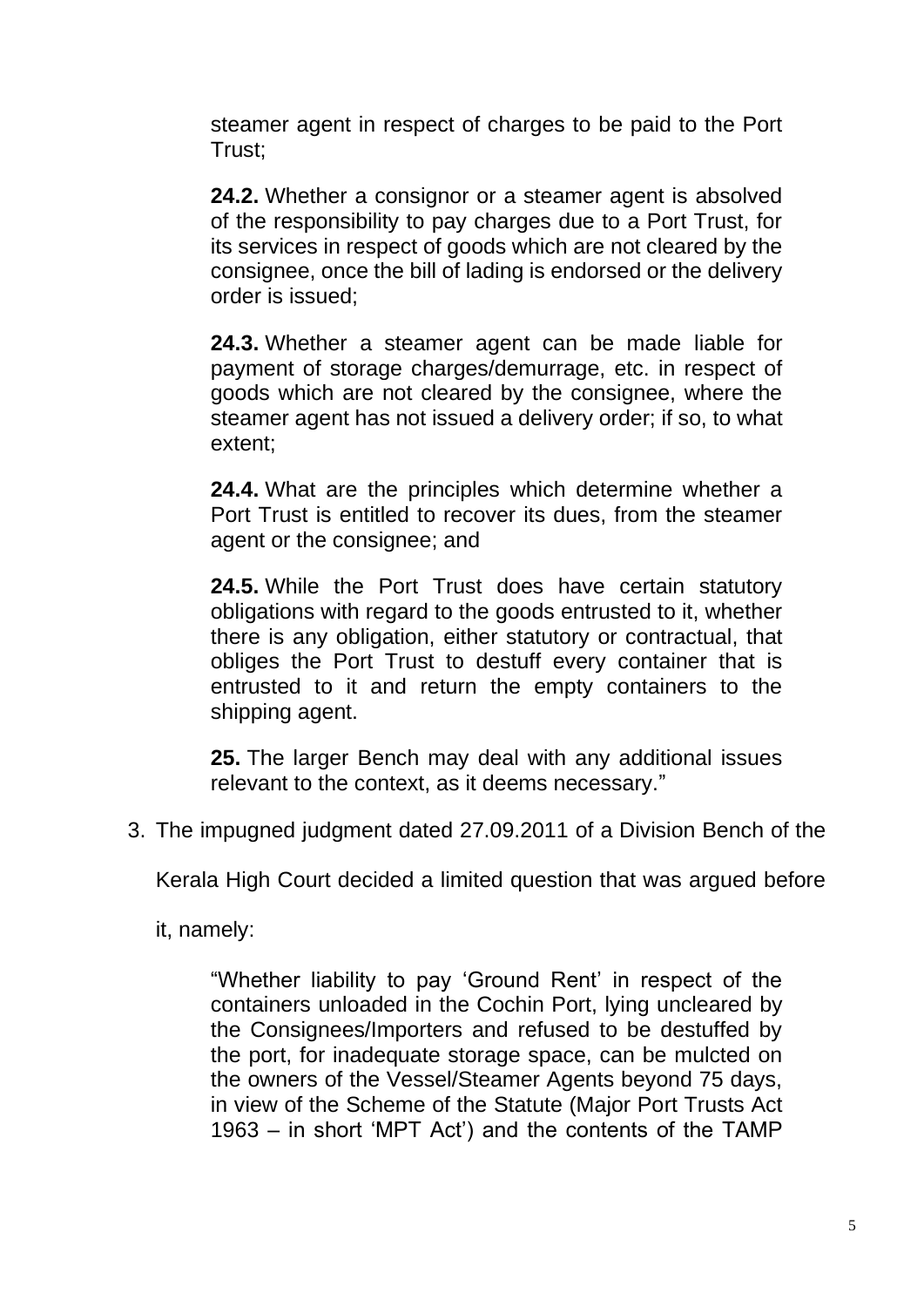steamer agent in respect of charges to be paid to the Port Trust;

**24.2.** Whether a consignor or a steamer agent is absolved of the responsibility to pay charges due to a Port Trust, for its services in respect of goods which are not cleared by the consignee, once the bill of lading is endorsed or the delivery order is issued;

**24.3.** Whether a steamer agent can be made liable for payment of storage charges/demurrage, etc. in respect of goods which are not cleared by the consignee, where the steamer agent has not issued a delivery order; if so, to what extent;

**24.4.** What are the principles which determine whether a Port Trust is entitled to recover its dues, from the steamer agent or the consignee; and

**24.5.** While the Port Trust does have certain statutory obligations with regard to the goods entrusted to it, whether there is any obligation, either statutory or contractual, that obliges the Port Trust to destuff every container that is entrusted to it and return the empty containers to the shipping agent.

**25.** The larger Bench may deal with any additional issues relevant to the context, as it deems necessary."

3. The impugned judgment dated 27.09.2011 of a Division Bench of the Kerala High Court decided a limited question that was argued before it, namely:

"Whether liability to pay 'Ground Rent' in respect of the containers unloaded in the Cochin Port, lying uncleared by the Consignees/Importers and refused to be destuffed by the port, for inadequate storage space, can be mulcted on the owners of the Vessel/Steamer Agents beyond 75 days, in view of the Scheme of the Statute (Major Port Trusts Act 1963 – in short 'MPT Act') and the contents of the TAMP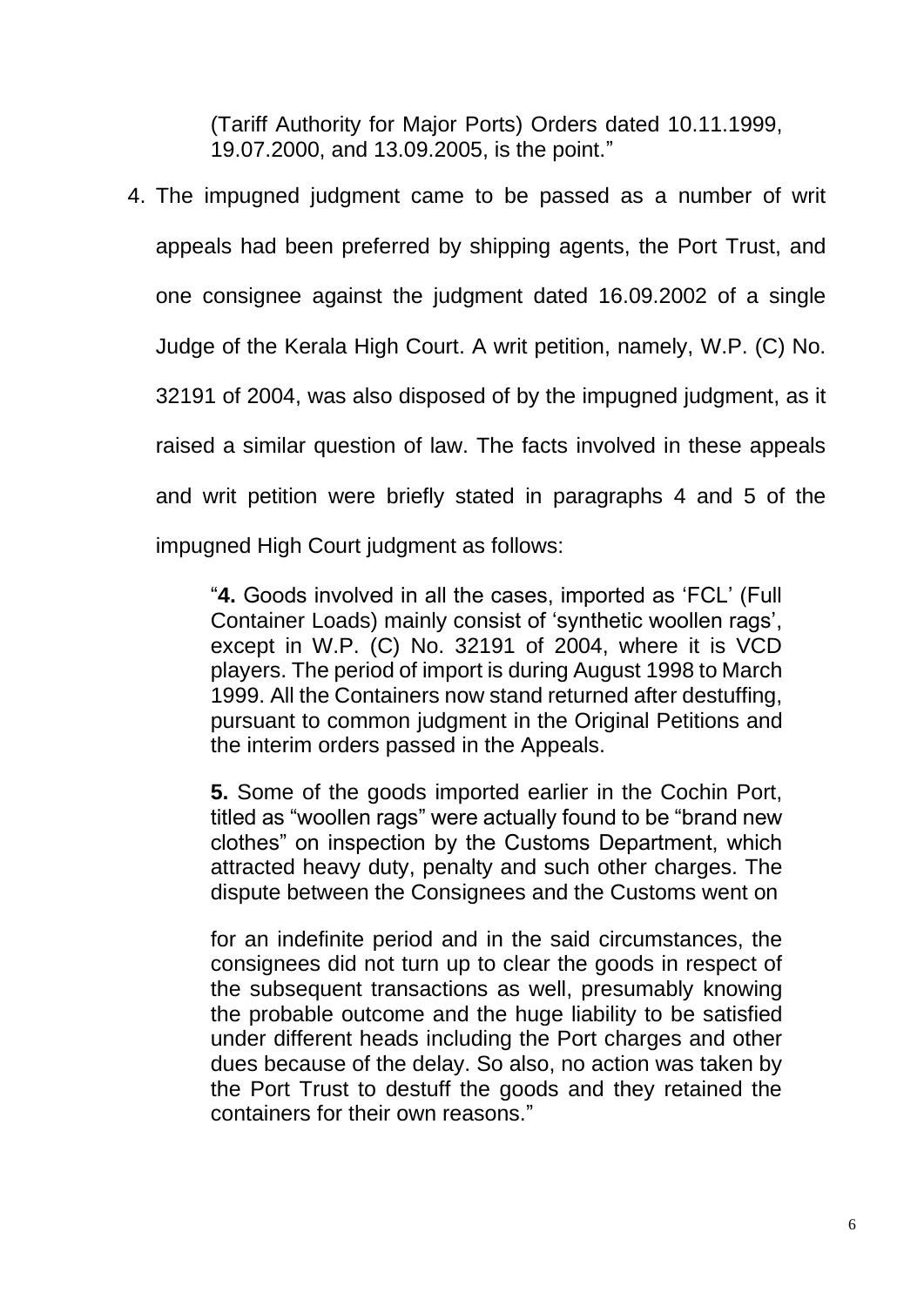(Tariff Authority for Major Ports) Orders dated 10.11.1999, 19.07.2000, and 13.09.2005, is the point."

4. The impugned judgment came to be passed as a number of writ appeals had been preferred by shipping agents, the Port Trust, and one consignee against the judgment dated 16.09.2002 of a single Judge of the Kerala High Court. A writ petition, namely, W.P. (C) No. 32191 of 2004, was also disposed of by the impugned judgment, as it raised a similar question of law. The facts involved in these appeals and writ petition were briefly stated in paragraphs 4 and 5 of the impugned High Court judgment as follows:

> "**4.** Goods involved in all the cases, imported as 'FCL' (Full Container Loads) mainly consist of 'synthetic woollen rags', except in W.P. (C) No. 32191 of 2004, where it is VCD players. The period of import is during August 1998 to March 1999. All the Containers now stand returned after destuffing, pursuant to common judgment in the Original Petitions and the interim orders passed in the Appeals.
>
> **5.** Some of the goods imported earlier in the Cochin Port, titled as "woollen rags" were actually found to be "brand new clothes" on inspection by the Customs Department, which attracted heavy duty, penalty and such other charges. The dispute between the Consignees and the Customs went on for an indefinite period and in the said circumstances, the consignees did not turn up to clear the goods in respect of the subsequent transactions as well, presumably knowing the probable outcome and the huge liability to be satisfied under different heads including the Port charges and other dues because of the delay. So also, no action was taken by the Port Trust to destuff the goods and they retained the containers for their own reasons."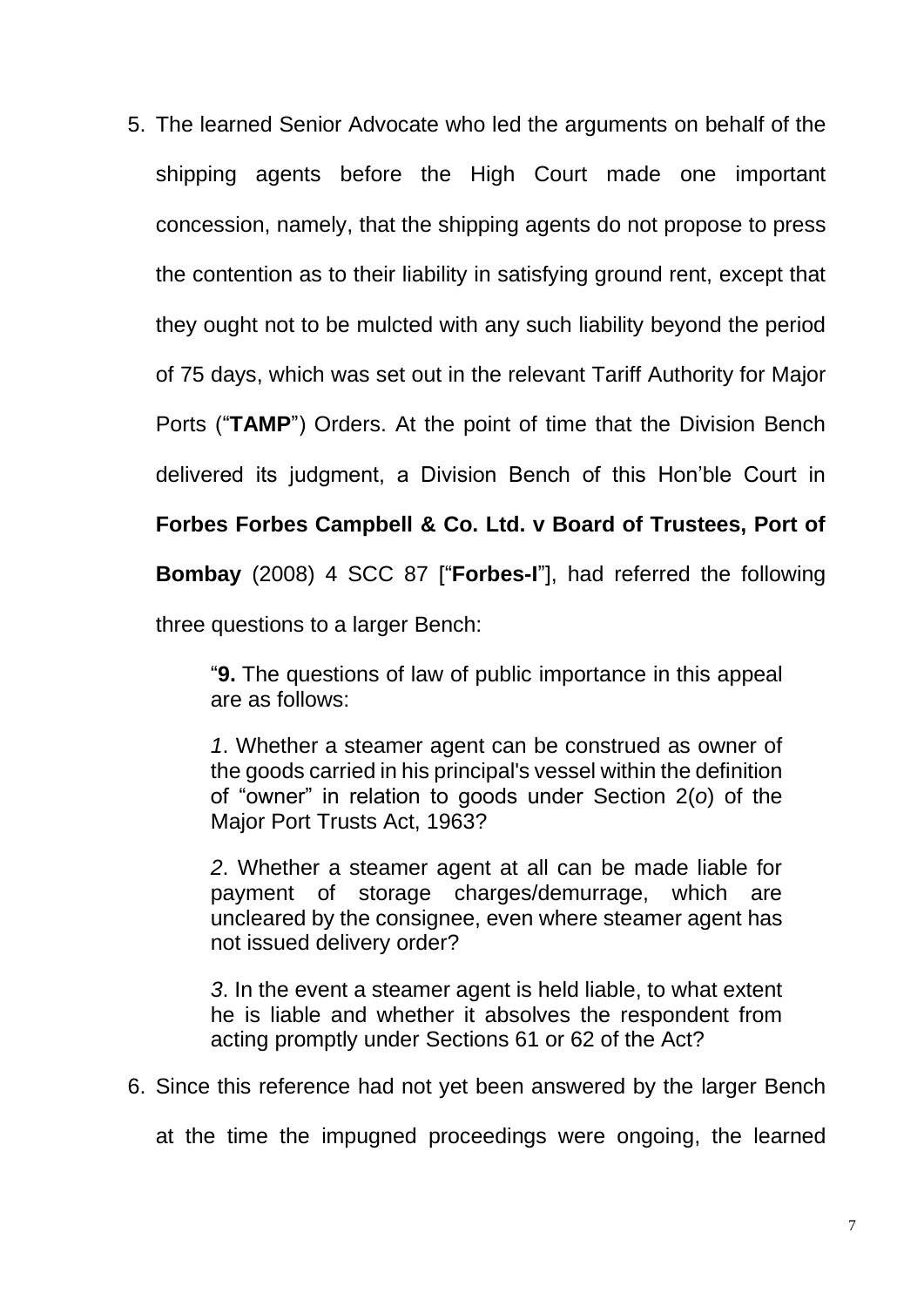5. The learned Senior Advocate who led the arguments on behalf of the shipping agents before the High Court made one important concession, namely, that the shipping agents do not propose to press the contention as to their liability in satisfying ground rent, except that they ought not to be mulcted with any such liability beyond the period of 75 days, which was set out in the relevant Tariff Authority for Major Ports ("**TAMP**") Orders. At the point of time that the Division Bench delivered its judgment, a Division Bench of this Hon'ble Court in **Forbes Forbes Campbell & Co. Ltd. v Board of Trustees, Port of Bombay** (2008) 4 SCC 87 ["**Forbes-I**"], had referred the following three questions to a larger Bench:

   > "**9.** The questions of law of public importance in this appeal are as follows:
   >
   > *1*. Whether a steamer agent can be construed as owner of the goods carried in his principal's vessel within the definition of "owner" in relation to goods under Section 2(*o*) of the Major Port Trusts Act, 1963?
   >
   > *2*. Whether a steamer agent at all can be made liable for payment of storage charges/demurrage, which are uncleared by the consignee, even where steamer agent has not issued delivery order?
   >
   > *3*. In the event a steamer agent is held liable, to what extent he is liable and whether it absolves the respondent from acting promptly under Sections 61 or 62 of the Act?

6. Since this reference had not yet been answered by the larger Bench at the time the impugned proceedings were ongoing, the learned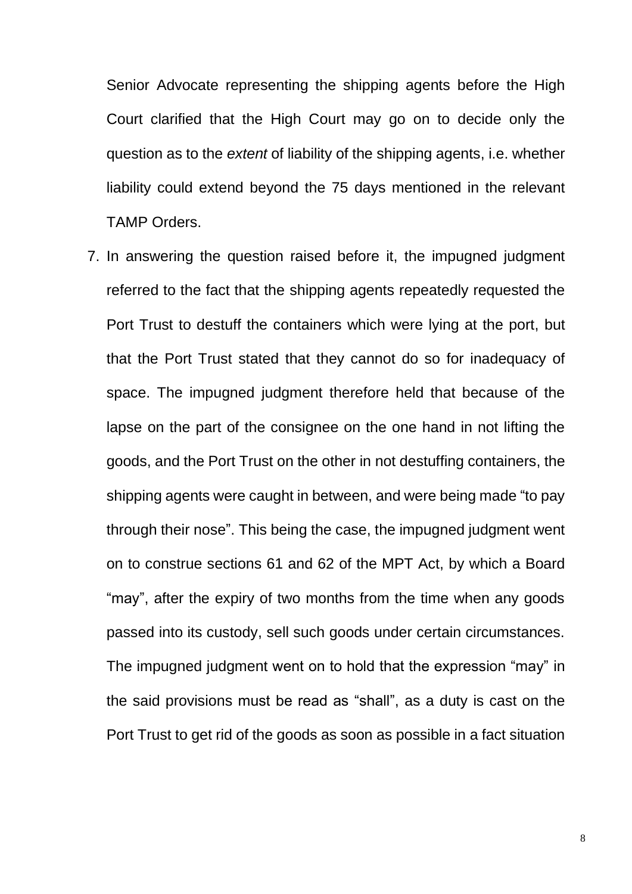Senior Advocate representing the shipping agents before the High Court clarified that the High Court may go on to decide only the question as to the *extent* of liability of the shipping agents, i.e. whether liability could extend beyond the 75 days mentioned in the relevant TAMP Orders.

7. In answering the question raised before it, the impugned judgment referred to the fact that the shipping agents repeatedly requested the Port Trust to destuff the containers which were lying at the port, but that the Port Trust stated that they cannot do so for inadequacy of space. The impugned judgment therefore held that because of the lapse on the part of the consignee on the one hand in not lifting the goods, and the Port Trust on the other in not destuffing containers, the shipping agents were caught in between, and were being made "to pay through their nose". This being the case, the impugned judgment went on to construe sections 61 and 62 of the MPT Act, by which a Board "may", after the expiry of two months from the time when any goods passed into its custody, sell such goods under certain circumstances. The impugned judgment went on to hold that the expression "may" in the said provisions must be read as "shall", as a duty is cast on the Port Trust to get rid of the goods as soon as possible in a fact situation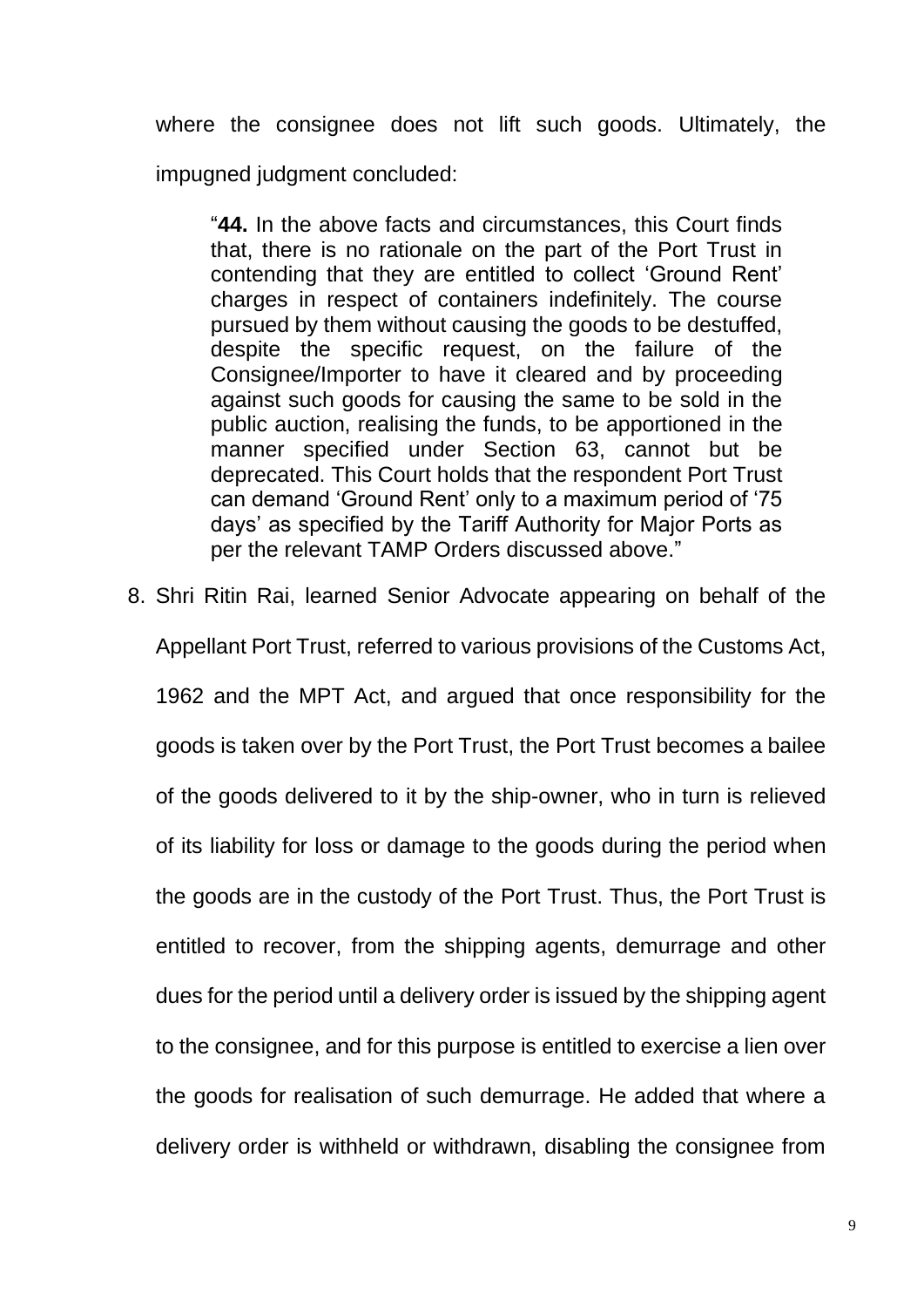where the consignee does not lift such goods. Ultimately, the impugned judgment concluded:

> "**44.** In the above facts and circumstances, this Court finds that, there is no rationale on the part of the Port Trust in contending that they are entitled to collect 'Ground Rent' charges in respect of containers indefinitely. The course pursued by them without causing the goods to be destuffed, despite the specific request, on the failure of the Consignee/Importer to have it cleared and by proceeding against such goods for causing the same to be sold in the public auction, realising the funds, to be apportioned in the manner specified under Section 63, cannot but be deprecated. This Court holds that the respondent Port Trust can demand 'Ground Rent' only to a maximum period of '75 days' as specified by the Tariff Authority for Major Ports as per the relevant TAMP Orders discussed above."

8. Shri Ritin Rai, learned Senior Advocate appearing on behalf of the Appellant Port Trust, referred to various provisions of the Customs Act, 1962 and the MPT Act, and argued that once responsibility for the goods is taken over by the Port Trust, the Port Trust becomes a bailee of the goods delivered to it by the ship-owner, who in turn is relieved of its liability for loss or damage to the goods during the period when the goods are in the custody of the Port Trust. Thus, the Port Trust is entitled to recover, from the shipping agents, demurrage and other dues for the period until a delivery order is issued by the shipping agent to the consignee, and for this purpose is entitled to exercise a lien over the goods for realisation of such demurrage. He added that where a delivery order is withheld or withdrawn, disabling the consignee from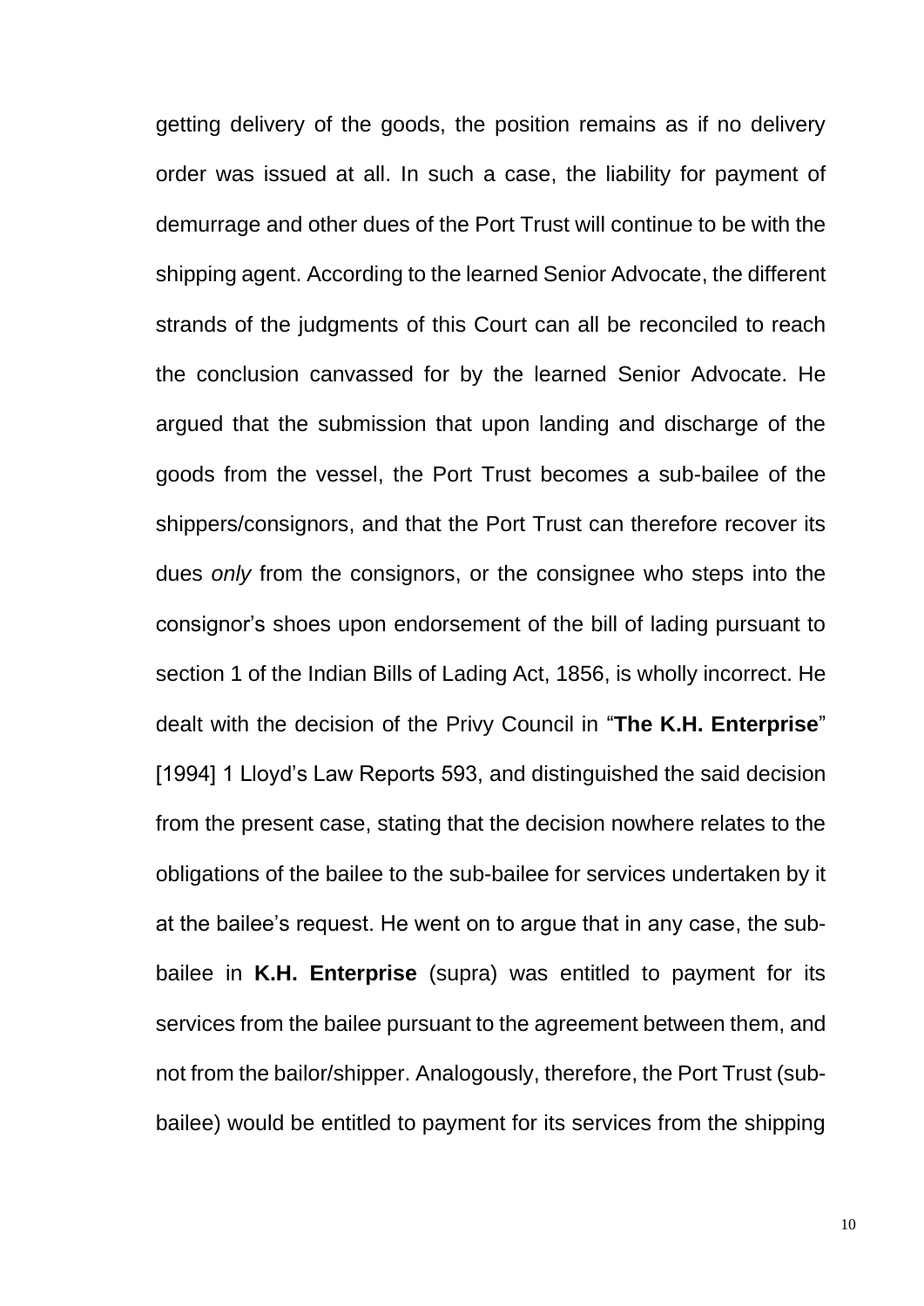getting delivery of the goods, the position remains as if no delivery order was issued at all. In such a case, the liability for payment of demurrage and other dues of the Port Trust will continue to be with the shipping agent. According to the learned Senior Advocate, the different strands of the judgments of this Court can all be reconciled to reach the conclusion canvassed for by the learned Senior Advocate. He argued that the submission that upon landing and discharge of the goods from the vessel, the Port Trust becomes a sub-bailee of the shippers/consignors, and that the Port Trust can therefore recover its dues *only* from the consignors, or the consignee who steps into the consignor's shoes upon endorsement of the bill of lading pursuant to section 1 of the Indian Bills of Lading Act, 1856, is wholly incorrect. He dealt with the decision of the Privy Council in "**The K.H. Enterprise**" [1994] 1 Lloyd's Law Reports 593, and distinguished the said decision from the present case, stating that the decision nowhere relates to the obligations of the bailee to the sub-bailee for services undertaken by it at the bailee's request. He went on to argue that in any case, the sub-bailee in **K.H. Enterprise** (supra) was entitled to payment for its services from the bailee pursuant to the agreement between them, and not from the bailor/shipper. Analogously, therefore, the Port Trust (sub-bailee) would be entitled to payment for its services from the shipping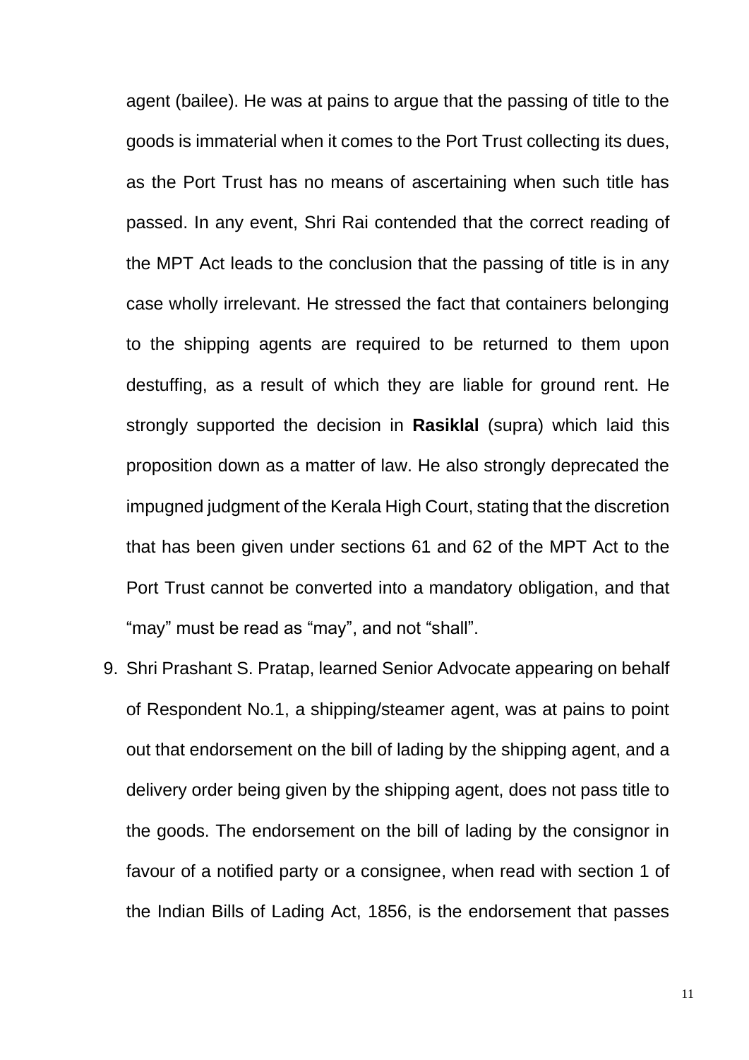agent (bailee). He was at pains to argue that the passing of title to the goods is immaterial when it comes to the Port Trust collecting its dues, as the Port Trust has no means of ascertaining when such title has passed. In any event, Shri Rai contended that the correct reading of the MPT Act leads to the conclusion that the passing of title is in any case wholly irrelevant. He stressed the fact that containers belonging to the shipping agents are required to be returned to them upon destuffing, as a result of which they are liable for ground rent. He strongly supported the decision in **Rasiklal** (supra) which laid this proposition down as a matter of law. He also strongly deprecated the impugned judgment of the Kerala High Court, stating that the discretion that has been given under sections 61 and 62 of the MPT Act to the Port Trust cannot be converted into a mandatory obligation, and that "may" must be read as "may", and not "shall".

9. Shri Prashant S. Pratap, learned Senior Advocate appearing on behalf of Respondent No.1, a shipping/steamer agent, was at pains to point out that endorsement on the bill of lading by the shipping agent, and a delivery order being given by the shipping agent, does not pass title to the goods. The endorsement on the bill of lading by the consignor in favour of a notified party or a consignee, when read with section 1 of the Indian Bills of Lading Act, 1856, is the endorsement that passes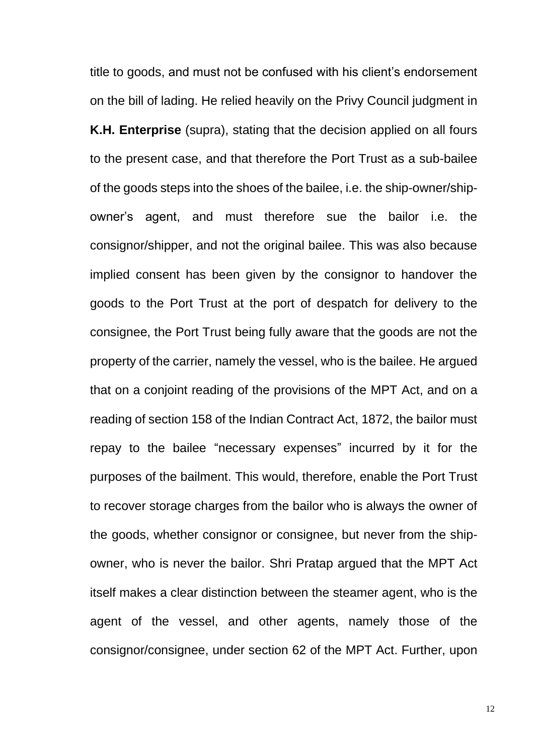title to goods, and must not be confused with his client's endorsement on the bill of lading. He relied heavily on the Privy Council judgment in **K.H. Enterprise** (supra), stating that the decision applied on all fours to the present case, and that therefore the Port Trust as a sub-bailee of the goods steps into the shoes of the bailee, i.e. the ship-owner/ship-owner's agent, and must therefore sue the bailor i.e. the consignor/shipper, and not the original bailee. This was also because implied consent has been given by the consignor to handover the goods to the Port Trust at the port of despatch for delivery to the consignee, the Port Trust being fully aware that the goods are not the property of the carrier, namely the vessel, who is the bailee. He argued that on a conjoint reading of the provisions of the MPT Act, and on a reading of section 158 of the Indian Contract Act, 1872, the bailor must repay to the bailee "necessary expenses" incurred by it for the purposes of the bailment. This would, therefore, enable the Port Trust to recover storage charges from the bailor who is always the owner of the goods, whether consignor or consignee, but never from the ship-owner, who is never the bailor. Shri Pratap argued that the MPT Act itself makes a clear distinction between the steamer agent, who is the agent of the vessel, and other agents, namely those of the consignor/consignee, under section 62 of the MPT Act. Further, upon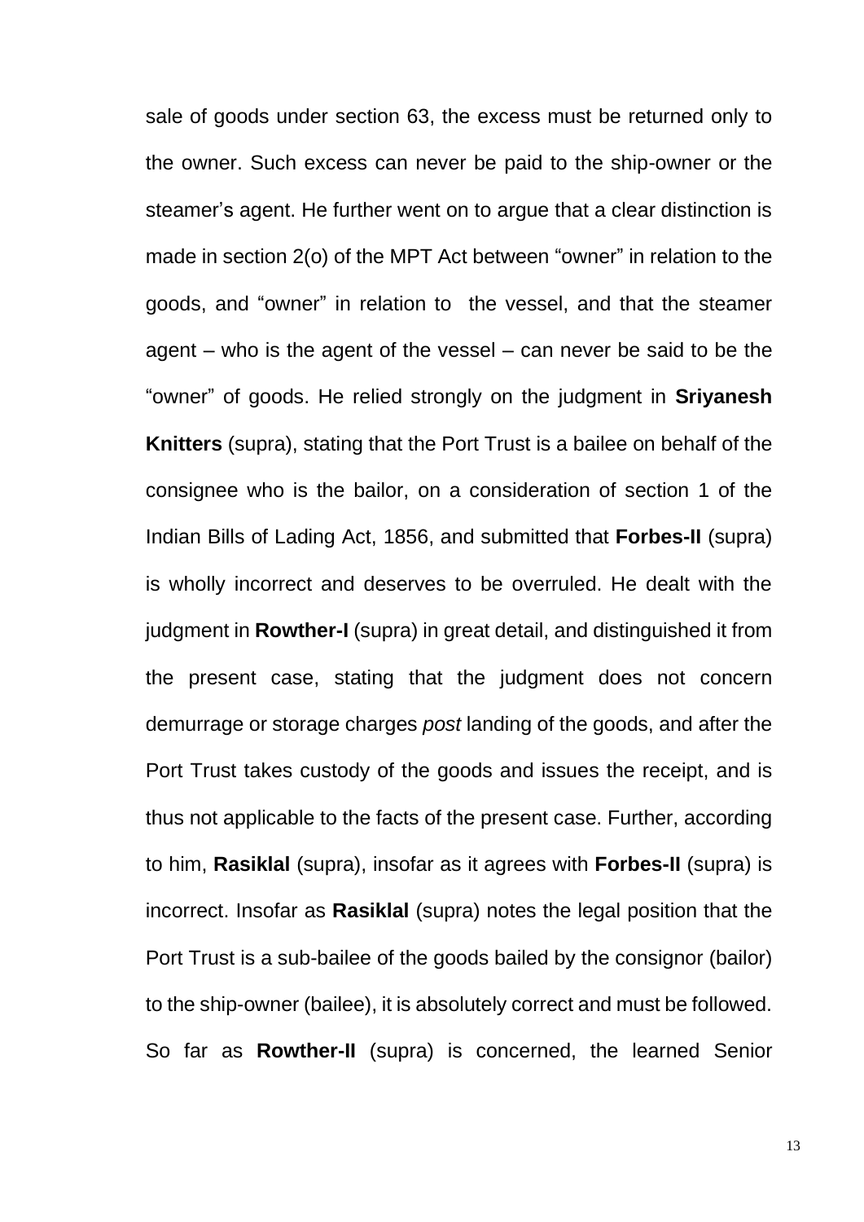sale of goods under section 63, the excess must be returned only to the owner. Such excess can never be paid to the ship-owner or the steamer's agent. He further went on to argue that a clear distinction is made in section 2(o) of the MPT Act between "owner" in relation to the goods, and "owner" in relation to the vessel, and that the steamer agent – who is the agent of the vessel – can never be said to be the "owner" of goods. He relied strongly on the judgment in **Sriyanesh Knitters** (supra), stating that the Port Trust is a bailee on behalf of the consignee who is the bailor, on a consideration of section 1 of the Indian Bills of Lading Act, 1856, and submitted that **Forbes-II** (supra) is wholly incorrect and deserves to be overruled. He dealt with the judgment in **Rowther-I** (supra) in great detail, and distinguished it from the present case, stating that the judgment does not concern demurrage or storage charges *post* landing of the goods, and after the Port Trust takes custody of the goods and issues the receipt, and is thus not applicable to the facts of the present case. Further, according to him, **Rasiklal** (supra), insofar as it agrees with **Forbes-II** (supra) is incorrect. Insofar as **Rasiklal** (supra) notes the legal position that the Port Trust is a sub-bailee of the goods bailed by the consignor (bailor) to the ship-owner (bailee), it is absolutely correct and must be followed. So far as **Rowther-II** (supra) is concerned, the learned Senior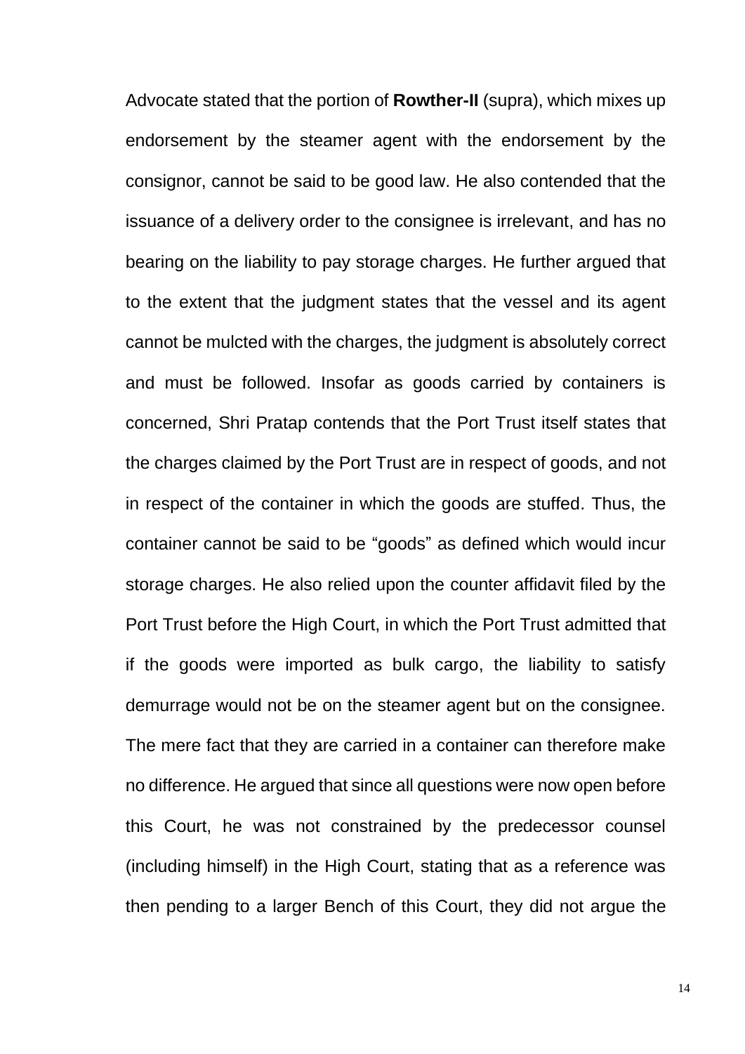Advocate stated that the portion of **Rowther-II** (supra), which mixes up endorsement by the steamer agent with the endorsement by the consignor, cannot be said to be good law. He also contended that the issuance of a delivery order to the consignee is irrelevant, and has no bearing on the liability to pay storage charges. He further argued that to the extent that the judgment states that the vessel and its agent cannot be mulcted with the charges, the judgment is absolutely correct and must be followed. Insofar as goods carried by containers is concerned, Shri Pratap contends that the Port Trust itself states that the charges claimed by the Port Trust are in respect of goods, and not in respect of the container in which the goods are stuffed. Thus, the container cannot be said to be "goods" as defined which would incur storage charges. He also relied upon the counter affidavit filed by the Port Trust before the High Court, in which the Port Trust admitted that if the goods were imported as bulk cargo, the liability to satisfy demurrage would not be on the steamer agent but on the consignee. The mere fact that they are carried in a container can therefore make no difference. He argued that since all questions were now open before this Court, he was not constrained by the predecessor counsel (including himself) in the High Court, stating that as a reference was then pending to a larger Bench of this Court, they did not argue the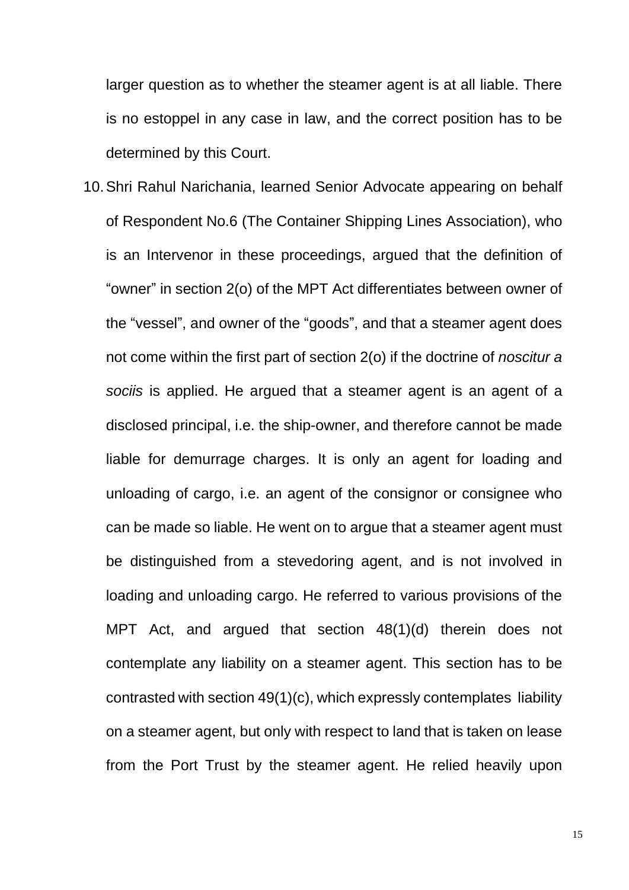larger question as to whether the steamer agent is at all liable. There is no estoppel in any case in law, and the correct position has to be determined by this Court.

10. Shri Rahul Narichania, learned Senior Advocate appearing on behalf of Respondent No.6 (The Container Shipping Lines Association), who is an Intervenor in these proceedings, argued that the definition of "owner" in section 2(o) of the MPT Act differentiates between owner of the "vessel", and owner of the "goods", and that a steamer agent does not come within the first part of section 2(o) if the doctrine of *noscitur a sociis* is applied. He argued that a steamer agent is an agent of a disclosed principal, i.e. the ship-owner, and therefore cannot be made liable for demurrage charges. It is only an agent for loading and unloading of cargo, i.e. an agent of the consignor or consignee who can be made so liable. He went on to argue that a steamer agent must be distinguished from a stevedoring agent, and is not involved in loading and unloading cargo. He referred to various provisions of the MPT Act, and argued that section 48(1)(d) therein does not contemplate any liability on a steamer agent. This section has to be contrasted with section 49(1)(c), which expressly contemplates liability on a steamer agent, but only with respect to land that is taken on lease from the Port Trust by the steamer agent. He relied heavily upon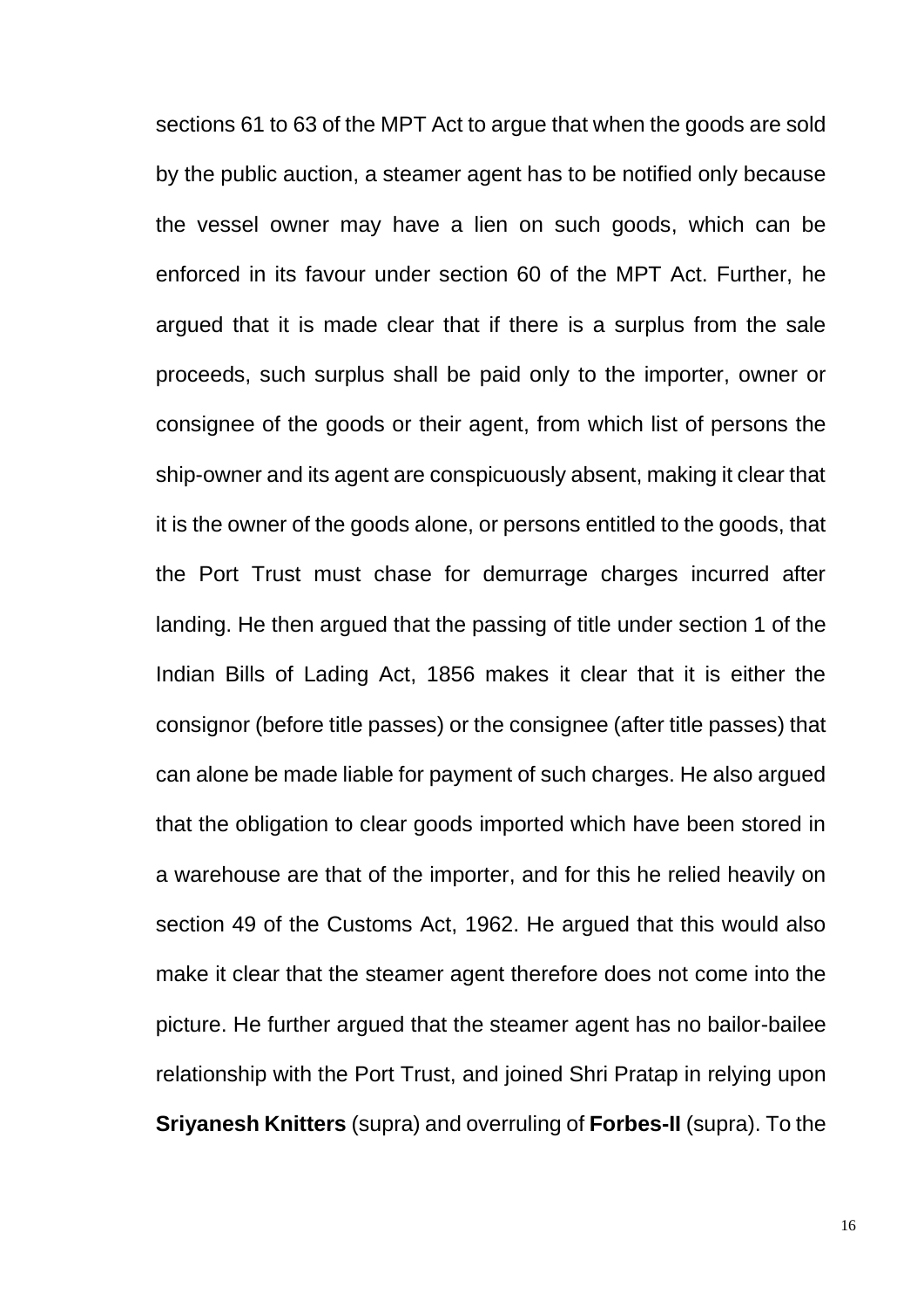sections 61 to 63 of the MPT Act to argue that when the goods are sold by the public auction, a steamer agent has to be notified only because the vessel owner may have a lien on such goods, which can be enforced in its favour under section 60 of the MPT Act. Further, he argued that it is made clear that if there is a surplus from the sale proceeds, such surplus shall be paid only to the importer, owner or consignee of the goods or their agent, from which list of persons the ship-owner and its agent are conspicuously absent, making it clear that it is the owner of the goods alone, or persons entitled to the goods, that the Port Trust must chase for demurrage charges incurred after landing. He then argued that the passing of title under section 1 of the Indian Bills of Lading Act, 1856 makes it clear that it is either the consignor (before title passes) or the consignee (after title passes) that can alone be made liable for payment of such charges. He also argued that the obligation to clear goods imported which have been stored in a warehouse are that of the importer, and for this he relied heavily on section 49 of the Customs Act, 1962. He argued that this would also make it clear that the steamer agent therefore does not come into the picture. He further argued that the steamer agent has no bailor-bailee relationship with the Port Trust, and joined Shri Pratap in relying upon **Sriyanesh Knitters** (supra) and overruling of **Forbes-II** (supra). To the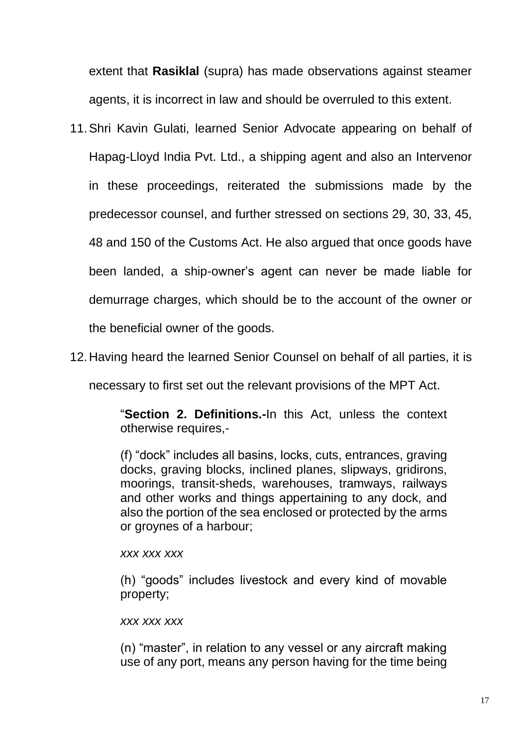extent that **Rasiklal** (supra) has made observations against steamer agents, it is incorrect in law and should be overruled to this extent.

11. Shri Kavin Gulati, learned Senior Advocate appearing on behalf of Hapag-Lloyd India Pvt. Ltd., a shipping agent and also an Intervenor in these proceedings, reiterated the submissions made by the predecessor counsel, and further stressed on sections 29, 30, 33, 45, 48 and 150 of the Customs Act. He also argued that once goods have been landed, a ship-owner's agent can never be made liable for demurrage charges, which should be to the account of the owner or the beneficial owner of the goods.

12. Having heard the learned Senior Counsel on behalf of all parties, it is necessary to first set out the relevant provisions of the MPT Act.

> "**Section 2. Definitions.-**In this Act, unless the context otherwise requires,-
>
> (f) "dock" includes all basins, locks, cuts, entrances, graving docks, graving blocks, inclined planes, slipways, gridirons, moorings, transit-sheds, warehouses, tramways, railways and other works and things appertaining to any dock, and also the portion of the sea enclosed or protected by the arms or groynes of a harbour;
>
> *xxx xxx xxx*
>
> (h) "goods" includes livestock and every kind of movable property;
>
> *xxx xxx xxx*
>
> (n) "master", in relation to any vessel or any aircraft making use of any port, means any person having for the time being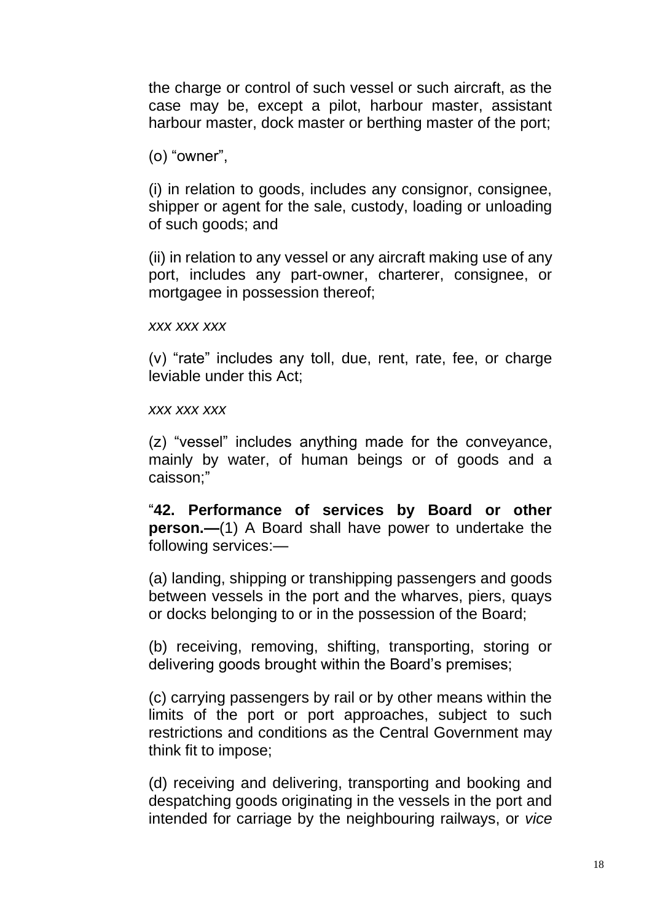the charge or control of such vessel or such aircraft, as the case may be, except a pilot, harbour master, assistant harbour master, dock master or berthing master of the port;

(o) "owner",

(i) in relation to goods, includes any consignor, consignee, shipper or agent for the sale, custody, loading or unloading of such goods; and

(ii) in relation to any vessel or any aircraft making use of any port, includes any part-owner, charterer, consignee, or mortgagee in possession thereof;

*xxx xxx xxx*

(v) "rate" includes any toll, due, rent, rate, fee, or charge leviable under this Act;

*xxx xxx xxx*

(z) "vessel" includes anything made for the conveyance, mainly by water, of human beings or of goods and a caisson;"

"**42. Performance of services by Board or other person.—**(1) A Board shall have power to undertake the following services:—

(a) landing, shipping or transhipping passengers and goods between vessels in the port and the wharves, piers, quays or docks belonging to or in the possession of the Board;

(b) receiving, removing, shifting, transporting, storing or delivering goods brought within the Board's premises;

(c) carrying passengers by rail or by other means within the limits of the port or port approaches, subject to such restrictions and conditions as the Central Government may think fit to impose;

(d) receiving and delivering, transporting and booking and despatching goods originating in the vessels in the port and intended for carriage by the neighbouring railways, or *vice*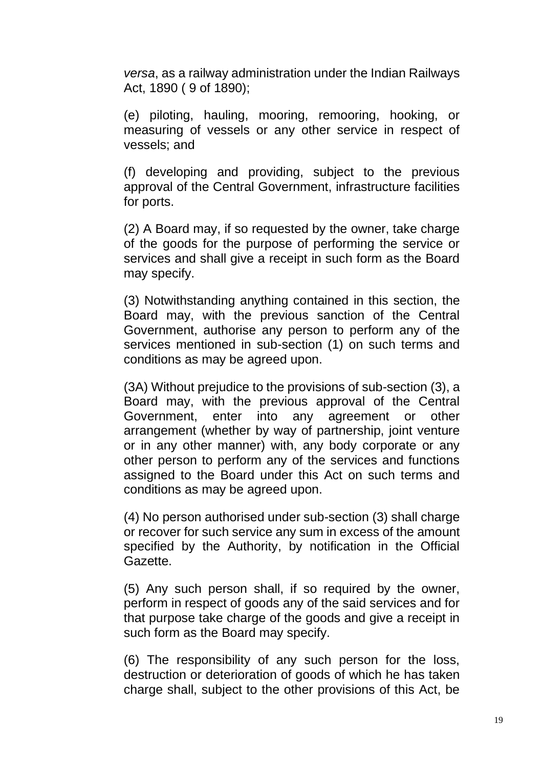*versa*, as a railway administration under the Indian Railways Act, 1890 ( 9 of 1890);

(e) piloting, hauling, mooring, remooring, hooking, or measuring of vessels or any other service in respect of vessels; and

(f) developing and providing, subject to the previous approval of the Central Government, infrastructure facilities for ports.

(2) A Board may, if so requested by the owner, take charge of the goods for the purpose of performing the service or services and shall give a receipt in such form as the Board may specify.

(3) Notwithstanding anything contained in this section, the Board may, with the previous sanction of the Central Government, authorise any person to perform any of the services mentioned in sub-section (1) on such terms and conditions as may be agreed upon.

(3A) Without prejudice to the provisions of sub-section (3), a Board may, with the previous approval of the Central Government, enter into any agreement or other arrangement (whether by way of partnership, joint venture or in any other manner) with, any body corporate or any other person to perform any of the services and functions assigned to the Board under this Act on such terms and conditions as may be agreed upon.

(4) No person authorised under sub-section (3) shall charge or recover for such service any sum in excess of the amount specified by the Authority, by notification in the Official Gazette.

(5) Any such person shall, if so required by the owner, perform in respect of goods any of the said services and for that purpose take charge of the goods and give a receipt in such form as the Board may specify.

(6) The responsibility of any such person for the loss, destruction or deterioration of goods of which he has taken charge shall, subject to the other provisions of this Act, be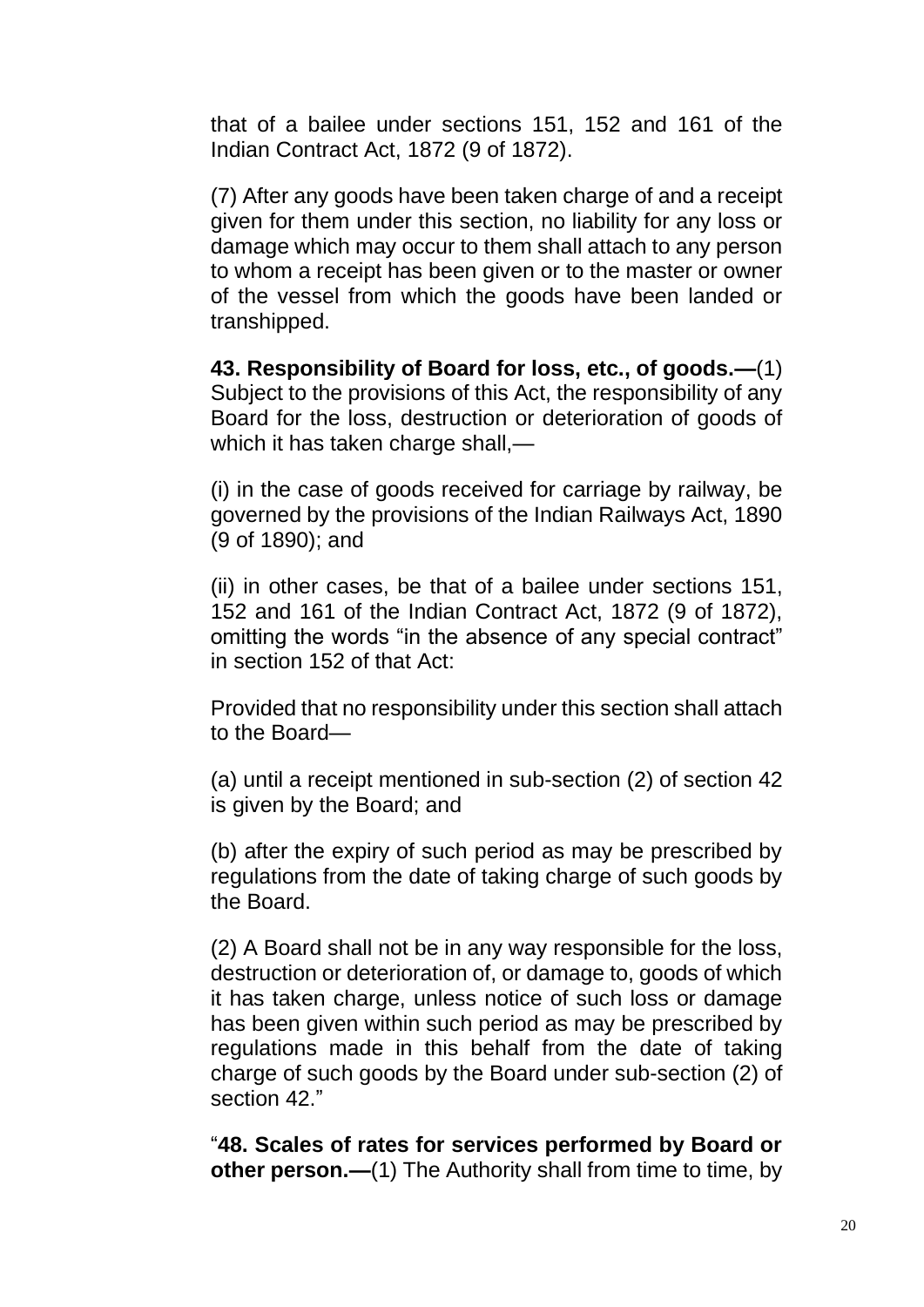that of a bailee under sections 151, 152 and 161 of the Indian Contract Act, 1872 (9 of 1872).

(7) After any goods have been taken charge of and a receipt given for them under this section, no liability for any loss or damage which may occur to them shall attach to any person to whom a receipt has been given or to the master or owner of the vessel from which the goods have been landed or transhipped.

**43. Responsibility of Board for loss, etc., of goods.—**(1) Subject to the provisions of this Act, the responsibility of any Board for the loss, destruction or deterioration of goods of which it has taken charge shall,—

(i) in the case of goods received for carriage by railway, be governed by the provisions of the Indian Railways Act, 1890 (9 of 1890); and

(ii) in other cases, be that of a bailee under sections 151, 152 and 161 of the Indian Contract Act, 1872 (9 of 1872), omitting the words "in the absence of any special contract" in section 152 of that Act:

Provided that no responsibility under this section shall attach to the Board—

(a) until a receipt mentioned in sub-section (2) of section 42 is given by the Board; and

(b) after the expiry of such period as may be prescribed by regulations from the date of taking charge of such goods by the Board.

(2) A Board shall not be in any way responsible for the loss, destruction or deterioration of, or damage to, goods of which it has taken charge, unless notice of such loss or damage has been given within such period as may be prescribed by regulations made in this behalf from the date of taking charge of such goods by the Board under sub-section (2) of section 42."

"**48. Scales of rates for services performed by Board or other person.—**(1) The Authority shall from time to time, by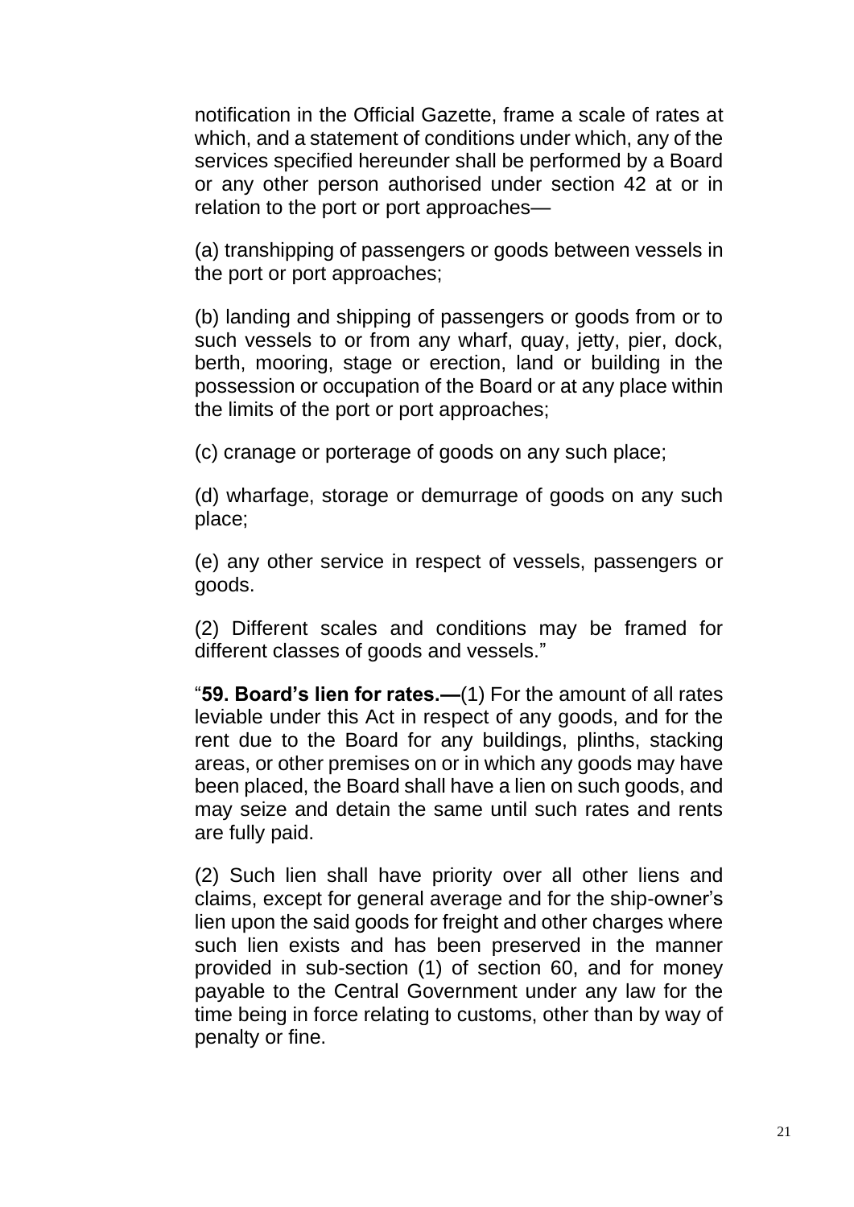notification in the Official Gazette, frame a scale of rates at which, and a statement of conditions under which, any of the services specified hereunder shall be performed by a Board or any other person authorised under section 42 at or in relation to the port or port approaches—

(a) transhipping of passengers or goods between vessels in the port or port approaches;

(b) landing and shipping of passengers or goods from or to such vessels to or from any wharf, quay, jetty, pier, dock, berth, mooring, stage or erection, land or building in the possession or occupation of the Board or at any place within the limits of the port or port approaches;

(c) cranage or porterage of goods on any such place;

(d) wharfage, storage or demurrage of goods on any such place;

(e) any other service in respect of vessels, passengers or goods.

(2) Different scales and conditions may be framed for different classes of goods and vessels."

"**59. Board's lien for rates.—**(1) For the amount of all rates leviable under this Act in respect of any goods, and for the rent due to the Board for any buildings, plinths, stacking areas, or other premises on or in which any goods may have been placed, the Board shall have a lien on such goods, and may seize and detain the same until such rates and rents are fully paid.

(2) Such lien shall have priority over all other liens and claims, except for general average and for the ship-owner's lien upon the said goods for freight and other charges where such lien exists and has been preserved in the manner provided in sub-section (1) of section 60, and for money payable to the Central Government under any law for the time being in force relating to customs, other than by way of penalty or fine.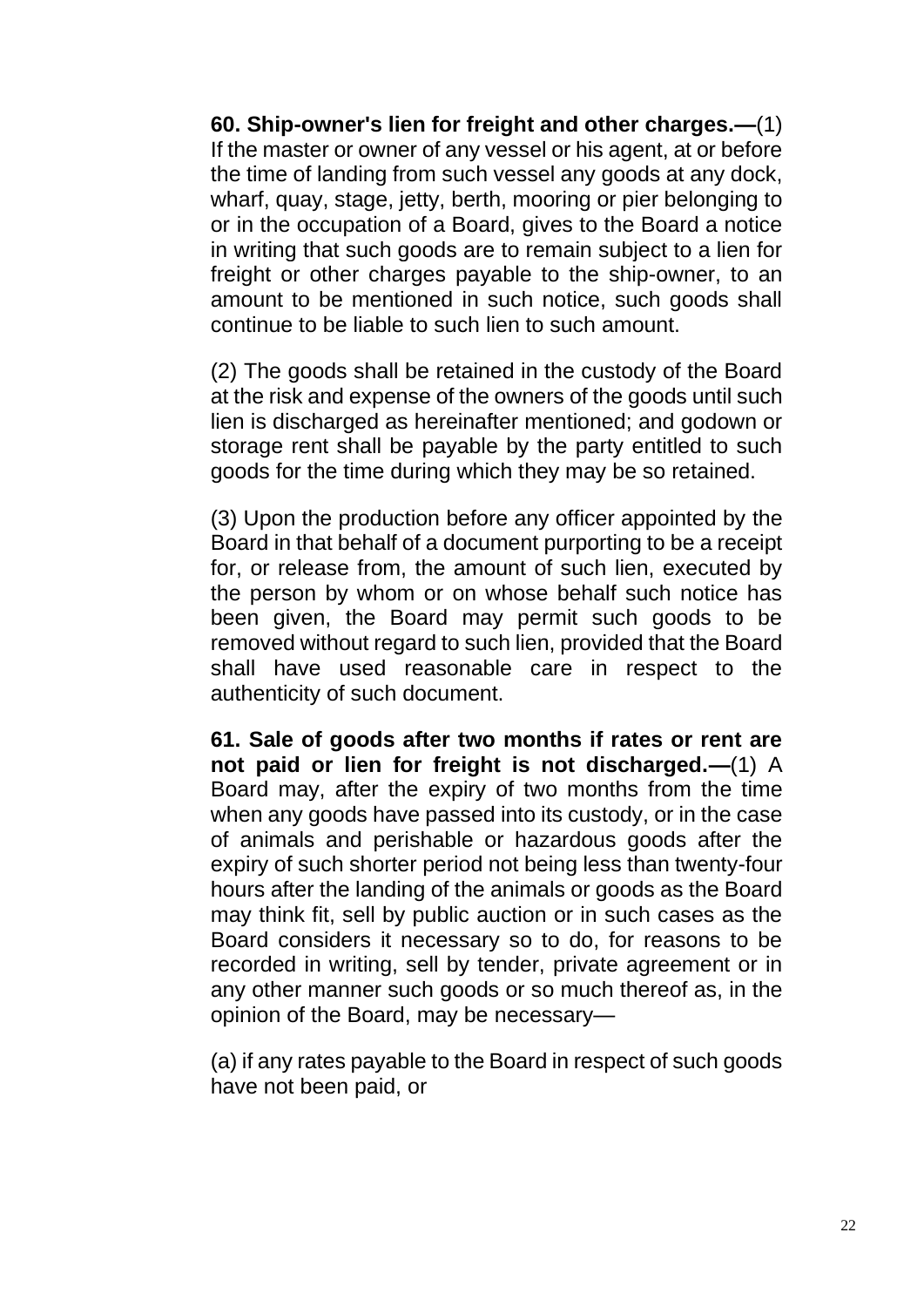**60. Ship-owner's lien for freight and other charges.—**(1) If the master or owner of any vessel or his agent, at or before the time of landing from such vessel any goods at any dock, wharf, quay, stage, jetty, berth, mooring or pier belonging to or in the occupation of a Board, gives to the Board a notice in writing that such goods are to remain subject to a lien for freight or other charges payable to the ship-owner, to an amount to be mentioned in such notice, such goods shall continue to be liable to such lien to such amount.

(2) The goods shall be retained in the custody of the Board at the risk and expense of the owners of the goods until such lien is discharged as hereinafter mentioned; and godown or storage rent shall be payable by the party entitled to such goods for the time during which they may be so retained.

(3) Upon the production before any officer appointed by the Board in that behalf of a document purporting to be a receipt for, or release from, the amount of such lien, executed by the person by whom or on whose behalf such notice has been given, the Board may permit such goods to be removed without regard to such lien, provided that the Board shall have used reasonable care in respect to the authenticity of such document.

**61. Sale of goods after two months if rates or rent are not paid or lien for freight is not discharged.—**(1) A Board may, after the expiry of two months from the time when any goods have passed into its custody, or in the case of animals and perishable or hazardous goods after the expiry of such shorter period not being less than twenty-four hours after the landing of the animals or goods as the Board may think fit, sell by public auction or in such cases as the Board considers it necessary so to do, for reasons to be recorded in writing, sell by tender, private agreement or in any other manner such goods or so much thereof as, in the opinion of the Board, may be necessary—

(a) if any rates payable to the Board in respect of such goods have not been paid, or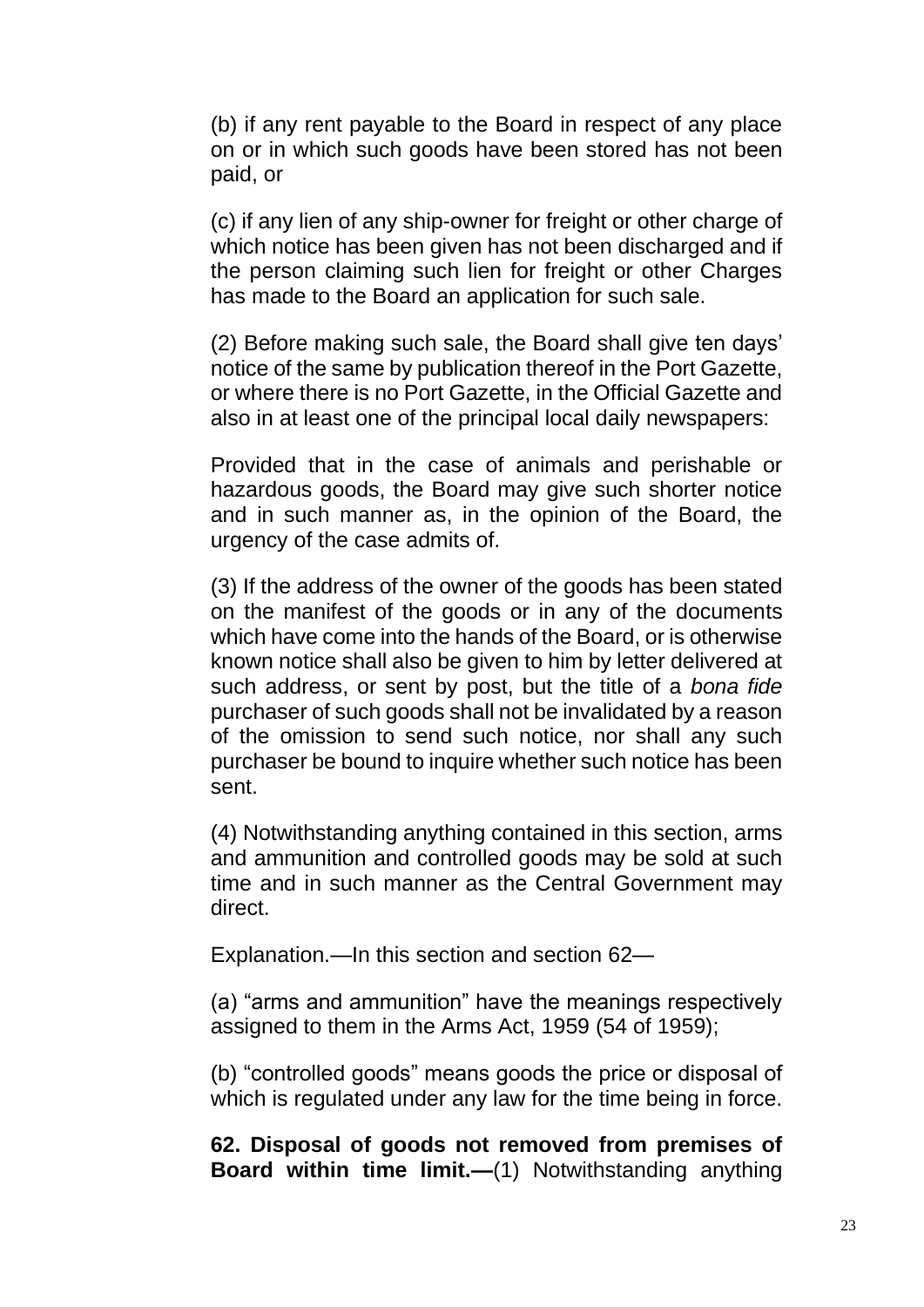(b) if any rent payable to the Board in respect of any place on or in which such goods have been stored has not been paid, or

(c) if any lien of any ship-owner for freight or other charge of which notice has been given has not been discharged and if the person claiming such lien for freight or other Charges has made to the Board an application for such sale.

(2) Before making such sale, the Board shall give ten days' notice of the same by publication thereof in the Port Gazette, or where there is no Port Gazette, in the Official Gazette and also in at least one of the principal local daily newspapers:

Provided that in the case of animals and perishable or hazardous goods, the Board may give such shorter notice and in such manner as, in the opinion of the Board, the urgency of the case admits of.

(3) If the address of the owner of the goods has been stated on the manifest of the goods or in any of the documents which have come into the hands of the Board, or is otherwise known notice shall also be given to him by letter delivered at such address, or sent by post, but the title of a *bona fide* purchaser of such goods shall not be invalidated by a reason of the omission to send such notice, nor shall any such purchaser be bound to inquire whether such notice has been sent.

(4) Notwithstanding anything contained in this section, arms and ammunition and controlled goods may be sold at such time and in such manner as the Central Government may direct.

Explanation.—In this section and section 62—

(a) "arms and ammunition" have the meanings respectively assigned to them in the Arms Act, 1959 (54 of 1959);

(b) "controlled goods" means goods the price or disposal of which is regulated under any law for the time being in force.

**62. Disposal of goods not removed from premises of Board within time limit.—**(1) Notwithstanding anything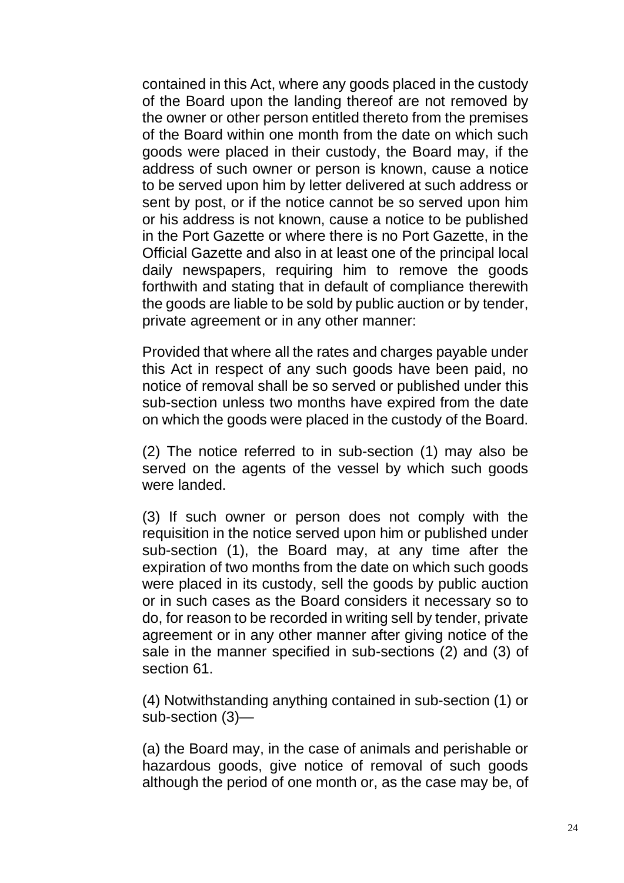contained in this Act, where any goods placed in the custody of the Board upon the landing thereof are not removed by the owner or other person entitled thereto from the premises of the Board within one month from the date on which such goods were placed in their custody, the Board may, if the address of such owner or person is known, cause a notice to be served upon him by letter delivered at such address or sent by post, or if the notice cannot be so served upon him or his address is not known, cause a notice to be published in the Port Gazette or where there is no Port Gazette, in the Official Gazette and also in at least one of the principal local daily newspapers, requiring him to remove the goods forthwith and stating that in default of compliance therewith the goods are liable to be sold by public auction or by tender, private agreement or in any other manner:

Provided that where all the rates and charges payable under this Act in respect of any such goods have been paid, no notice of removal shall be so served or published under this sub-section unless two months have expired from the date on which the goods were placed in the custody of the Board.

(2) The notice referred to in sub-section (1) may also be served on the agents of the vessel by which such goods were landed.

(3) If such owner or person does not comply with the requisition in the notice served upon him or published under sub-section (1), the Board may, at any time after the expiration of two months from the date on which such goods were placed in its custody, sell the goods by public auction or in such cases as the Board considers it necessary so to do, for reason to be recorded in writing sell by tender, private agreement or in any other manner after giving notice of the sale in the manner specified in sub-sections (2) and (3) of section 61.

(4) Notwithstanding anything contained in sub-section (1) or sub-section (3)—

(a) the Board may, in the case of animals and perishable or hazardous goods, give notice of removal of such goods although the period of one month or, as the case may be, of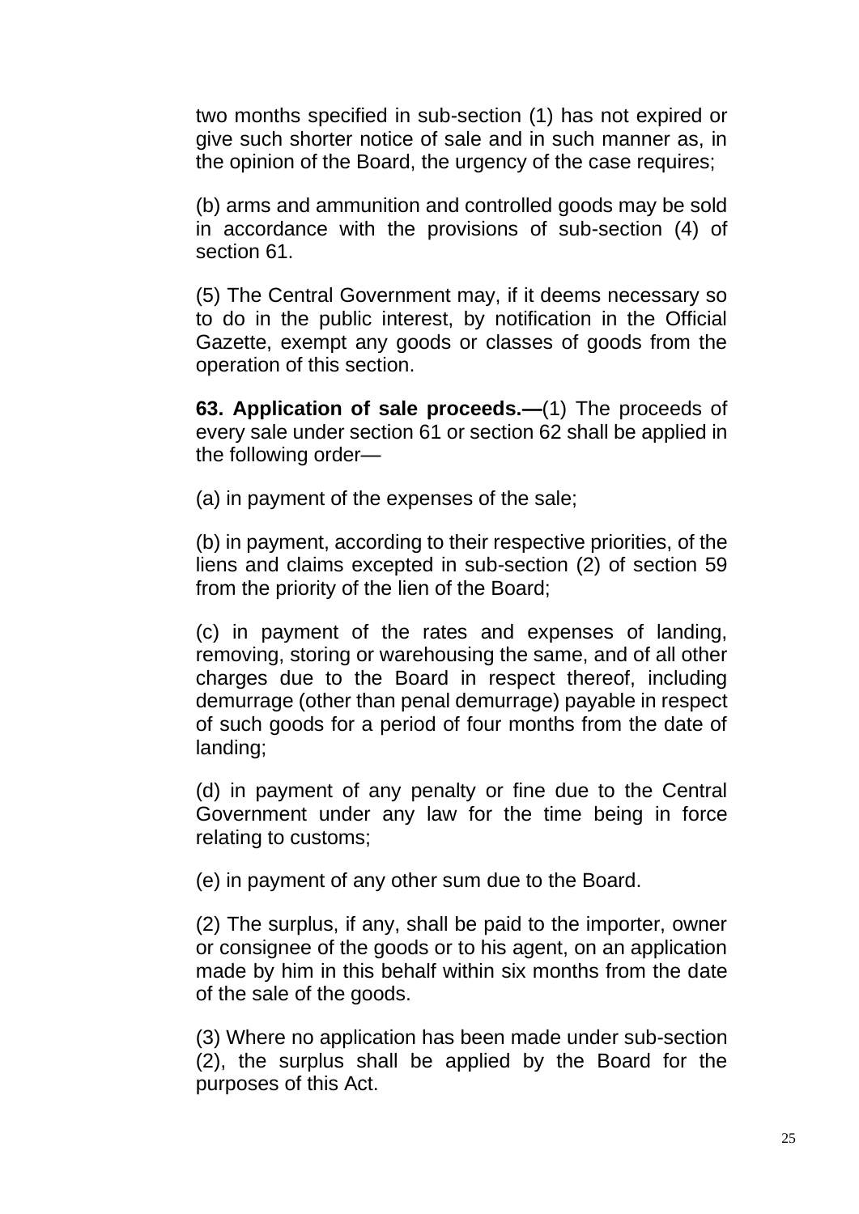two months specified in sub-section (1) has not expired or give such shorter notice of sale and in such manner as, in the opinion of the Board, the urgency of the case requires;

(b) arms and ammunition and controlled goods may be sold in accordance with the provisions of sub-section (4) of section 61.

(5) The Central Government may, if it deems necessary so to do in the public interest, by notification in the Official Gazette, exempt any goods or classes of goods from the operation of this section.

**63. Application of sale proceeds.—**(1) The proceeds of every sale under section 61 or section 62 shall be applied in the following order—

(a) in payment of the expenses of the sale;

(b) in payment, according to their respective priorities, of the liens and claims excepted in sub-section (2) of section 59 from the priority of the lien of the Board;

(c) in payment of the rates and expenses of landing, removing, storing or warehousing the same, and of all other charges due to the Board in respect thereof, including demurrage (other than penal demurrage) payable in respect of such goods for a period of four months from the date of landing;

(d) in payment of any penalty or fine due to the Central Government under any law for the time being in force relating to customs;

(e) in payment of any other sum due to the Board.

(2) The surplus, if any, shall be paid to the importer, owner or consignee of the goods or to his agent, on an application made by him in this behalf within six months from the date of the sale of the goods.

(3) Where no application has been made under sub-section (2), the surplus shall be applied by the Board for the purposes of this Act.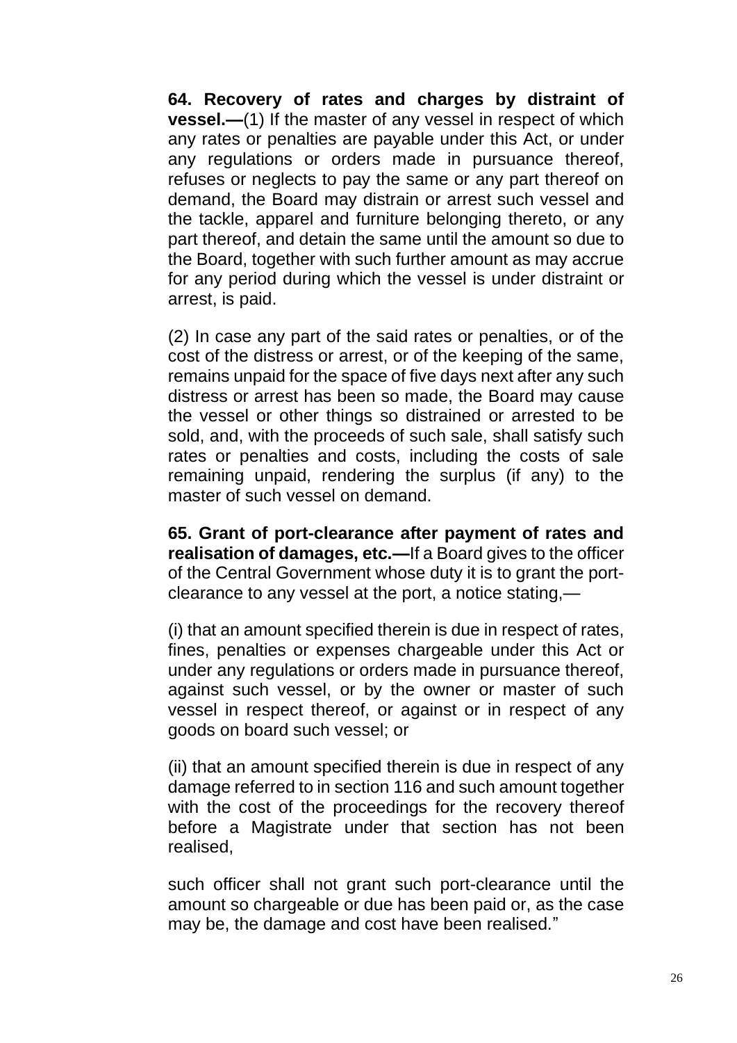**64. Recovery of rates and charges by distraint of vessel.—**(1) If the master of any vessel in respect of which any rates or penalties are payable under this Act, or under any regulations or orders made in pursuance thereof, refuses or neglects to pay the same or any part thereof on demand, the Board may distrain or arrest such vessel and the tackle, apparel and furniture belonging thereto, or any part thereof, and detain the same until the amount so due to the Board, together with such further amount as may accrue for any period during which the vessel is under distraint or arrest, is paid.

(2) In case any part of the said rates or penalties, or of the cost of the distress or arrest, or of the keeping of the same, remains unpaid for the space of five days next after any such distress or arrest has been so made, the Board may cause the vessel or other things so distrained or arrested to be sold, and, with the proceeds of such sale, shall satisfy such rates or penalties and costs, including the costs of sale remaining unpaid, rendering the surplus (if any) to the master of such vessel on demand.

**65. Grant of port-clearance after payment of rates and realisation of damages, etc.—**If a Board gives to the officer of the Central Government whose duty it is to grant the port-clearance to any vessel at the port, a notice stating,—

(i) that an amount specified therein is due in respect of rates, fines, penalties or expenses chargeable under this Act or under any regulations or orders made in pursuance thereof, against such vessel, or by the owner or master of such vessel in respect thereof, or against or in respect of any goods on board such vessel; or

(ii) that an amount specified therein is due in respect of any damage referred to in section 116 and such amount together with the cost of the proceedings for the recovery thereof before a Magistrate under that section has not been realised,

such officer shall not grant such port-clearance until the amount so chargeable or due has been paid or, as the case may be, the damage and cost have been realised."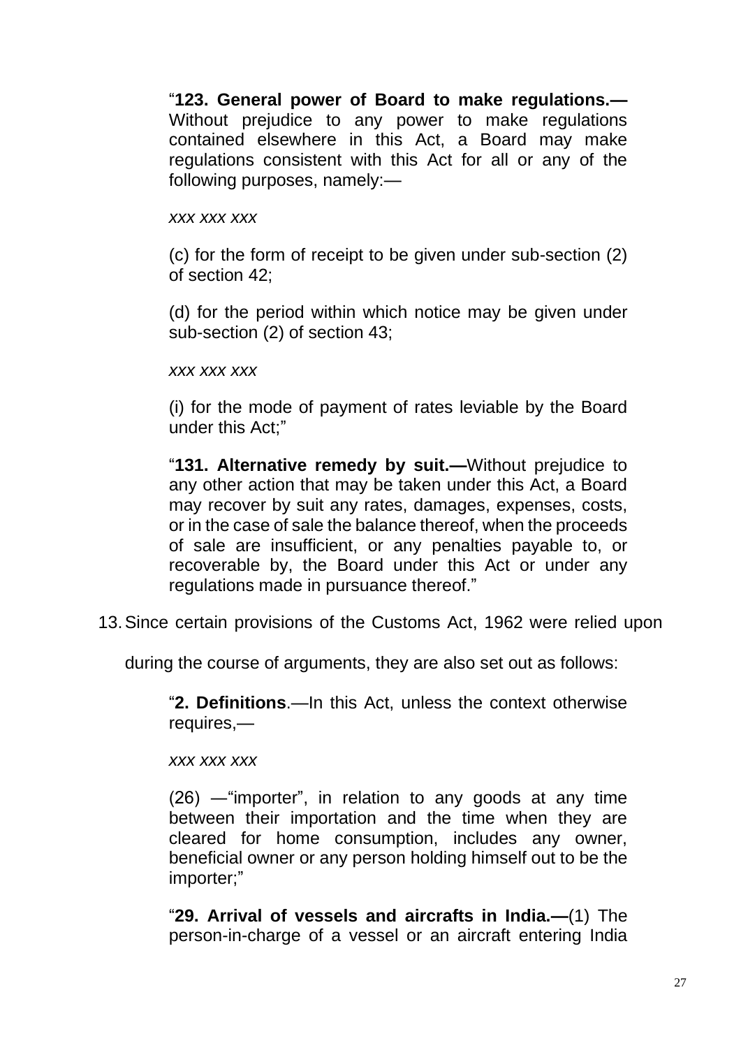"**123. General power of Board to make regulations.—** Without prejudice to any power to make regulations contained elsewhere in this Act, a Board may make regulations consistent with this Act for all or any of the following purposes, namely:—

*xxx xxx xxx*

(c) for the form of receipt to be given under sub-section (2) of section 42;

(d) for the period within which notice may be given under sub-section (2) of section 43;

*xxx xxx xxx*

(i) for the mode of payment of rates leviable by the Board under this Act;"

"**131. Alternative remedy by suit.—**Without prejudice to any other action that may be taken under this Act, a Board may recover by suit any rates, damages, expenses, costs, or in the case of sale the balance thereof, when the proceeds of sale are insufficient, or any penalties payable to, or recoverable by, the Board under this Act or under any regulations made in pursuance thereof."

13. Since certain provisions of the Customs Act, 1962 were relied upon during the course of arguments, they are also set out as follows:

"**2. Definitions**.—In this Act, unless the context otherwise requires,—

*xxx xxx xxx*

(26) —"importer", in relation to any goods at any time between their importation and the time when they are cleared for home consumption, includes any owner, beneficial owner or any person holding himself out to be the importer;"

"**29. Arrival of vessels and aircrafts in India.—**(1) The person-in-charge of a vessel or an aircraft entering India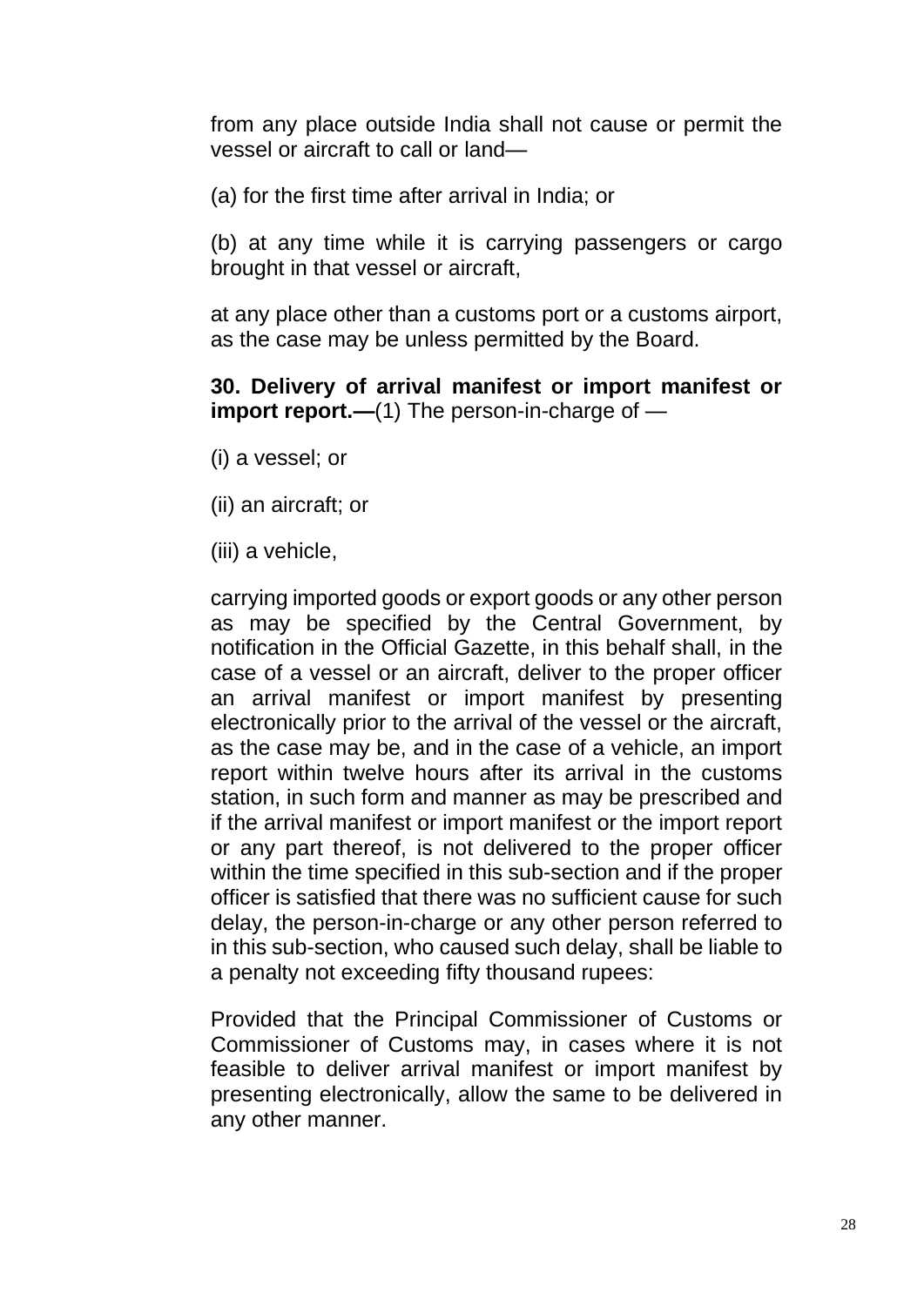from any place outside India shall not cause or permit the vessel or aircraft to call or land—

(a) for the first time after arrival in India; or

(b) at any time while it is carrying passengers or cargo brought in that vessel or aircraft,

at any place other than a customs port or a customs airport, as the case may be unless permitted by the Board.

**30. Delivery of arrival manifest or import manifest or import report.—**(1) The person-in-charge of —

(i) a vessel; or

(ii) an aircraft; or

(iii) a vehicle,

carrying imported goods or export goods or any other person as may be specified by the Central Government, by notification in the Official Gazette, in this behalf shall, in the case of a vessel or an aircraft, deliver to the proper officer an arrival manifest or import manifest by presenting electronically prior to the arrival of the vessel or the aircraft, as the case may be, and in the case of a vehicle, an import report within twelve hours after its arrival in the customs station, in such form and manner as may be prescribed and if the arrival manifest or import manifest or the import report or any part thereof, is not delivered to the proper officer within the time specified in this sub-section and if the proper officer is satisfied that there was no sufficient cause for such delay, the person-in-charge or any other person referred to in this sub-section, who caused such delay, shall be liable to a penalty not exceeding fifty thousand rupees:

Provided that the Principal Commissioner of Customs or Commissioner of Customs may, in cases where it is not feasible to deliver arrival manifest or import manifest by presenting electronically, allow the same to be delivered in any other manner.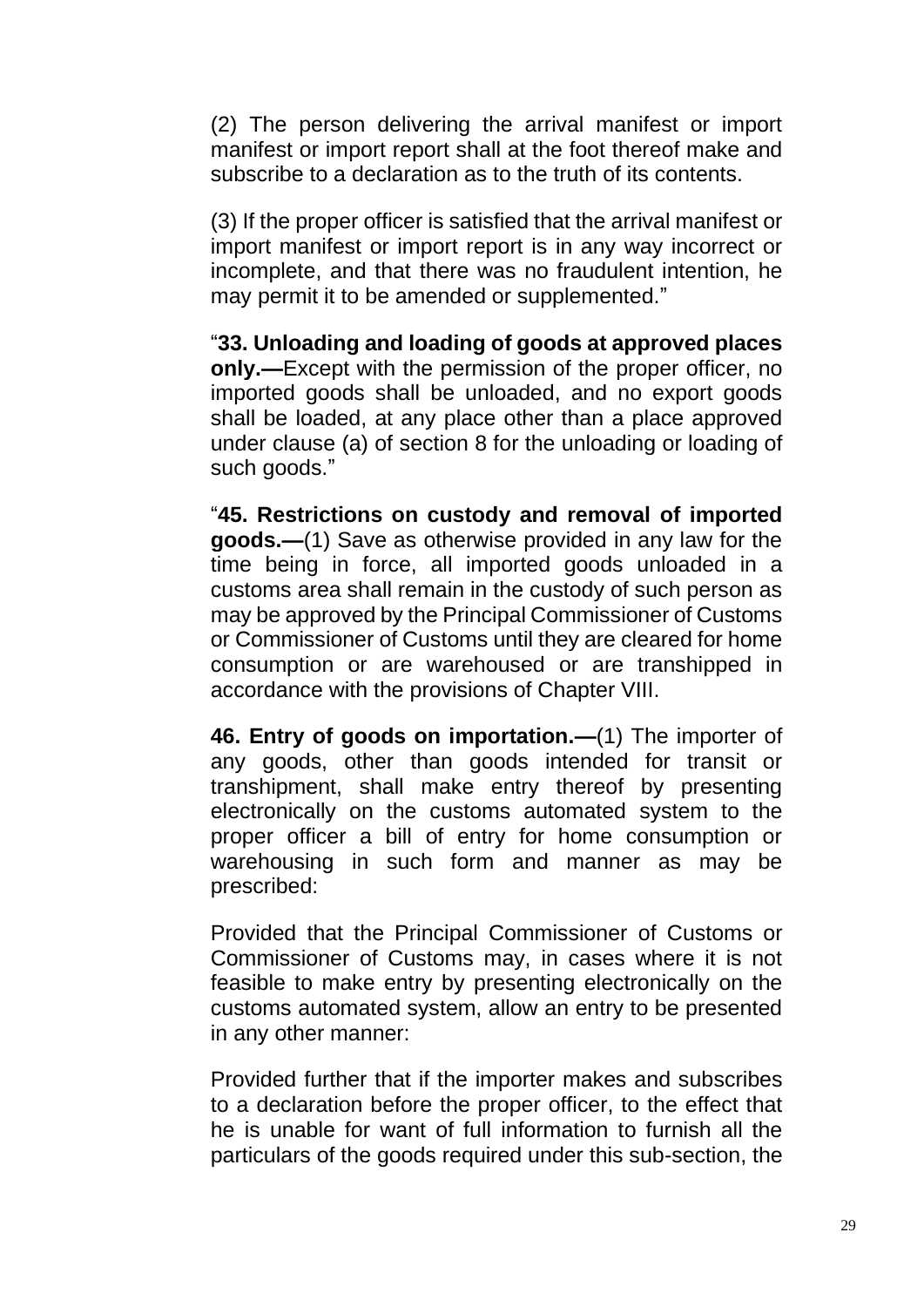(2) The person delivering the arrival manifest or import manifest or import report shall at the foot thereof make and subscribe to a declaration as to the truth of its contents.

(3) If the proper officer is satisfied that the arrival manifest or import manifest or import report is in any way incorrect or incomplete, and that there was no fraudulent intention, he may permit it to be amended or supplemented."

"**33. Unloading and loading of goods at approved places only.—**Except with the permission of the proper officer, no imported goods shall be unloaded, and no export goods shall be loaded, at any place other than a place approved under clause (a) of section 8 for the unloading or loading of such goods."

"**45. Restrictions on custody and removal of imported goods.—**(1) Save as otherwise provided in any law for the time being in force, all imported goods unloaded in a customs area shall remain in the custody of such person as may be approved by the Principal Commissioner of Customs or Commissioner of Customs until they are cleared for home consumption or are warehoused or are transhipped in accordance with the provisions of Chapter VIII.

**46. Entry of goods on importation.—**(1) The importer of any goods, other than goods intended for transit or transhipment, shall make entry thereof by presenting electronically on the customs automated system to the proper officer a bill of entry for home consumption or warehousing in such form and manner as may be prescribed:

Provided that the Principal Commissioner of Customs or Commissioner of Customs may, in cases where it is not feasible to make entry by presenting electronically on the customs automated system, allow an entry to be presented in any other manner:

Provided further that if the importer makes and subscribes to a declaration before the proper officer, to the effect that he is unable for want of full information to furnish all the particulars of the goods required under this sub-section, the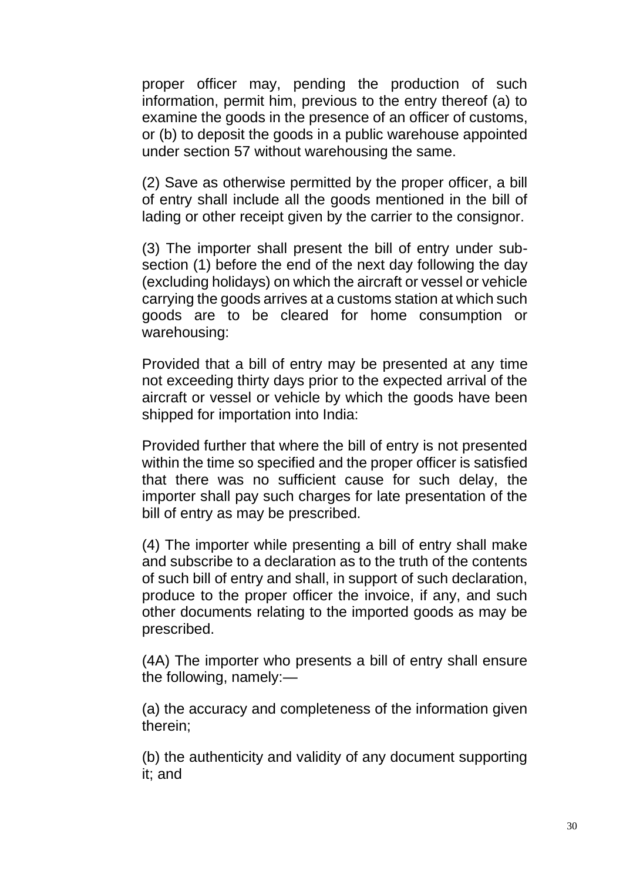proper officer may, pending the production of such information, permit him, previous to the entry thereof (a) to examine the goods in the presence of an officer of customs, or (b) to deposit the goods in a public warehouse appointed under section 57 without warehousing the same.

(2) Save as otherwise permitted by the proper officer, a bill of entry shall include all the goods mentioned in the bill of lading or other receipt given by the carrier to the consignor.

(3) The importer shall present the bill of entry under sub-section (1) before the end of the next day following the day (excluding holidays) on which the aircraft or vessel or vehicle carrying the goods arrives at a customs station at which such goods are to be cleared for home consumption or warehousing:

Provided that a bill of entry may be presented at any time not exceeding thirty days prior to the expected arrival of the aircraft or vessel or vehicle by which the goods have been shipped for importation into India:

Provided further that where the bill of entry is not presented within the time so specified and the proper officer is satisfied that there was no sufficient cause for such delay, the importer shall pay such charges for late presentation of the bill of entry as may be prescribed.

(4) The importer while presenting a bill of entry shall make and subscribe to a declaration as to the truth of the contents of such bill of entry and shall, in support of such declaration, produce to the proper officer the invoice, if any, and such other documents relating to the imported goods as may be prescribed.

(4A) The importer who presents a bill of entry shall ensure the following, namely:—

(a) the accuracy and completeness of the information given therein;

(b) the authenticity and validity of any document supporting it; and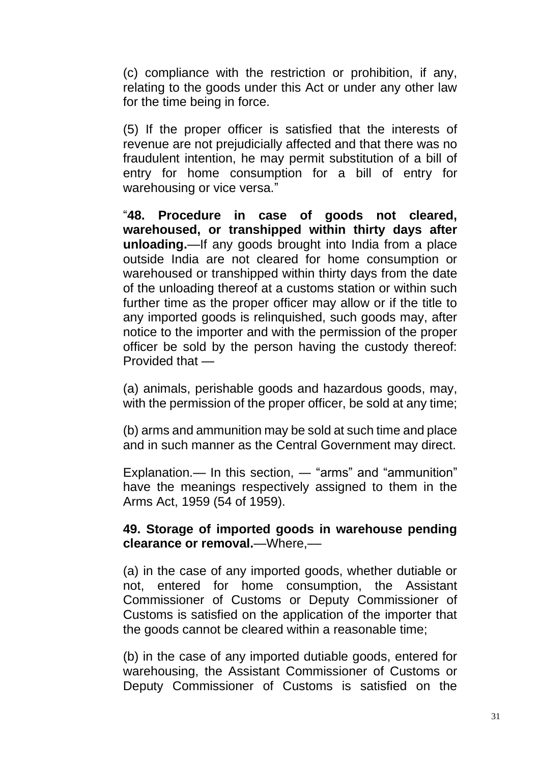(c) compliance with the restriction or prohibition, if any, relating to the goods under this Act or under any other law for the time being in force.

(5) If the proper officer is satisfied that the interests of revenue are not prejudicially affected and that there was no fraudulent intention, he may permit substitution of a bill of entry for home consumption for a bill of entry for warehousing or vice versa."

"**48. Procedure in case of goods not cleared, warehoused, or transhipped within thirty days after unloading.**—If any goods brought into India from a place outside India are not cleared for home consumption or warehoused or transhipped within thirty days from the date of the unloading thereof at a customs station or within such further time as the proper officer may allow or if the title to any imported goods is relinquished, such goods may, after notice to the importer and with the permission of the proper officer be sold by the person having the custody thereof: Provided that —

(a) animals, perishable goods and hazardous goods, may, with the permission of the proper officer, be sold at any time;

(b) arms and ammunition may be sold at such time and place and in such manner as the Central Government may direct.

Explanation.— In this section, — "arms" and "ammunition" have the meanings respectively assigned to them in the Arms Act, 1959 (54 of 1959).

**49. Storage of imported goods in warehouse pending clearance or removal.**—Where,—

(a) in the case of any imported goods, whether dutiable or not, entered for home consumption, the Assistant Commissioner of Customs or Deputy Commissioner of Customs is satisfied on the application of the importer that the goods cannot be cleared within a reasonable time;

(b) in the case of any imported dutiable goods, entered for warehousing, the Assistant Commissioner of Customs or Deputy Commissioner of Customs is satisfied on the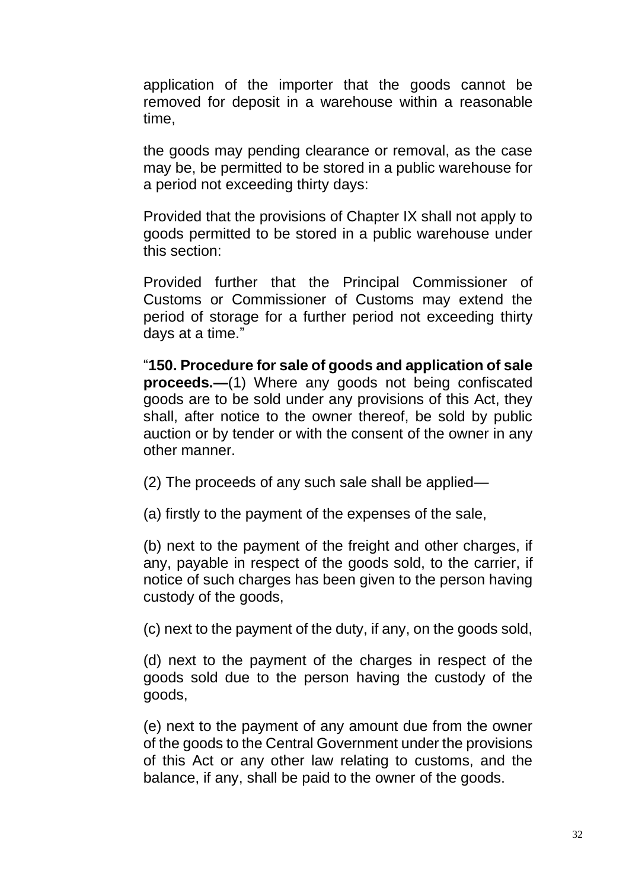application of the importer that the goods cannot be removed for deposit in a warehouse within a reasonable time,

the goods may pending clearance or removal, as the case may be, be permitted to be stored in a public warehouse for a period not exceeding thirty days:

Provided that the provisions of Chapter IX shall not apply to goods permitted to be stored in a public warehouse under this section:

Provided further that the Principal Commissioner of Customs or Commissioner of Customs may extend the period of storage for a further period not exceeding thirty days at a time."

"**150. Procedure for sale of goods and application of sale proceeds.—**(1) Where any goods not being confiscated goods are to be sold under any provisions of this Act, they shall, after notice to the owner thereof, be sold by public auction or by tender or with the consent of the owner in any other manner.

(2) The proceeds of any such sale shall be applied—

(a) firstly to the payment of the expenses of the sale,

(b) next to the payment of the freight and other charges, if any, payable in respect of the goods sold, to the carrier, if notice of such charges has been given to the person having custody of the goods,

(c) next to the payment of the duty, if any, on the goods sold,

(d) next to the payment of the charges in respect of the goods sold due to the person having the custody of the goods,

(e) next to the payment of any amount due from the owner of the goods to the Central Government under the provisions of this Act or any other law relating to customs, and the balance, if any, shall be paid to the owner of the goods.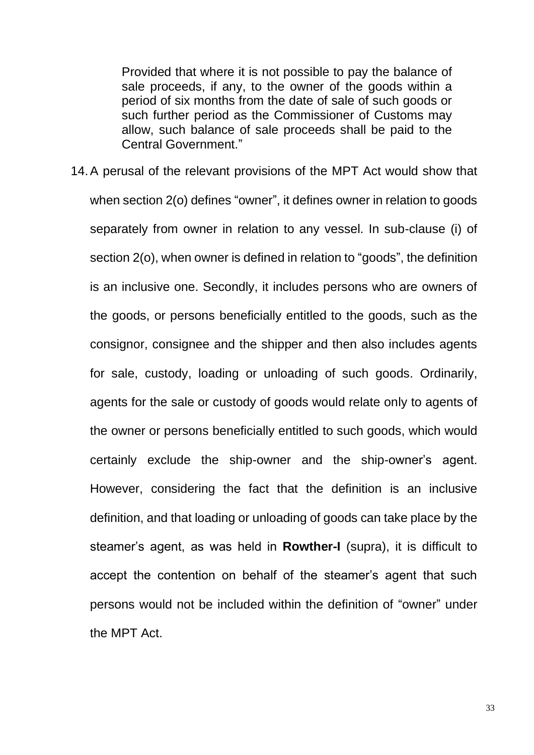> Provided that where it is not possible to pay the balance of sale proceeds, if any, to the owner of the goods within a period of six months from the date of sale of such goods or such further period as the Commissioner of Customs may allow, such balance of sale proceeds shall be paid to the Central Government."

14. A perusal of the relevant provisions of the MPT Act would show that when section 2(o) defines "owner", it defines owner in relation to goods separately from owner in relation to any vessel. In sub-clause (i) of section 2(o), when owner is defined in relation to "goods", the definition is an inclusive one. Secondly, it includes persons who are owners of the goods, or persons beneficially entitled to the goods, such as the consignor, consignee and the shipper and then also includes agents for sale, custody, loading or unloading of such goods. Ordinarily, agents for the sale or custody of goods would relate only to agents of the owner or persons beneficially entitled to such goods, which would certainly exclude the ship-owner and the ship-owner's agent. However, considering the fact that the definition is an inclusive definition, and that loading or unloading of goods can take place by the steamer's agent, as was held in **Rowther-I** (supra), it is difficult to accept the contention on behalf of the steamer's agent that such persons would not be included within the definition of "owner" under the MPT Act.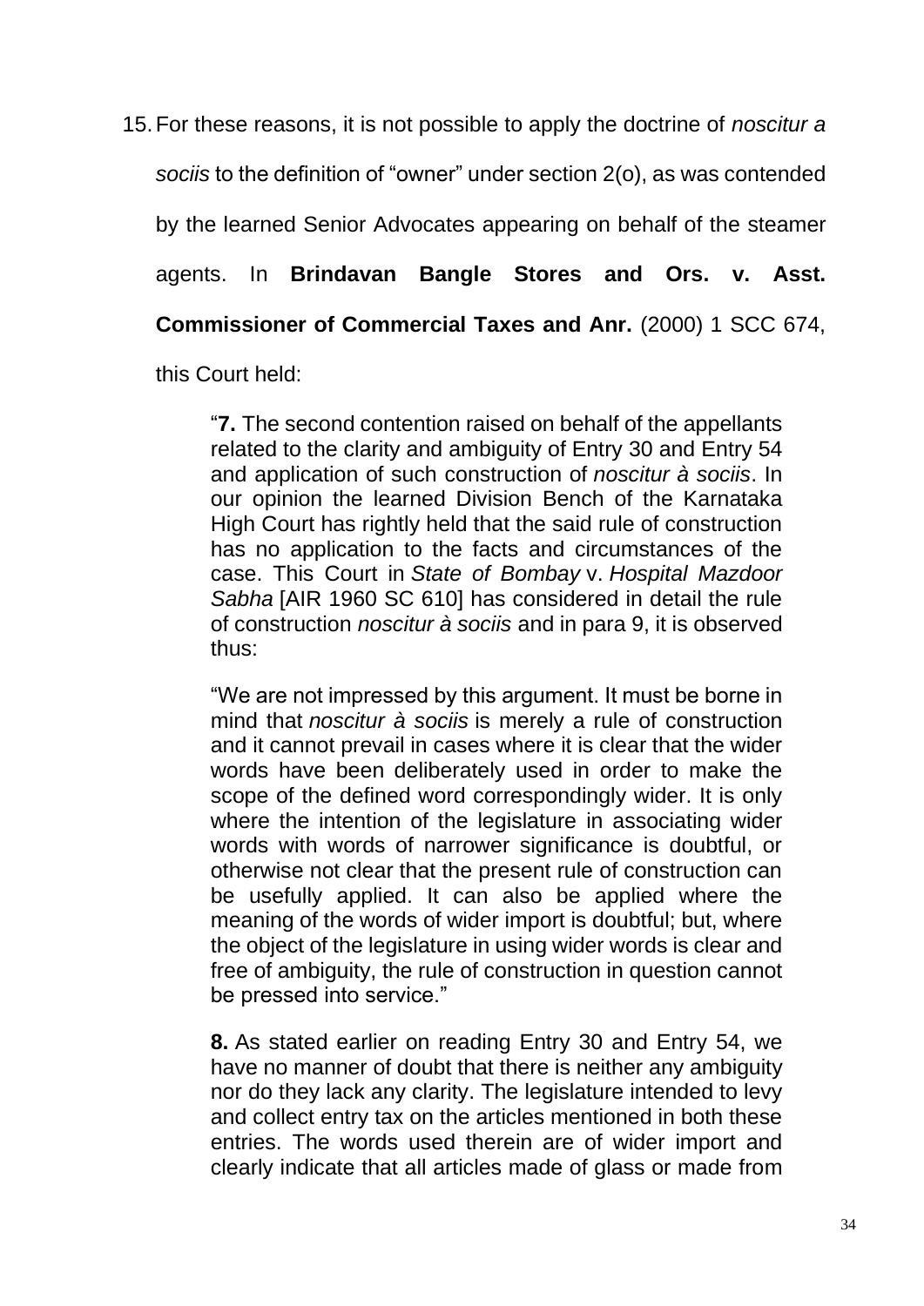15. For these reasons, it is not possible to apply the doctrine of *noscitur a sociis* to the definition of "owner" under section 2(o), as was contended by the learned Senior Advocates appearing on behalf of the steamer agents. In **Brindavan Bangle Stores and Ors. v. Asst. Commissioner of Commercial Taxes and Anr.** (2000) 1 SCC 674, this Court held:

> "**7.** The second contention raised on behalf of the appellants related to the clarity and ambiguity of Entry 30 and Entry 54 and application of such construction of *noscitur à sociis*. In our opinion the learned Division Bench of the Karnataka High Court has rightly held that the said rule of construction has no application to the facts and circumstances of the case. This Court in *State of Bombay* v. *Hospital Mazdoor Sabha* [AIR 1960 SC 610] has considered in detail the rule of construction *noscitur à sociis* and in para 9, it is observed thus:
>
> "We are not impressed by this argument. It must be borne in mind that *noscitur à sociis* is merely a rule of construction and it cannot prevail in cases where it is clear that the wider words have been deliberately used in order to make the scope of the defined word correspondingly wider. It is only where the intention of the legislature in associating wider words with words of narrower significance is doubtful, or otherwise not clear that the present rule of construction can be usefully applied. It can also be applied where the meaning of the words of wider import is doubtful; but, where the object of the legislature in using wider words is clear and free of ambiguity, the rule of construction in question cannot be pressed into service."
>
> **8.** As stated earlier on reading Entry 30 and Entry 54, we have no manner of doubt that there is neither any ambiguity nor do they lack any clarity. The legislature intended to levy and collect entry tax on the articles mentioned in both these entries. The words used therein are of wider import and clearly indicate that all articles made of glass or made from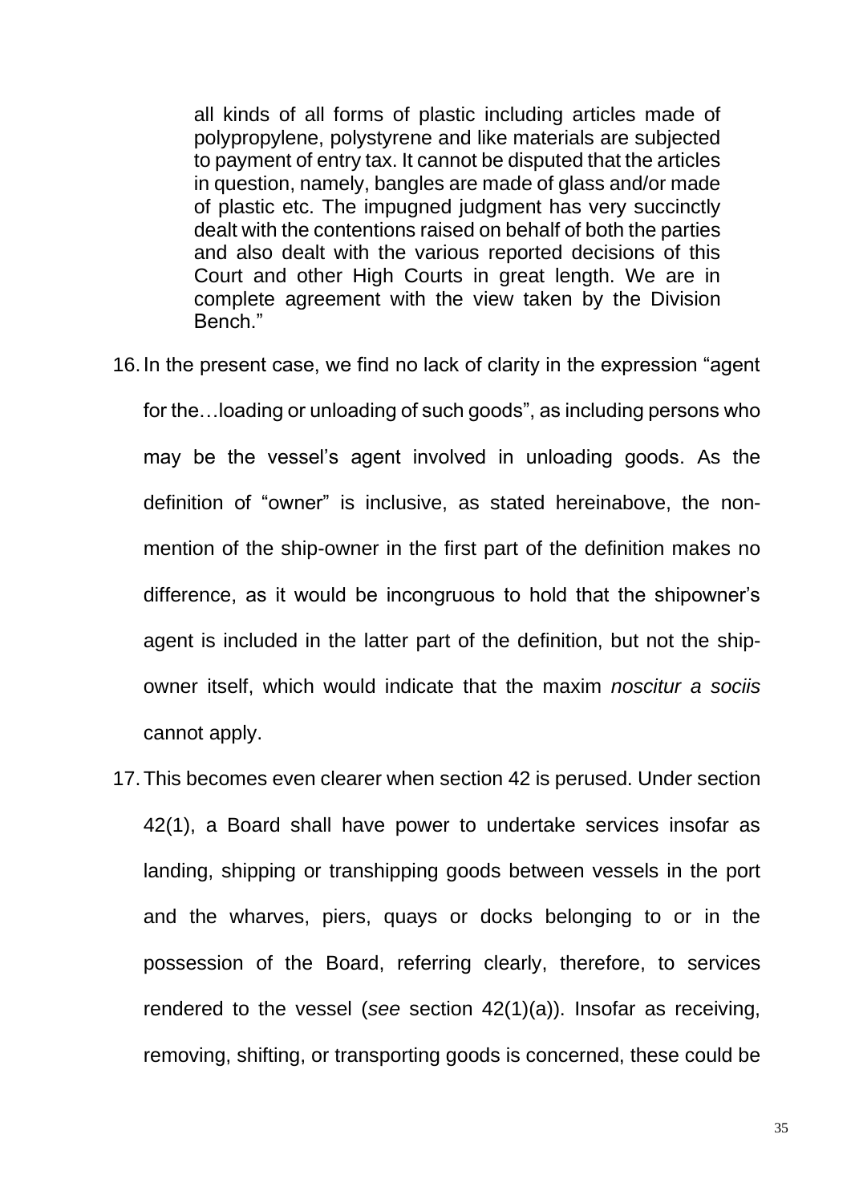> all kinds of all forms of plastic including articles made of polypropylene, polystyrene and like materials are subjected to payment of entry tax. It cannot be disputed that the articles in question, namely, bangles are made of glass and/or made of plastic etc. The impugned judgment has very succinctly dealt with the contentions raised on behalf of both the parties and also dealt with the various reported decisions of this Court and other High Courts in great length. We are in complete agreement with the view taken by the Division Bench."

16. In the present case, we find no lack of clarity in the expression "agent for the…loading or unloading of such goods", as including persons who may be the vessel's agent involved in unloading goods. As the definition of "owner" is inclusive, as stated hereinabove, the non-mention of the ship-owner in the first part of the definition makes no difference, as it would be incongruous to hold that the shipowner's agent is included in the latter part of the definition, but not the ship-owner itself, which would indicate that the maxim *noscitur a sociis* cannot apply.

17. This becomes even clearer when section 42 is perused. Under section 42(1), a Board shall have power to undertake services insofar as landing, shipping or transhipping goods between vessels in the port and the wharves, piers, quays or docks belonging to or in the possession of the Board, referring clearly, therefore, to services rendered to the vessel (*see* section 42(1)(a)). Insofar as receiving, removing, shifting, or transporting goods is concerned, these could be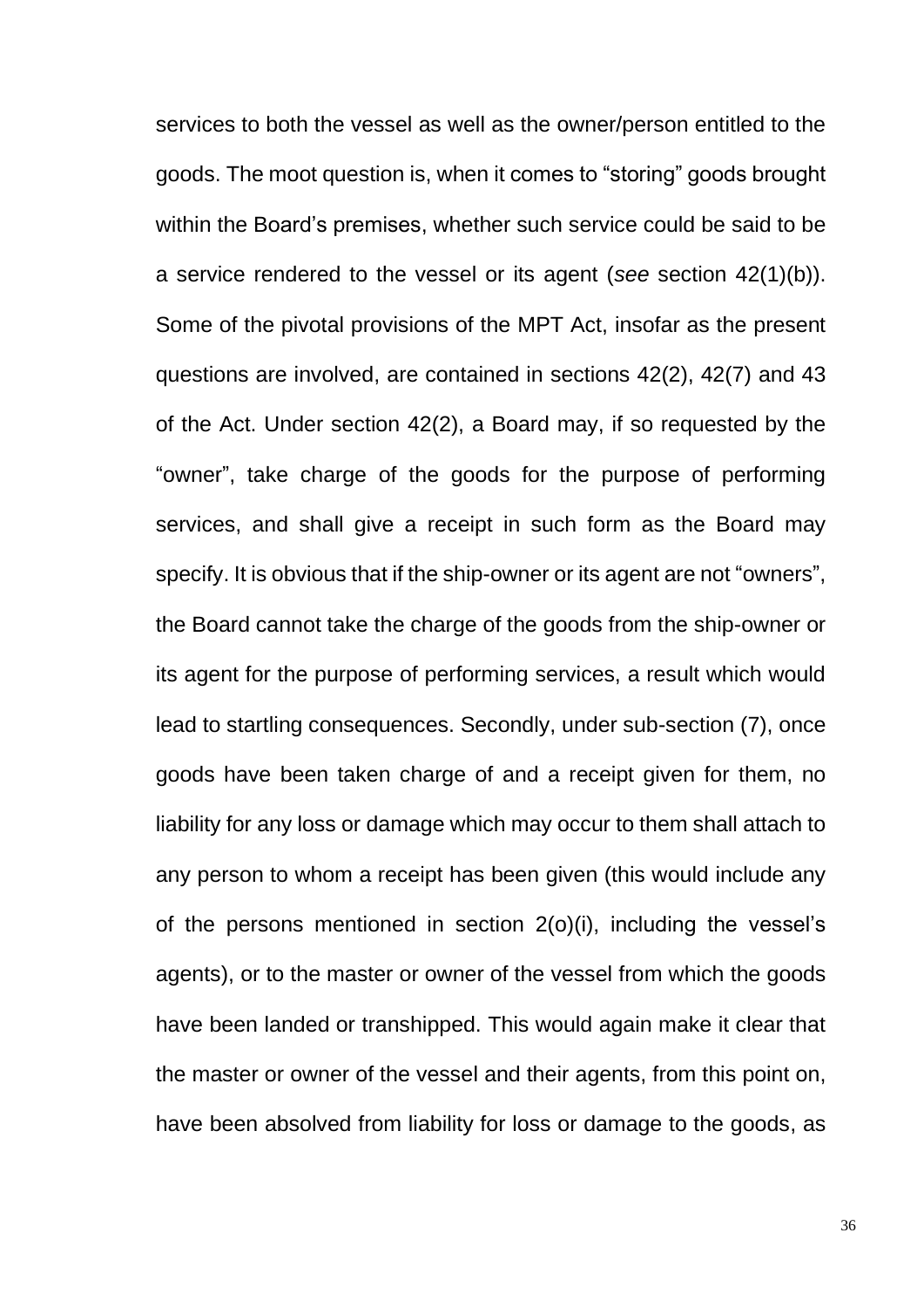services to both the vessel as well as the owner/person entitled to the goods. The moot question is, when it comes to "storing" goods brought within the Board's premises, whether such service could be said to be a service rendered to the vessel or its agent (*see* section 42(1)(b)). Some of the pivotal provisions of the MPT Act, insofar as the present questions are involved, are contained in sections 42(2), 42(7) and 43 of the Act. Under section 42(2), a Board may, if so requested by the "owner", take charge of the goods for the purpose of performing services, and shall give a receipt in such form as the Board may specify. It is obvious that if the ship-owner or its agent are not "owners", the Board cannot take the charge of the goods from the ship-owner or its agent for the purpose of performing services, a result which would lead to startling consequences. Secondly, under sub-section (7), once goods have been taken charge of and a receipt given for them, no liability for any loss or damage which may occur to them shall attach to any person to whom a receipt has been given (this would include any of the persons mentioned in section 2(o)(i), including the vessel's agents), or to the master or owner of the vessel from which the goods have been landed or transhipped. This would again make it clear that the master or owner of the vessel and their agents, from this point on, have been absolved from liability for loss or damage to the goods, as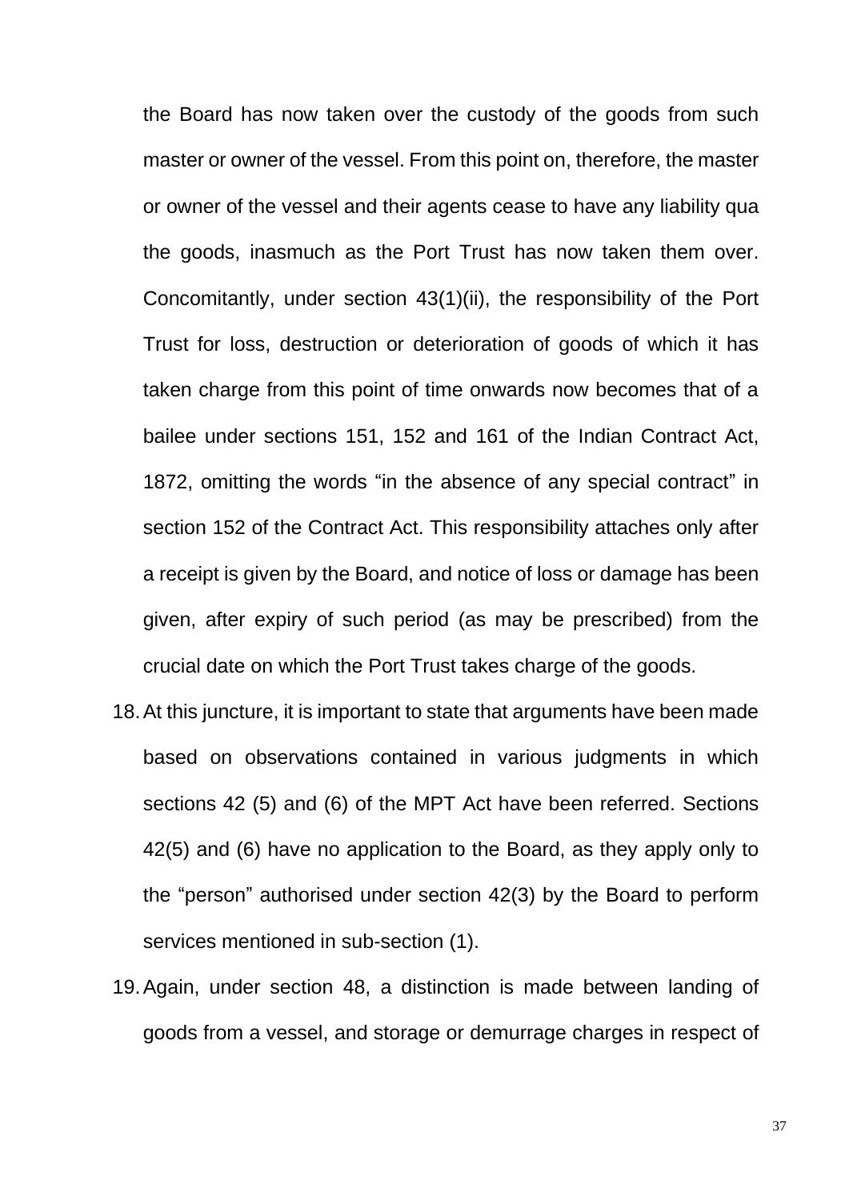the Board has now taken over the custody of the goods from such master or owner of the vessel. From this point on, therefore, the master or owner of the vessel and their agents cease to have any liability qua the goods, inasmuch as the Port Trust has now taken them over. Concomitantly, under section 43(1)(ii), the responsibility of the Port Trust for loss, destruction or deterioration of goods of which it has taken charge from this point of time onwards now becomes that of a bailee under sections 151, 152 and 161 of the Indian Contract Act, 1872, omitting the words "in the absence of any special contract" in section 152 of the Contract Act. This responsibility attaches only after a receipt is given by the Board, and notice of loss or damage has been given, after expiry of such period (as may be prescribed) from the crucial date on which the Port Trust takes charge of the goods.

18. At this juncture, it is important to state that arguments have been made based on observations contained in various judgments in which sections 42 (5) and (6) of the MPT Act have been referred. Sections 42(5) and (6) have no application to the Board, as they apply only to the "person" authorised under section 42(3) by the Board to perform services mentioned in sub-section (1).

19. Again, under section 48, a distinction is made between landing of goods from a vessel, and storage or demurrage charges in respect of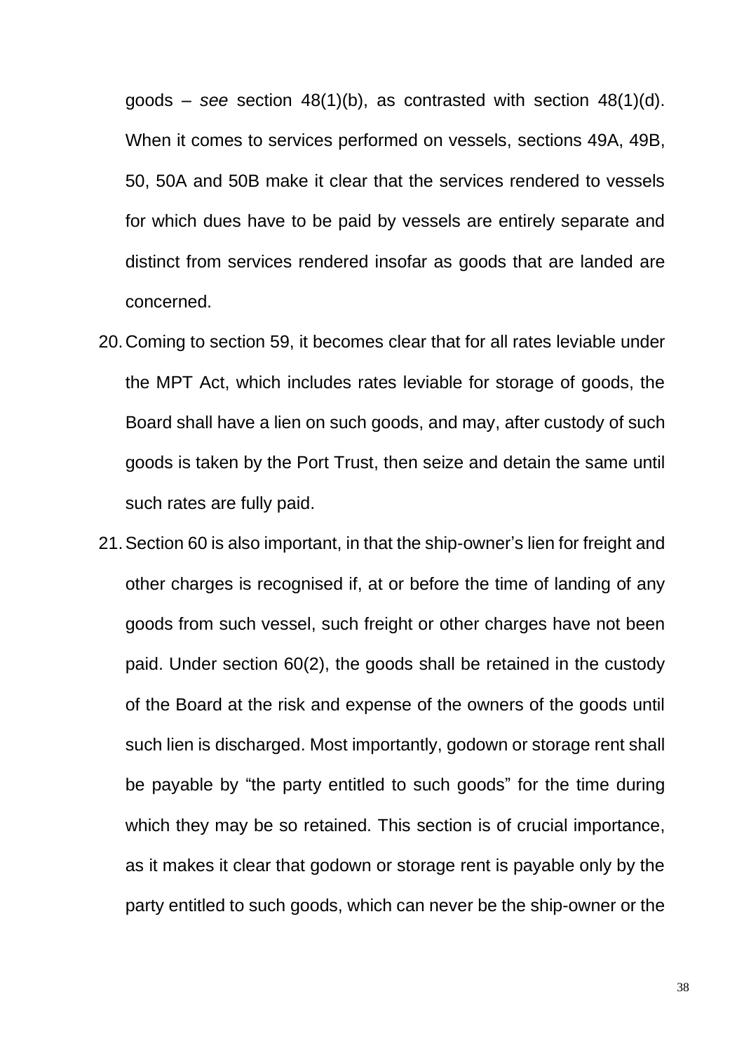goods – *see* section 48(1)(b), as contrasted with section 48(1)(d). When it comes to services performed on vessels, sections 49A, 49B, 50, 50A and 50B make it clear that the services rendered to vessels for which dues have to be paid by vessels are entirely separate and distinct from services rendered insofar as goods that are landed are concerned.

20. Coming to section 59, it becomes clear that for all rates leviable under the MPT Act, which includes rates leviable for storage of goods, the Board shall have a lien on such goods, and may, after custody of such goods is taken by the Port Trust, then seize and detain the same until such rates are fully paid.

21. Section 60 is also important, in that the ship-owner's lien for freight and other charges is recognised if, at or before the time of landing of any goods from such vessel, such freight or other charges have not been paid. Under section 60(2), the goods shall be retained in the custody of the Board at the risk and expense of the owners of the goods until such lien is discharged. Most importantly, godown or storage rent shall be payable by "the party entitled to such goods" for the time during which they may be so retained. This section is of crucial importance, as it makes it clear that godown or storage rent is payable only by the party entitled to such goods, which can never be the ship-owner or the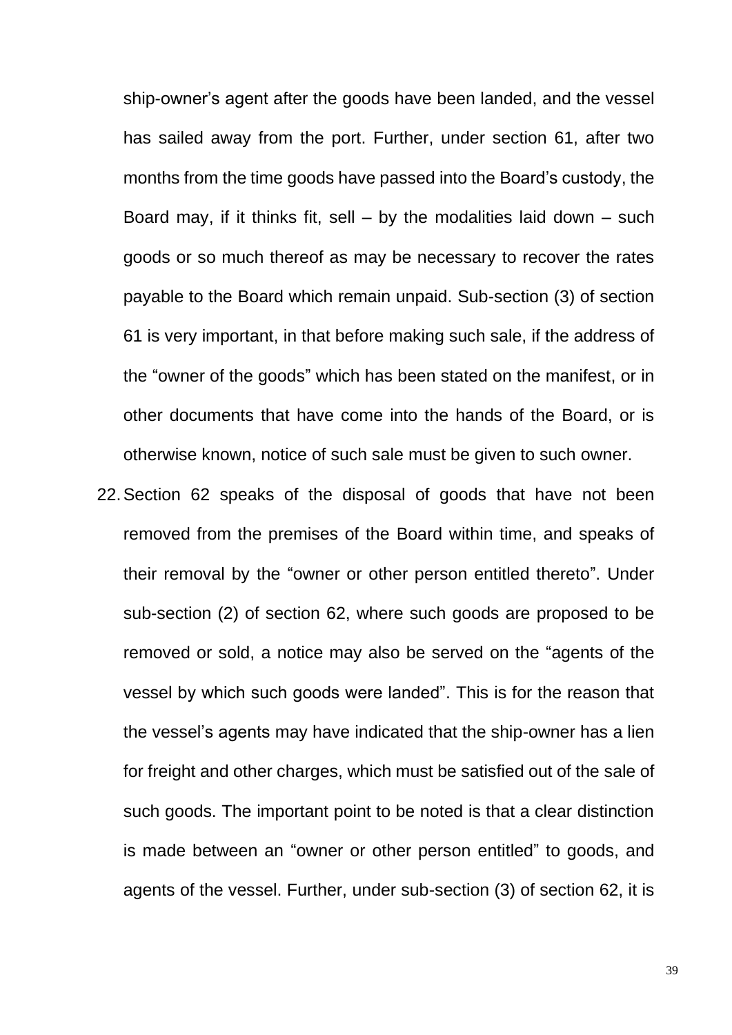ship-owner's agent after the goods have been landed, and the vessel has sailed away from the port. Further, under section 61, after two months from the time goods have passed into the Board's custody, the Board may, if it thinks fit, sell – by the modalities laid down – such goods or so much thereof as may be necessary to recover the rates payable to the Board which remain unpaid. Sub-section (3) of section 61 is very important, in that before making such sale, if the address of the "owner of the goods" which has been stated on the manifest, or in other documents that have come into the hands of the Board, or is otherwise known, notice of such sale must be given to such owner.

22. Section 62 speaks of the disposal of goods that have not been removed from the premises of the Board within time, and speaks of their removal by the "owner or other person entitled thereto". Under sub-section (2) of section 62, where such goods are proposed to be removed or sold, a notice may also be served on the "agents of the vessel by which such goods were landed". This is for the reason that the vessel's agents may have indicated that the ship-owner has a lien for freight and other charges, which must be satisfied out of the sale of such goods. The important point to be noted is that a clear distinction is made between an "owner or other person entitled" to goods, and agents of the vessel. Further, under sub-section (3) of section 62, it is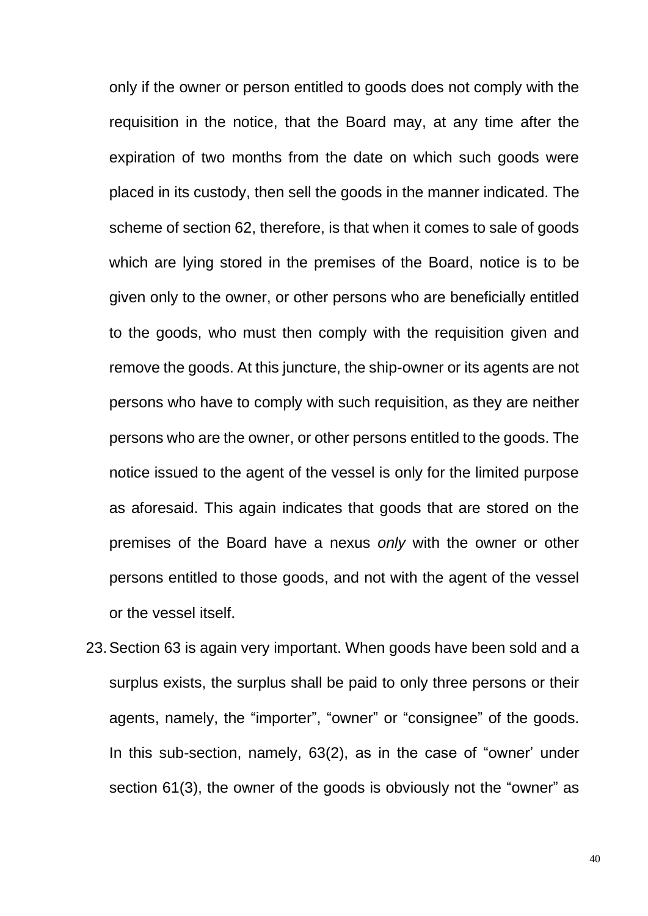only if the owner or person entitled to goods does not comply with the requisition in the notice, that the Board may, at any time after the expiration of two months from the date on which such goods were placed in its custody, then sell the goods in the manner indicated. The scheme of section 62, therefore, is that when it comes to sale of goods which are lying stored in the premises of the Board, notice is to be given only to the owner, or other persons who are beneficially entitled to the goods, who must then comply with the requisition given and remove the goods. At this juncture, the ship-owner or its agents are not persons who have to comply with such requisition, as they are neither persons who are the owner, or other persons entitled to the goods. The notice issued to the agent of the vessel is only for the limited purpose as aforesaid. This again indicates that goods that are stored on the premises of the Board have a nexus *only* with the owner or other persons entitled to those goods, and not with the agent of the vessel or the vessel itself.

23. Section 63 is again very important. When goods have been sold and a surplus exists, the surplus shall be paid to only three persons or their agents, namely, the "importer", "owner" or "consignee" of the goods. In this sub-section, namely, 63(2), as in the case of "owner' under section 61(3), the owner of the goods is obviously not the "owner" as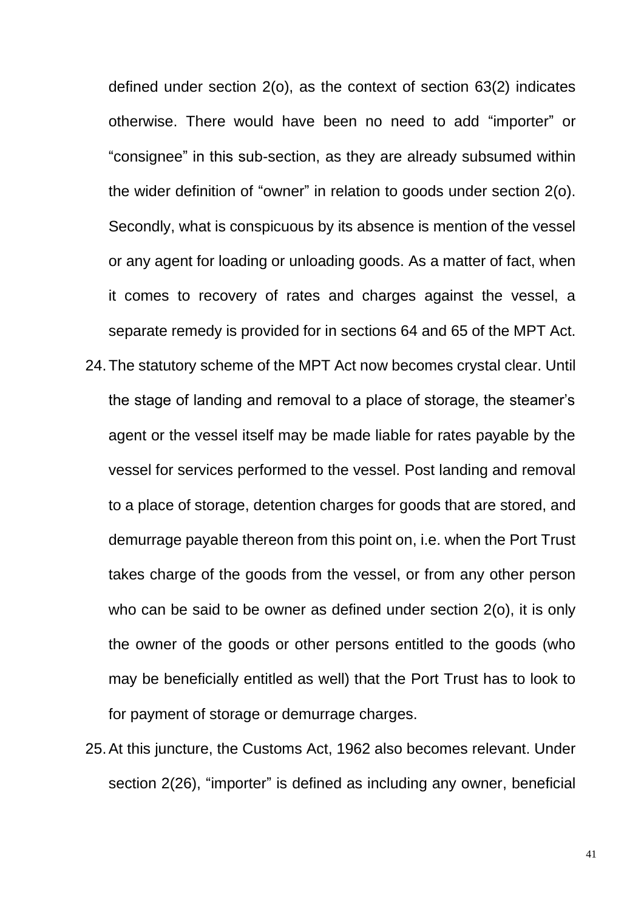defined under section 2(o), as the context of section 63(2) indicates otherwise. There would have been no need to add "importer" or "consignee" in this sub-section, as they are already subsumed within the wider definition of "owner" in relation to goods under section 2(o). Secondly, what is conspicuous by its absence is mention of the vessel or any agent for loading or unloading goods. As a matter of fact, when it comes to recovery of rates and charges against the vessel, a separate remedy is provided for in sections 64 and 65 of the MPT Act.

24. The statutory scheme of the MPT Act now becomes crystal clear. Until the stage of landing and removal to a place of storage, the steamer's agent or the vessel itself may be made liable for rates payable by the vessel for services performed to the vessel. Post landing and removal to a place of storage, detention charges for goods that are stored, and demurrage payable thereon from this point on, i.e. when the Port Trust takes charge of the goods from the vessel, or from any other person who can be said to be owner as defined under section 2(o), it is only the owner of the goods or other persons entitled to the goods (who may be beneficially entitled as well) that the Port Trust has to look to for payment of storage or demurrage charges.

25. At this juncture, the Customs Act, 1962 also becomes relevant. Under section 2(26), "importer" is defined as including any owner, beneficial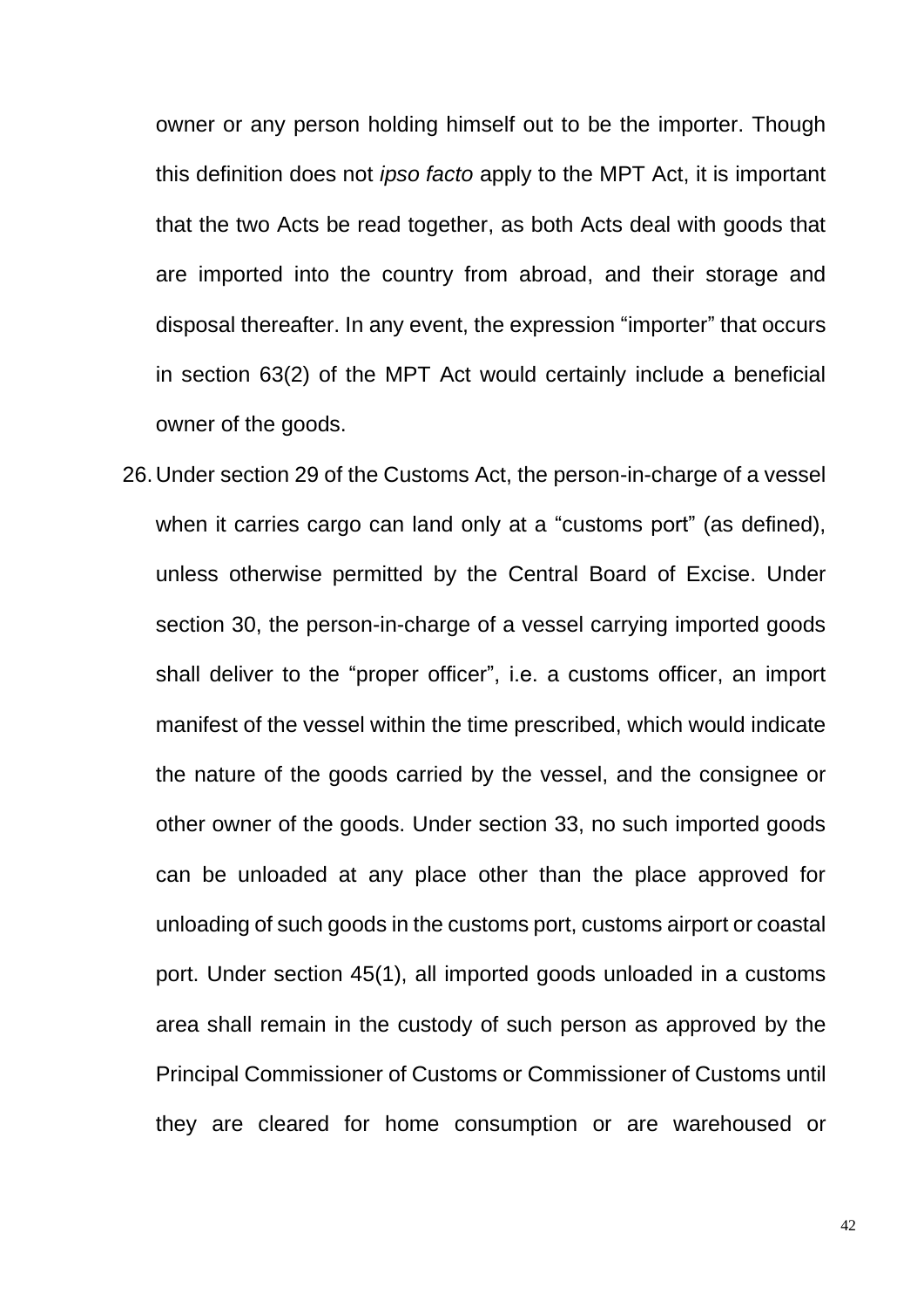owner or any person holding himself out to be the importer. Though this definition does not *ipso facto* apply to the MPT Act, it is important that the two Acts be read together, as both Acts deal with goods that are imported into the country from abroad, and their storage and disposal thereafter. In any event, the expression "importer" that occurs in section 63(2) of the MPT Act would certainly include a beneficial owner of the goods.

26. Under section 29 of the Customs Act, the person-in-charge of a vessel when it carries cargo can land only at a "customs port" (as defined), unless otherwise permitted by the Central Board of Excise. Under section 30, the person-in-charge of a vessel carrying imported goods shall deliver to the "proper officer", i.e. a customs officer, an import manifest of the vessel within the time prescribed, which would indicate the nature of the goods carried by the vessel, and the consignee or other owner of the goods. Under section 33, no such imported goods can be unloaded at any place other than the place approved for unloading of such goods in the customs port, customs airport or coastal port. Under section 45(1), all imported goods unloaded in a customs area shall remain in the custody of such person as approved by the Principal Commissioner of Customs or Commissioner of Customs until they are cleared for home consumption or are warehoused or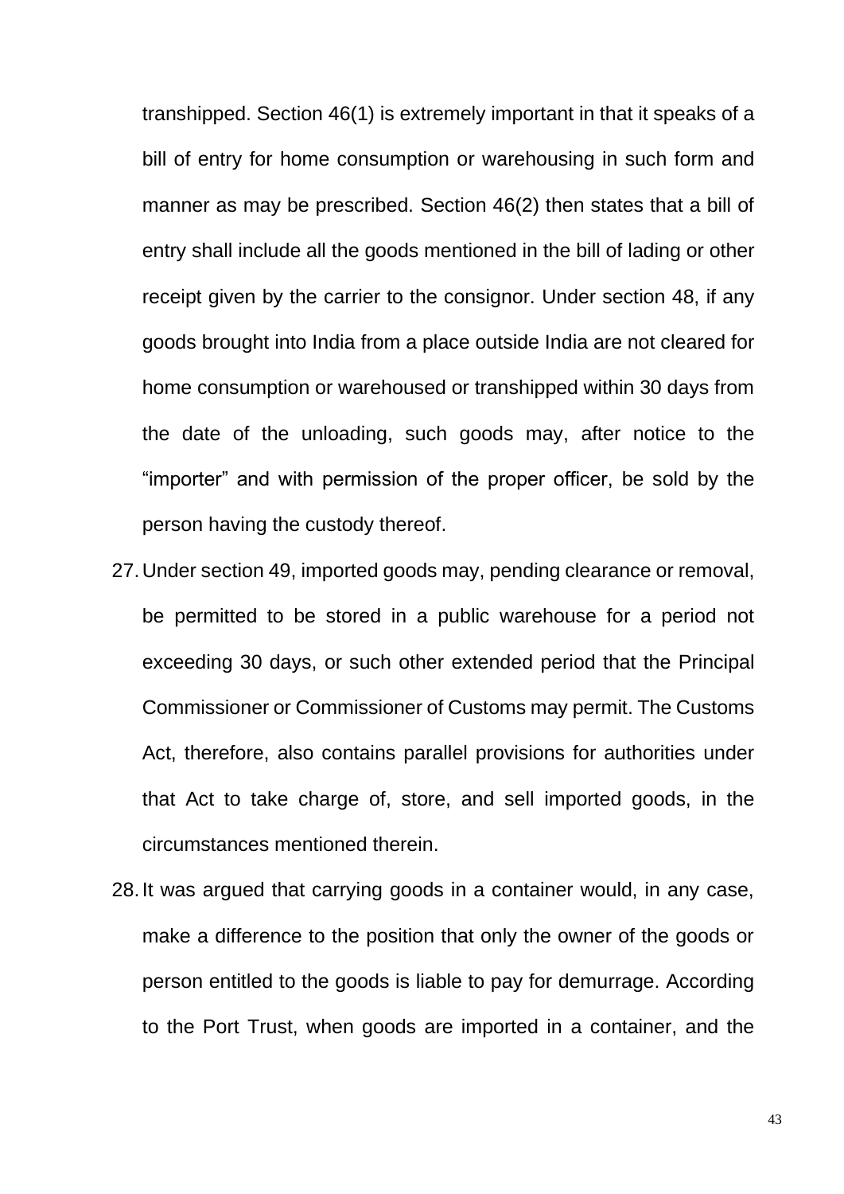transhipped. Section 46(1) is extremely important in that it speaks of a bill of entry for home consumption or warehousing in such form and manner as may be prescribed. Section 46(2) then states that a bill of entry shall include all the goods mentioned in the bill of lading or other receipt given by the carrier to the consignor. Under section 48, if any goods brought into India from a place outside India are not cleared for home consumption or warehoused or transhipped within 30 days from the date of the unloading, such goods may, after notice to the "importer" and with permission of the proper officer, be sold by the person having the custody thereof.

27. Under section 49, imported goods may, pending clearance or removal, be permitted to be stored in a public warehouse for a period not exceeding 30 days, or such other extended period that the Principal Commissioner or Commissioner of Customs may permit. The Customs Act, therefore, also contains parallel provisions for authorities under that Act to take charge of, store, and sell imported goods, in the circumstances mentioned therein.

28. It was argued that carrying goods in a container would, in any case, make a difference to the position that only the owner of the goods or person entitled to the goods is liable to pay for demurrage. According to the Port Trust, when goods are imported in a container, and the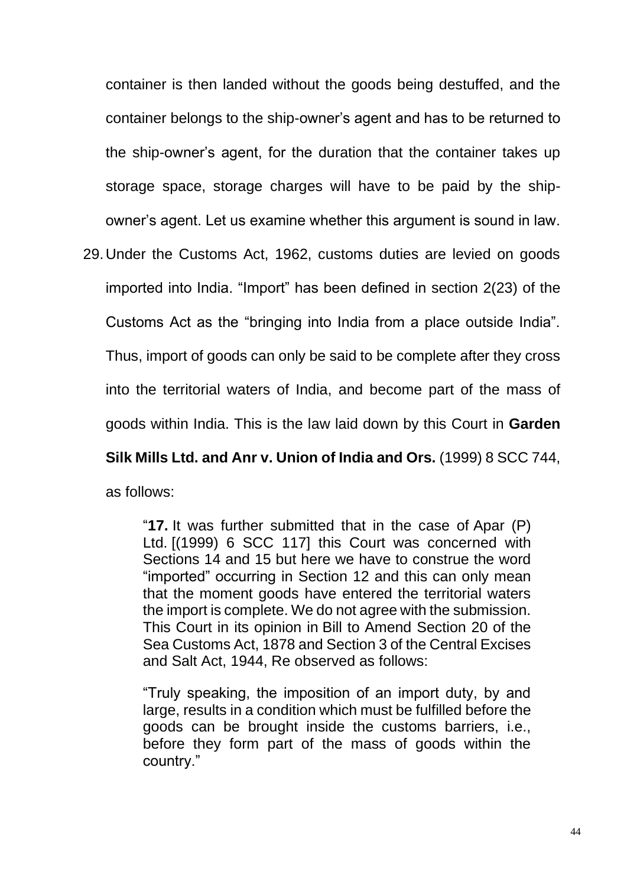container is then landed without the goods being destuffed, and the container belongs to the ship-owner's agent and has to be returned to the ship-owner's agent, for the duration that the container takes up storage space, storage charges will have to be paid by the ship-owner's agent. Let us examine whether this argument is sound in law.

29. Under the Customs Act, 1962, customs duties are levied on goods imported into India. "Import" has been defined in section 2(23) of the Customs Act as the "bringing into India from a place outside India". Thus, import of goods can only be said to be complete after they cross into the territorial waters of India, and become part of the mass of goods within India. This is the law laid down by this Court in **Garden Silk Mills Ltd. and Anr v. Union of India and Ors.** (1999) 8 SCC 744, as follows:

> "**17.** It was further submitted that in the case of Apar (P) Ltd. [(1999) 6 SCC 117] this Court was concerned with Sections 14 and 15 but here we have to construe the word "imported" occurring in Section 12 and this can only mean that the moment goods have entered the territorial waters the import is complete. We do not agree with the submission. This Court in its opinion in Bill to Amend Section 20 of the Sea Customs Act, 1878 and Section 3 of the Central Excises and Salt Act, 1944, Re observed as follows:
>
> "Truly speaking, the imposition of an import duty, by and large, results in a condition which must be fulfilled before the goods can be brought inside the customs barriers, i.e., before they form part of the mass of goods within the country."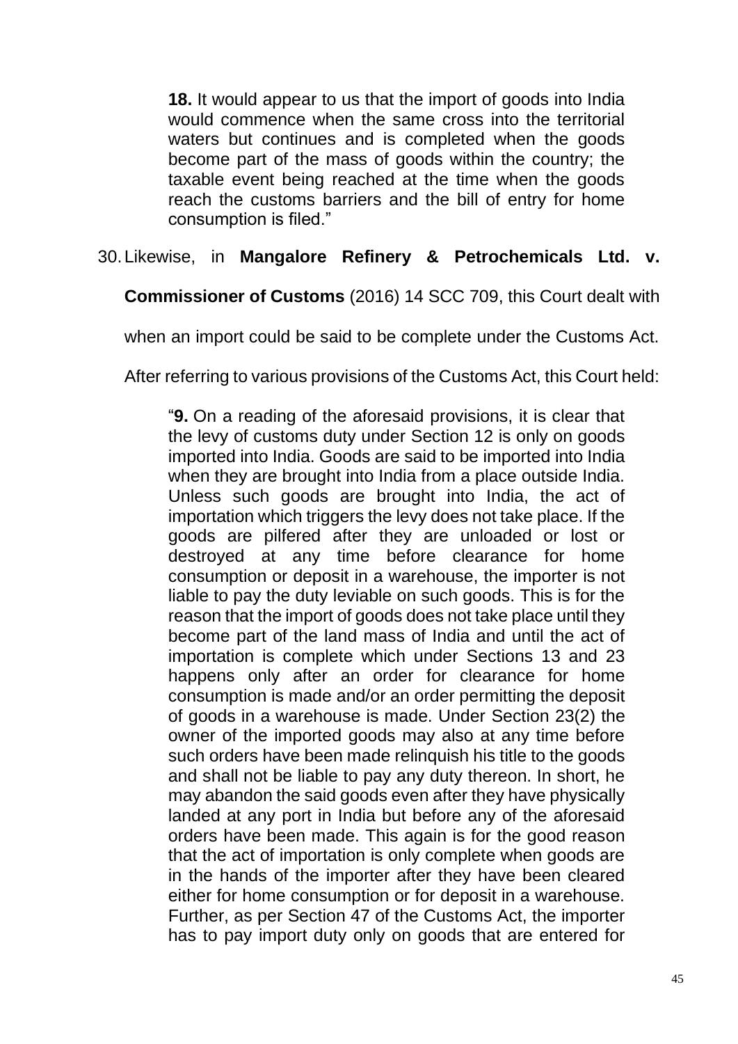> **18.** It would appear to us that the import of goods into India would commence when the same cross into the territorial waters but continues and is completed when the goods become part of the mass of goods within the country; the taxable event being reached at the time when the goods reach the customs barriers and the bill of entry for home consumption is filed."

30. Likewise, in **Mangalore Refinery & Petrochemicals Ltd. v. Commissioner of Customs** (2016) 14 SCC 709, this Court dealt with when an import could be said to be complete under the Customs Act. After referring to various provisions of the Customs Act, this Court held:

> "**9.** On a reading of the aforesaid provisions, it is clear that the levy of customs duty under Section 12 is only on goods imported into India. Goods are said to be imported into India when they are brought into India from a place outside India. Unless such goods are brought into India, the act of importation which triggers the levy does not take place. If the goods are pilfered after they are unloaded or lost or destroyed at any time before clearance for home consumption or deposit in a warehouse, the importer is not liable to pay the duty leviable on such goods. This is for the reason that the import of goods does not take place until they become part of the land mass of India and until the act of importation is complete which under Sections 13 and 23 happens only after an order for clearance for home consumption is made and/or an order permitting the deposit of goods in a warehouse is made. Under Section 23(2) the owner of the imported goods may also at any time before such orders have been made relinquish his title to the goods and shall not be liable to pay any duty thereon. In short, he may abandon the said goods even after they have physically landed at any port in India but before any of the aforesaid orders have been made. This again is for the good reason that the act of importation is only complete when goods are in the hands of the importer after they have been cleared either for home consumption or for deposit in a warehouse. Further, as per Section 47 of the Customs Act, the importer has to pay import duty only on goods that are entered for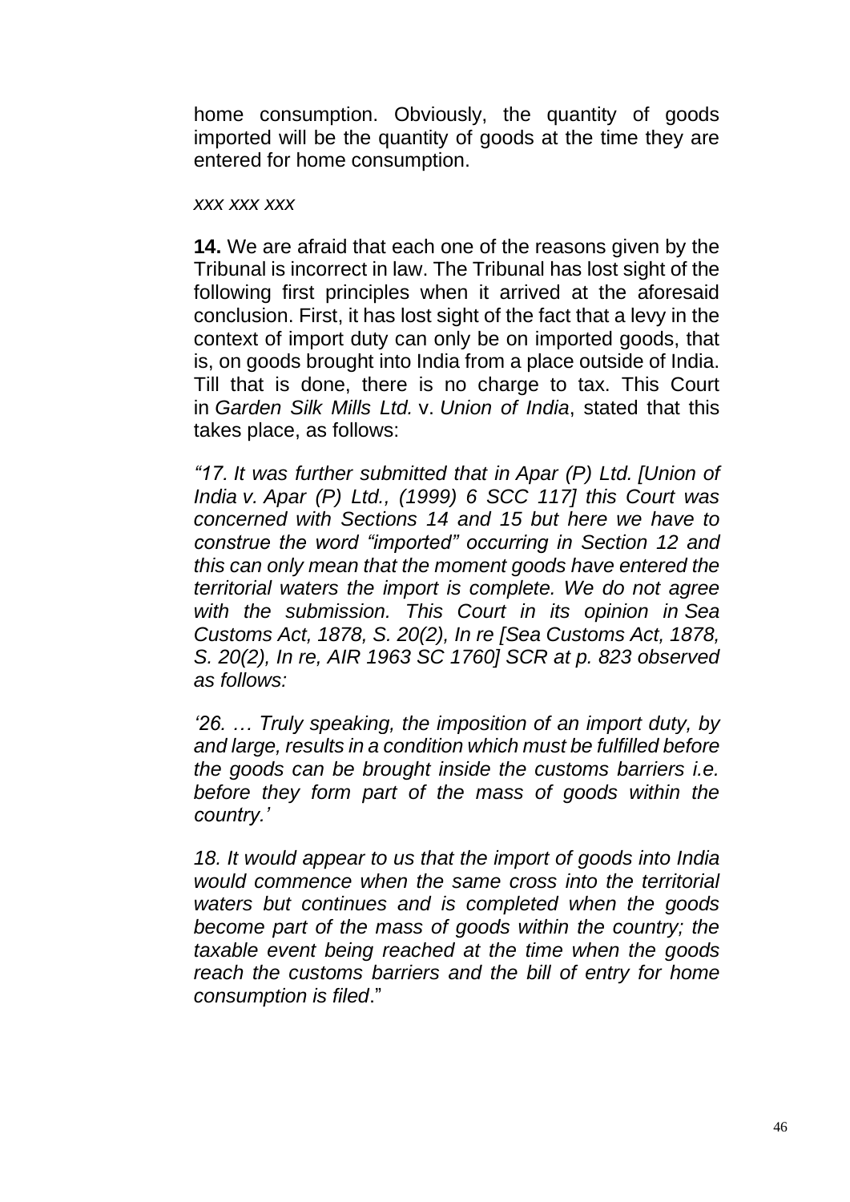home consumption. Obviously, the quantity of goods imported will be the quantity of goods at the time they are entered for home consumption.

*xxx xxx xxx*

**14.** We are afraid that each one of the reasons given by the Tribunal is incorrect in law. The Tribunal has lost sight of the following first principles when it arrived at the aforesaid conclusion. First, it has lost sight of the fact that a levy in the context of import duty can only be on imported goods, that is, on goods brought into India from a place outside of India. Till that is done, there is no charge to tax. This Court in *Garden Silk Mills Ltd.* v. *Union of India*, stated that this takes place, as follows:

*"17. It was further submitted that in Apar (P) Ltd. [Union of India v. Apar (P) Ltd., (1999) 6 SCC 117] this Court was concerned with Sections 14 and 15 but here we have to construe the word "imported" occurring in Section 12 and this can only mean that the moment goods have entered the territorial waters the import is complete. We do not agree with the submission. This Court in its opinion in Sea Customs Act, 1878, S. 20(2), In re [Sea Customs Act, 1878, S. 20(2), In re, AIR 1963 SC 1760] SCR at p. 823 observed as follows:*

*'26. … Truly speaking, the imposition of an import duty, by and large, results in a condition which must be fulfilled before the goods can be brought inside the customs barriers i.e. before they form part of the mass of goods within the country.'*

*18. It would appear to us that the import of goods into India would commence when the same cross into the territorial waters but continues and is completed when the goods become part of the mass of goods within the country; the taxable event being reached at the time when the goods reach the customs barriers and the bill of entry for home consumption is filed*."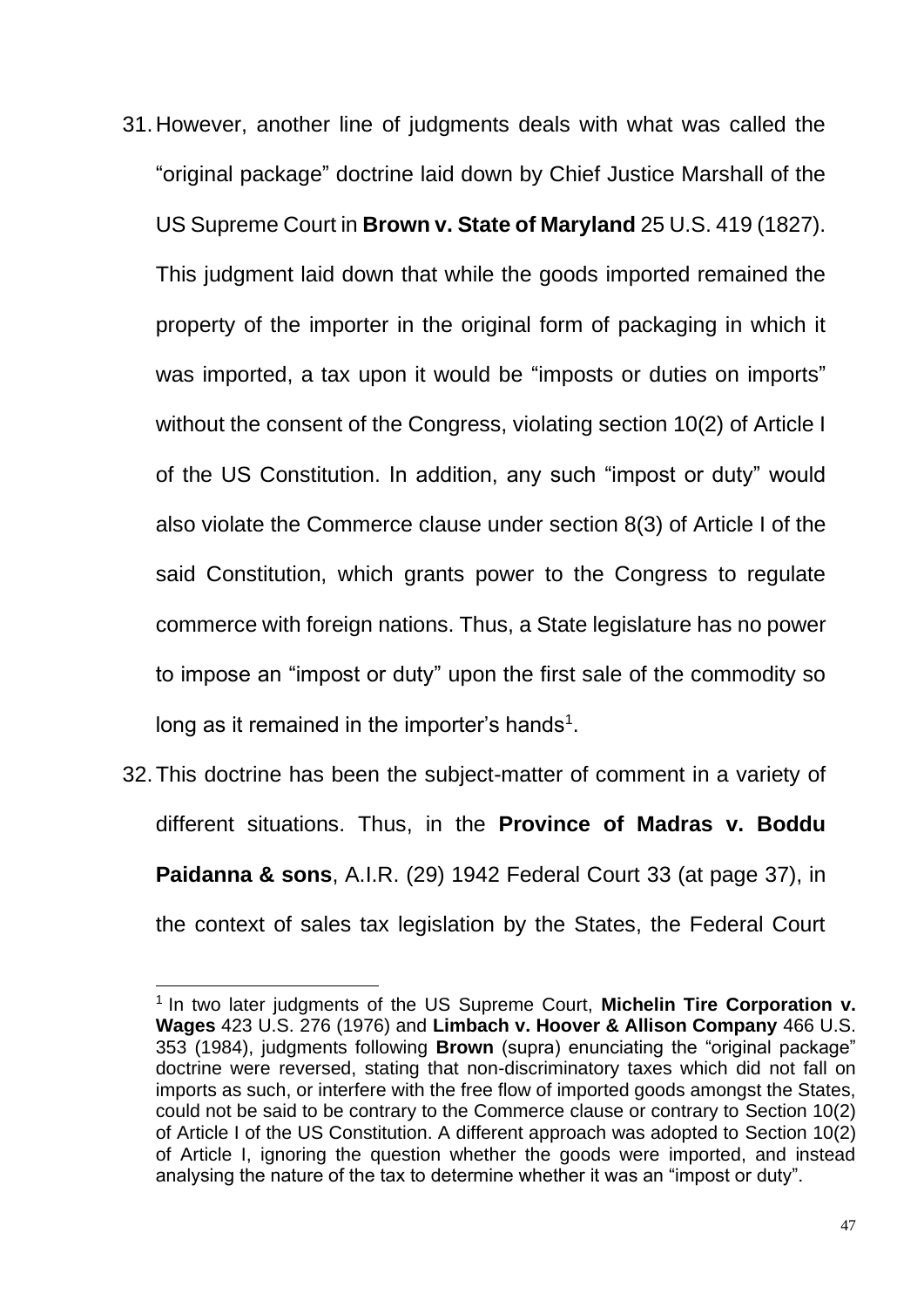31. However, another line of judgments deals with what was called the "original package" doctrine laid down by Chief Justice Marshall of the US Supreme Court in **Brown v. State of Maryland** 25 U.S. 419 (1827). This judgment laid down that while the goods imported remained the property of the importer in the original form of packaging in which it was imported, a tax upon it would be "imposts or duties on imports" without the consent of the Congress, violating section 10(2) of Article I of the US Constitution. In addition, any such "impost or duty" would also violate the Commerce clause under section 8(3) of Article I of the said Constitution, which grants power to the Congress to regulate commerce with foreign nations. Thus, a State legislature has no power to impose an "impost or duty" upon the first sale of the commodity so long as it remained in the importer's hands[1].

32. This doctrine has been the subject-matter of comment in a variety of different situations. Thus, in the **Province of Madras v. Boddu Paidanna & sons**, A.I.R. (29) 1942 Federal Court 33 (at page 37), in the context of sales tax legislation by the States, the Federal Court

---

[1] In two later judgments of the US Supreme Court, **Michelin Tire Corporation v. Wages** 423 U.S. 276 (1976) and **Limbach v. Hoover & Allison Company** 466 U.S. 353 (1984), judgments following **Brown** (supra) enunciating the "original package" doctrine were reversed, stating that non-discriminatory taxes which did not fall on imports as such, or interfere with the free flow of imported goods amongst the States, could not be said to be contrary to the Commerce clause or contrary to Section 10(2) of Article I of the US Constitution. A different approach was adopted to Section 10(2) of Article I, ignoring the question whether the goods were imported, and instead analysing the nature of the tax to determine whether it was an "impost or duty".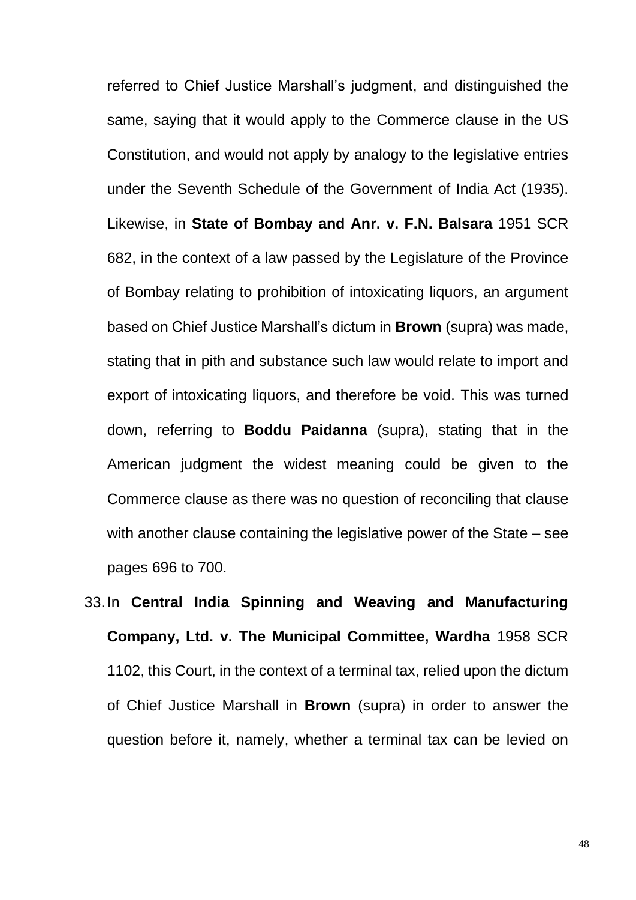referred to Chief Justice Marshall's judgment, and distinguished the same, saying that it would apply to the Commerce clause in the US Constitution, and would not apply by analogy to the legislative entries under the Seventh Schedule of the Government of India Act (1935). Likewise, in **State of Bombay and Anr. v. F.N. Balsara** 1951 SCR 682, in the context of a law passed by the Legislature of the Province of Bombay relating to prohibition of intoxicating liquors, an argument based on Chief Justice Marshall's dictum in **Brown** (supra) was made, stating that in pith and substance such law would relate to import and export of intoxicating liquors, and therefore be void. This was turned down, referring to **Boddu Paidanna** (supra), stating that in the American judgment the widest meaning could be given to the Commerce clause as there was no question of reconciling that clause with another clause containing the legislative power of the State – see pages 696 to 700.

33. In **Central India Spinning and Weaving and Manufacturing Company, Ltd. v. The Municipal Committee, Wardha** 1958 SCR 1102, this Court, in the context of a terminal tax, relied upon the dictum of Chief Justice Marshall in **Brown** (supra) in order to answer the question before it, namely, whether a terminal tax can be levied on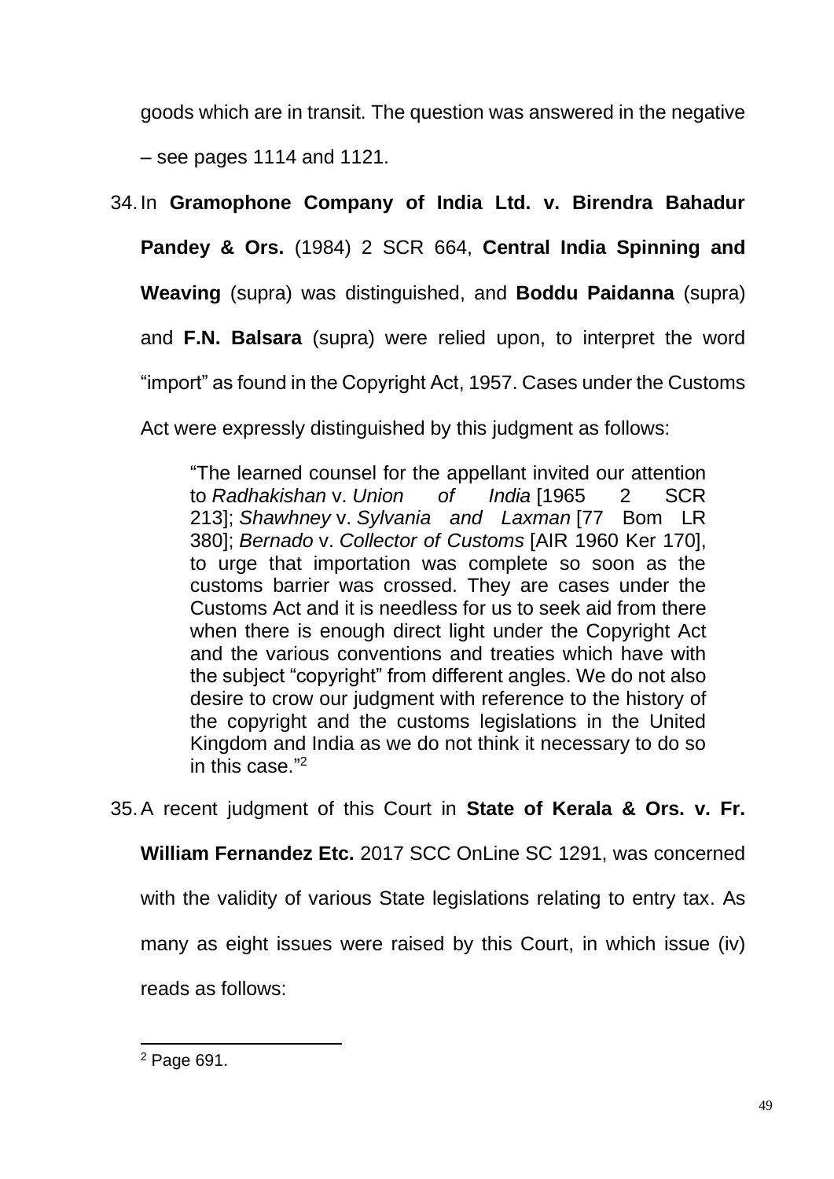goods which are in transit. The question was answered in the negative – see pages 1114 and 1121.

34. In **Gramophone Company of India Ltd. v. Birendra Bahadur Pandey & Ors.** (1984) 2 SCR 664, **Central India Spinning and Weaving** (supra) was distinguished, and **Boddu Paidanna** (supra) and **F.N. Balsara** (supra) were relied upon, to interpret the word "import" as found in the Copyright Act, 1957. Cases under the Customs Act were expressly distinguished by this judgment as follows:

> "The learned counsel for the appellant invited our attention to *Radhakishan* v. *Union of India* [1965 2 SCR 213]; *Shawhney* v. *Sylvania and Laxman* [77 Bom LR 380]; *Bernado* v. *Collector of Customs* [AIR 1960 Ker 170], to urge that importation was complete so soon as the customs barrier was crossed. They are cases under the Customs Act and it is needless for us to seek aid from there when there is enough direct light under the Copyright Act and the various conventions and treaties which have with the subject "copyright" from different angles. We do not also desire to crow our judgment with reference to the history of the copyright and the customs legislations in the United Kingdom and India as we do not think it necessary to do so in this case."[2]

35. A recent judgment of this Court in **State of Kerala & Ors. v. Fr. William Fernandez Etc.** 2017 SCC OnLine SC 1291, was concerned with the validity of various State legislations relating to entry tax. As many as eight issues were raised by this Court, in which issue (iv) reads as follows:

---

[2] Page 691.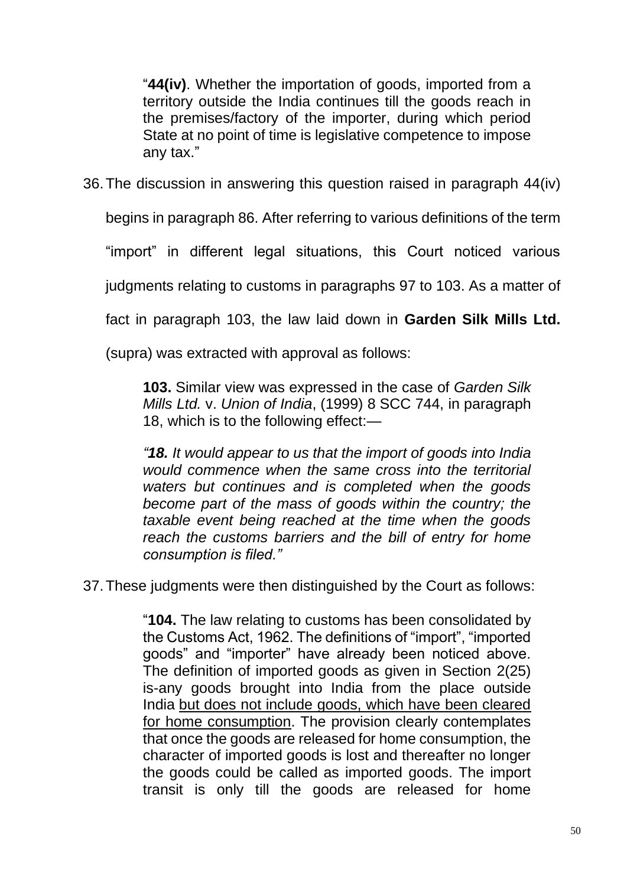> "**44(iv)**. Whether the importation of goods, imported from a territory outside the India continues till the goods reach in the premises/factory of the importer, during which period State at no point of time is legislative competence to impose any tax."

36. The discussion in answering this question raised in paragraph 44(iv) begins in paragraph 86. After referring to various definitions of the term "import" in different legal situations, this Court noticed various judgments relating to customs in paragraphs 97 to 103. As a matter of fact in paragraph 103, the law laid down in **Garden Silk Mills Ltd.** (supra) was extracted with approval as follows:

> **103.** Similar view was expressed in the case of *Garden Silk Mills Ltd.* v. *Union of India*, (1999) 8 SCC 744, in paragraph 18, which is to the following effect:—
>
> ***"18.** It would appear to us that the import of goods into India would commence when the same cross into the territorial waters but continues and is completed when the goods become part of the mass of goods within the country; the taxable event being reached at the time when the goods reach the customs barriers and the bill of entry for home consumption is filed."*

37. These judgments were then distinguished by the Court as follows:

> "**104.** The law relating to customs has been consolidated by the Customs Act, 1962. The definitions of "import", "imported goods" and "importer" have already been noticed above. The definition of imported goods as given in Section 2(25) is-any goods brought into India from the place outside India <u>but does not include goods, which have been cleared for home consumption</u>. The provision clearly contemplates that once the goods are released for home consumption, the character of imported goods is lost and thereafter no longer the goods could be called as imported goods. The import transit is only till the goods are released for home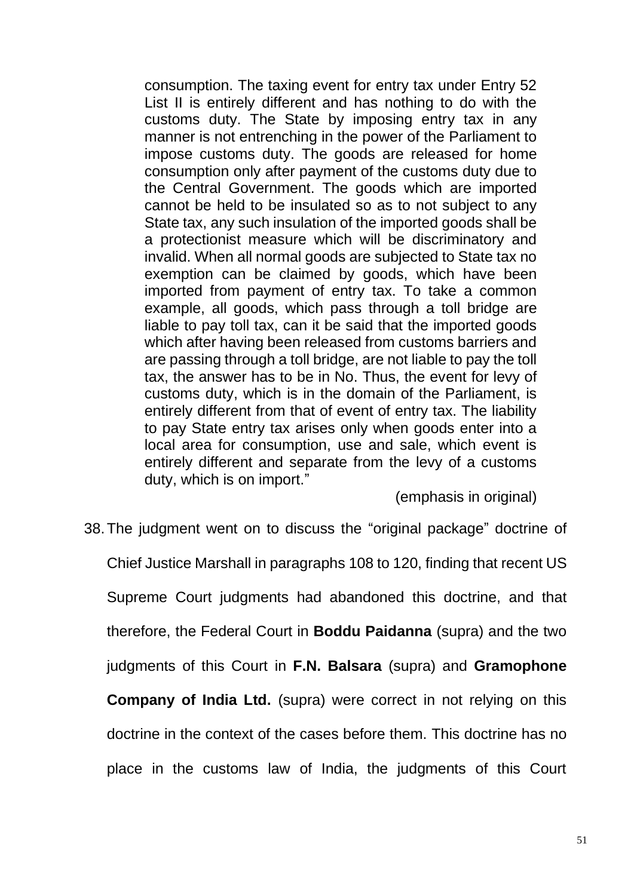> consumption. The taxing event for entry tax under Entry 52 List II is entirely different and has nothing to do with the customs duty. The State by imposing entry tax in any manner is not entrenching in the power of the Parliament to impose customs duty. The goods are released for home consumption only after payment of the customs duty due to the Central Government. The goods which are imported cannot be held to be insulated so as to not subject to any State tax, any such insulation of the imported goods shall be a protectionist measure which will be discriminatory and invalid. When all normal goods are subjected to State tax no exemption can be claimed by goods, which have been imported from payment of entry tax. To take a common example, all goods, which pass through a toll bridge are liable to pay toll tax, can it be said that the imported goods which after having been released from customs barriers and are passing through a toll bridge, are not liable to pay the toll tax, the answer has to be in No. Thus, the event for levy of customs duty, which is in the domain of the Parliament, is entirely different from that of event of entry tax. The liability to pay State entry tax arises only when goods enter into a local area for consumption, use and sale, which event is entirely different and separate from the levy of a customs duty, which is on import."
>
> (emphasis in original)

38. The judgment went on to discuss the "original package" doctrine of Chief Justice Marshall in paragraphs 108 to 120, finding that recent US Supreme Court judgments had abandoned this doctrine, and that therefore, the Federal Court in **Boddu Paidanna** (supra) and the two judgments of this Court in **F.N. Balsara** (supra) and **Gramophone Company of India Ltd.** (supra) were correct in not relying on this doctrine in the context of the cases before them. This doctrine has no place in the customs law of India, the judgments of this Court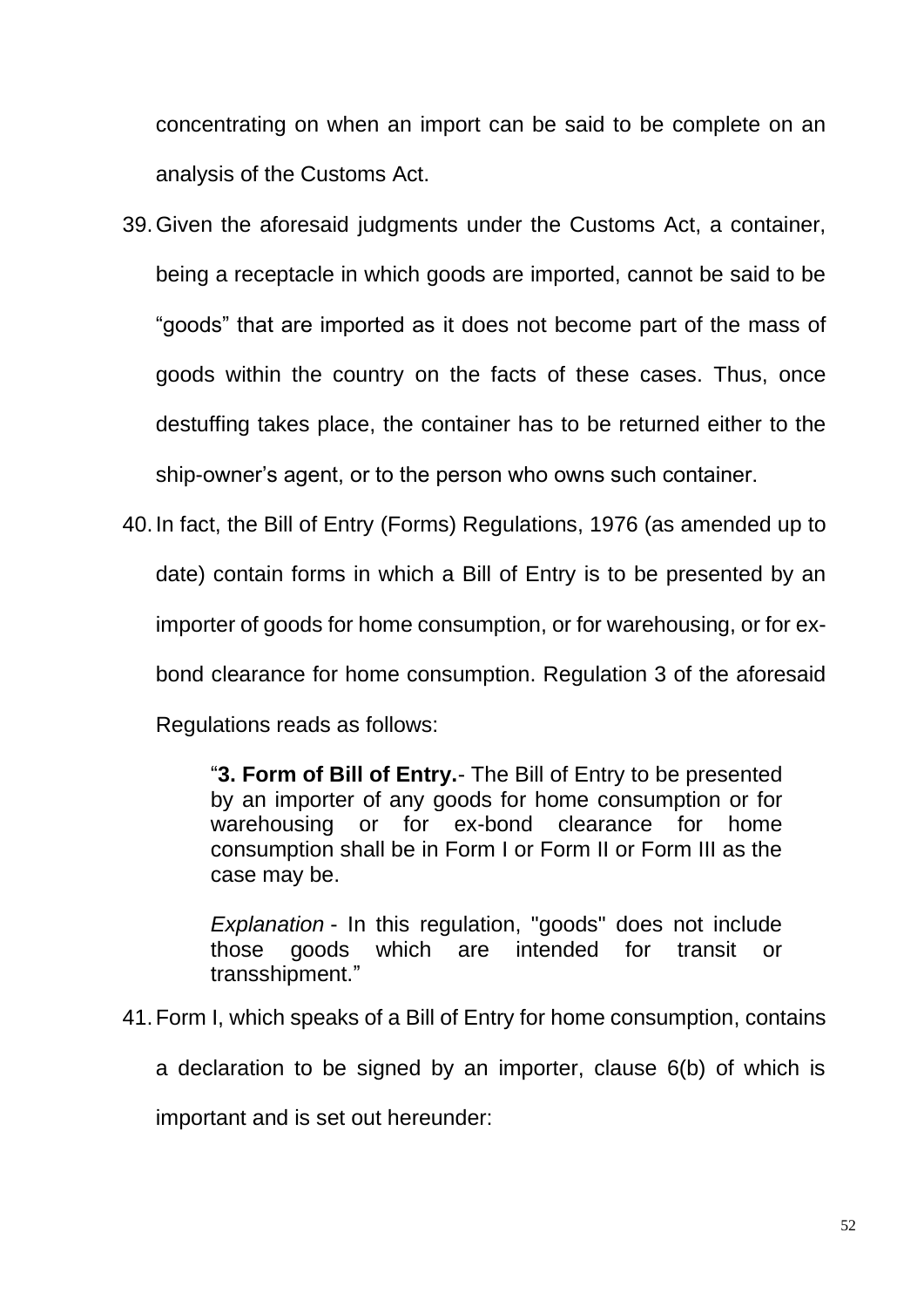concentrating on when an import can be said to be complete on an analysis of the Customs Act.

39. Given the aforesaid judgments under the Customs Act, a container, being a receptacle in which goods are imported, cannot be said to be "goods" that are imported as it does not become part of the mass of goods within the country on the facts of these cases. Thus, once destuffing takes place, the container has to be returned either to the ship-owner's agent, or to the person who owns such container.

40. In fact, the Bill of Entry (Forms) Regulations, 1976 (as amended up to date) contain forms in which a Bill of Entry is to be presented by an importer of goods for home consumption, or for warehousing, or for ex-bond clearance for home consumption. Regulation 3 of the aforesaid Regulations reads as follows:

> "**3. Form of Bill of Entry.**- The Bill of Entry to be presented by an importer of any goods for home consumption or for warehousing or for ex-bond clearance for home consumption shall be in Form I or Form II or Form III as the case may be.
>
> *Explanation* - In this regulation, "goods" does not include those goods which are intended for transit or transshipment."

41. Form I, which speaks of a Bill of Entry for home consumption, contains a declaration to be signed by an importer, clause 6(b) of which is important and is set out hereunder: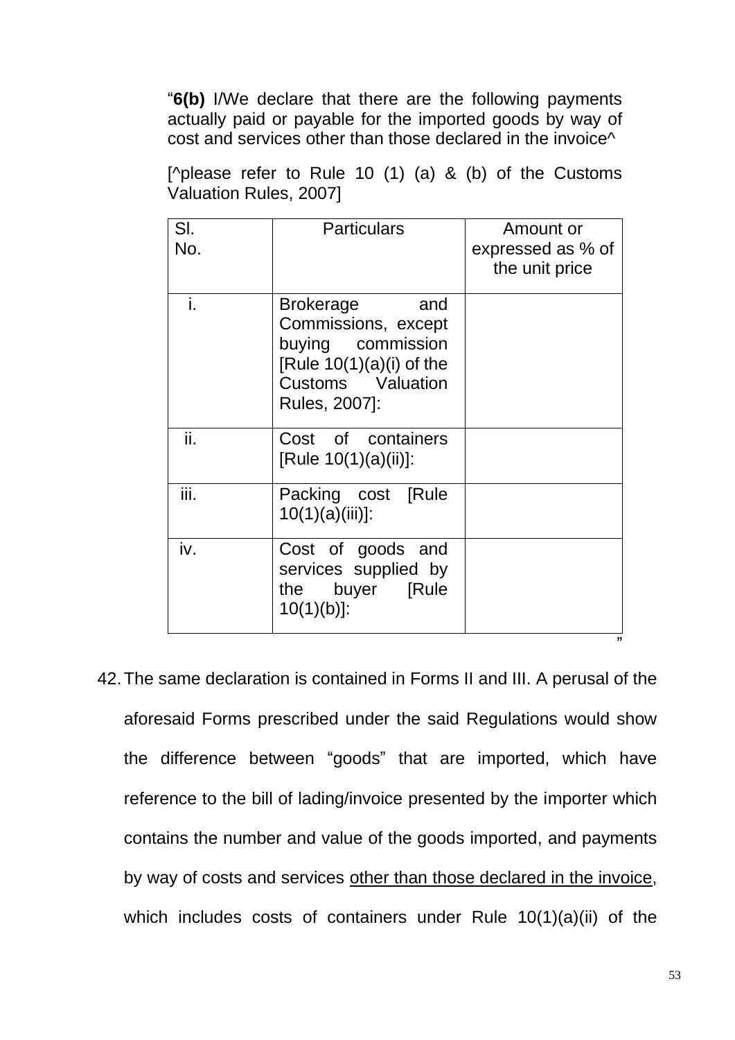"**6(b)** I/We declare that there are the following payments actually paid or payable for the imported goods by way of cost and services other than those declared in the invoice^

[^please refer to Rule 10 (1) (a) & (b) of the Customs Valuation Rules, 2007]

| Sl. No. | Particulars | Amount or expressed as % of the unit price |
|---|---|---|
| i. | Brokerage and Commissions, except buying commission [Rule 10(1)(a)(i) of the Customs Valuation Rules, 2007]: | |
| ii. | Cost of containers [Rule 10(1)(a)(ii)]: | |
| iii. | Packing cost [Rule 10(1)(a)(iii)]: | |
| iv. | Cost of goods and services supplied by the buyer [Rule 10(1)(b)]: | |

"

42. The same declaration is contained in Forms II and III. A perusal of the aforesaid Forms prescribed under the said Regulations would show the difference between "goods" that are imported, which have reference to the bill of lading/invoice presented by the importer which contains the number and value of the goods imported, and payments by way of costs and services <u>other than those declared in the invoice</u>, which includes costs of containers under Rule 10(1)(a)(ii) of the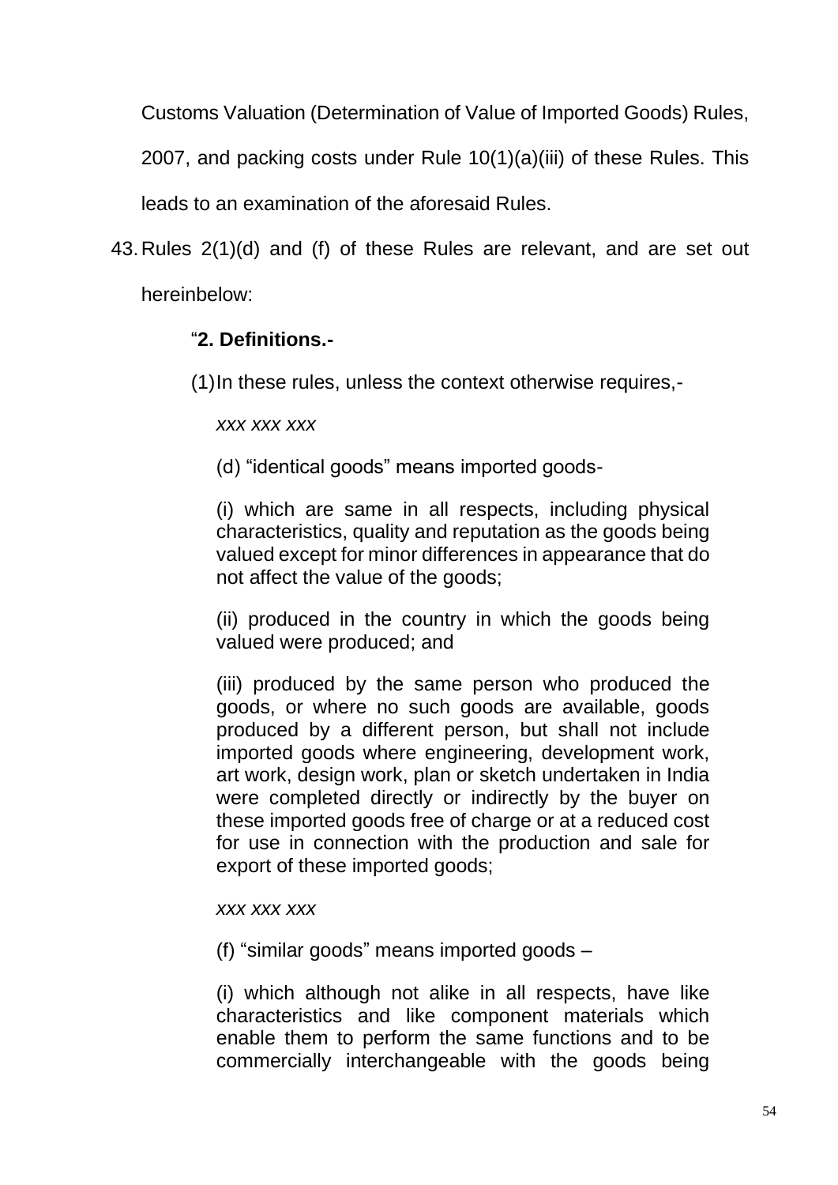Customs Valuation (Determination of Value of Imported Goods) Rules, 2007, and packing costs under Rule 10(1)(a)(iii) of these Rules. This leads to an examination of the aforesaid Rules.

43. Rules 2(1)(d) and (f) of these Rules are relevant, and are set out hereinbelow:

> "**2. Definitions.-**
>
> (1) In these rules, unless the context otherwise requires,-
>
> *xxx xxx xxx*
>
> (d) "identical goods" means imported goods-
>
> (i) which are same in all respects, including physical characteristics, quality and reputation as the goods being valued except for minor differences in appearance that do not affect the value of the goods;
>
> (ii) produced in the country in which the goods being valued were produced; and
>
> (iii) produced by the same person who produced the goods, or where no such goods are available, goods produced by a different person, but shall not include imported goods where engineering, development work, art work, design work, plan or sketch undertaken in India were completed directly or indirectly by the buyer on these imported goods free of charge or at a reduced cost for use in connection with the production and sale for export of these imported goods;
>
> *xxx xxx xxx*
>
> (f) "similar goods" means imported goods –
>
> (i) which although not alike in all respects, have like characteristics and like component materials which enable them to perform the same functions and to be commercially interchangeable with the goods being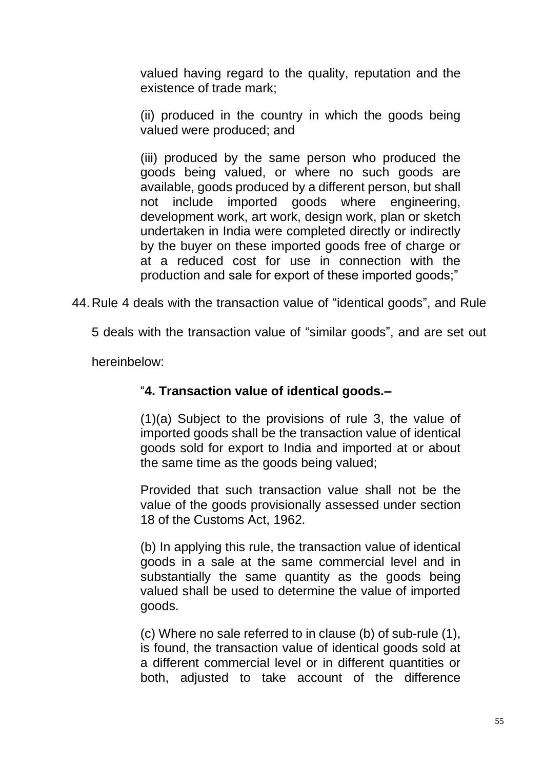valued having regard to the quality, reputation and the existence of trade mark;

(ii) produced in the country in which the goods being valued were produced; and

(iii) produced by the same person who produced the goods being valued, or where no such goods are available, goods produced by a different person, but shall not include imported goods where engineering, development work, art work, design work, plan or sketch undertaken in India were completed directly or indirectly by the buyer on these imported goods free of charge or at a reduced cost for use in connection with the production and sale for export of these imported goods;"

44. Rule 4 deals with the transaction value of "identical goods", and Rule 5 deals with the transaction value of "similar goods", and are set out hereinbelow:

"**4. Transaction value of identical goods.–**

(1)(a) Subject to the provisions of rule 3, the value of imported goods shall be the transaction value of identical goods sold for export to India and imported at or about the same time as the goods being valued;

Provided that such transaction value shall not be the value of the goods provisionally assessed under section 18 of the Customs Act, 1962.

(b) In applying this rule, the transaction value of identical goods in a sale at the same commercial level and in substantially the same quantity as the goods being valued shall be used to determine the value of imported goods.

(c) Where no sale referred to in clause (b) of sub-rule (1), is found, the transaction value of identical goods sold at a different commercial level or in different quantities or both, adjusted to take account of the difference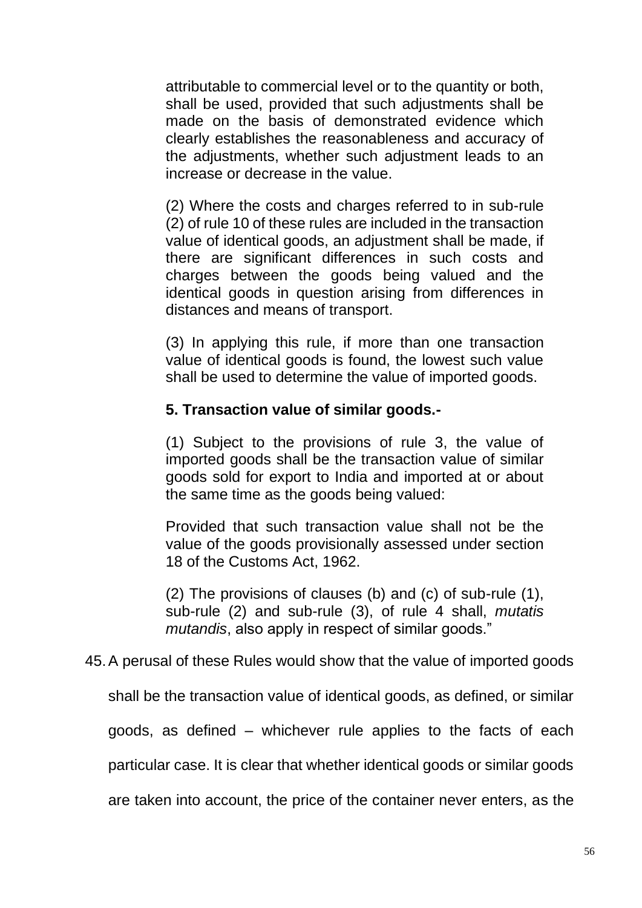attributable to commercial level or to the quantity or both, shall be used, provided that such adjustments shall be made on the basis of demonstrated evidence which clearly establishes the reasonableness and accuracy of the adjustments, whether such adjustment leads to an increase or decrease in the value.

(2) Where the costs and charges referred to in sub-rule (2) of rule 10 of these rules are included in the transaction value of identical goods, an adjustment shall be made, if there are significant differences in such costs and charges between the goods being valued and the identical goods in question arising from differences in distances and means of transport.

(3) In applying this rule, if more than one transaction value of identical goods is found, the lowest such value shall be used to determine the value of imported goods.

**5. Transaction value of similar goods.-**

(1) Subject to the provisions of rule 3, the value of imported goods shall be the transaction value of similar goods sold for export to India and imported at or about the same time as the goods being valued:

Provided that such transaction value shall not be the value of the goods provisionally assessed under section 18 of the Customs Act, 1962.

(2) The provisions of clauses (b) and (c) of sub-rule (1), sub-rule (2) and sub-rule (3), of rule 4 shall, *mutatis mutandis*, also apply in respect of similar goods."

45. A perusal of these Rules would show that the value of imported goods shall be the transaction value of identical goods, as defined, or similar goods, as defined – whichever rule applies to the facts of each particular case. It is clear that whether identical goods or similar goods are taken into account, the price of the container never enters, as the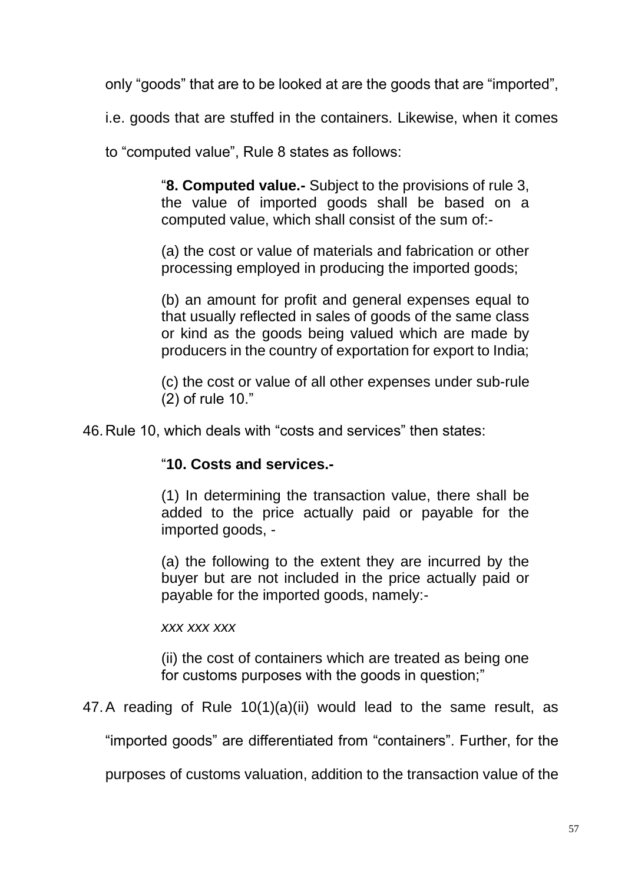only "goods" that are to be looked at are the goods that are "imported", i.e. goods that are stuffed in the containers. Likewise, when it comes to "computed value", Rule 8 states as follows:

> "**8. Computed value.-** Subject to the provisions of rule 3, the value of imported goods shall be based on a computed value, which shall consist of the sum of:-
>
> (a) the cost or value of materials and fabrication or other processing employed in producing the imported goods;
>
> (b) an amount for profit and general expenses equal to that usually reflected in sales of goods of the same class or kind as the goods being valued which are made by producers in the country of exportation for export to India;
>
> (c) the cost or value of all other expenses under sub-rule (2) of rule 10."

46. Rule 10, which deals with "costs and services" then states:

> "**10. Costs and services.-**
>
> (1) In determining the transaction value, there shall be added to the price actually paid or payable for the imported goods, -
>
> (a) the following to the extent they are incurred by the buyer but are not included in the price actually paid or payable for the imported goods, namely:-
>
> *xxx xxx xxx*
>
> (ii) the cost of containers which are treated as being one for customs purposes with the goods in question;"

47. A reading of Rule 10(1)(a)(ii) would lead to the same result, as "imported goods" are differentiated from "containers". Further, for the purposes of customs valuation, addition to the transaction value of the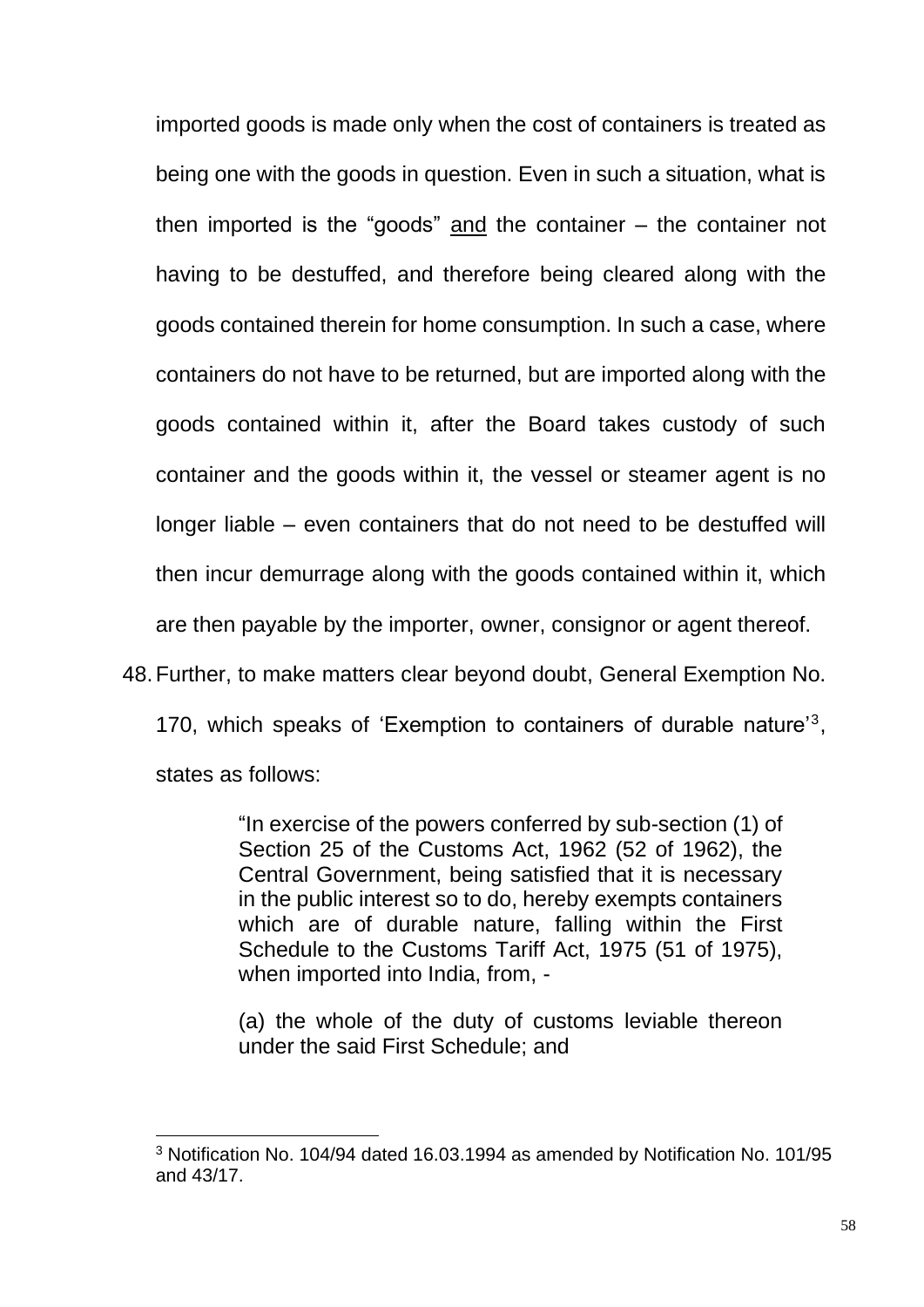imported goods is made only when the cost of containers is treated as being one with the goods in question. Even in such a situation, what is then imported is the "goods" and the container – the container not having to be destuffed, and therefore being cleared along with the goods contained therein for home consumption. In such a case, where containers do not have to be returned, but are imported along with the goods contained within it, after the Board takes custody of such container and the goods within it, the vessel or steamer agent is no longer liable – even containers that do not need to be destuffed will then incur demurrage along with the goods contained within it, which are then payable by the importer, owner, consignor or agent thereof.

48. Further, to make matters clear beyond doubt, General Exemption No. 170, which speaks of 'Exemption to containers of durable nature'[3], states as follows:

> "In exercise of the powers conferred by sub-section (1) of Section 25 of the Customs Act, 1962 (52 of 1962), the Central Government, being satisfied that it is necessary in the public interest so to do, hereby exempts containers which are of durable nature, falling within the First Schedule to the Customs Tariff Act, 1975 (51 of 1975), when imported into India, from, -
>
> (a) the whole of the duty of customs leviable thereon under the said First Schedule; and

[3] Notification No. 104/94 dated 16.03.1994 as amended by Notification No. 101/95 and 43/17.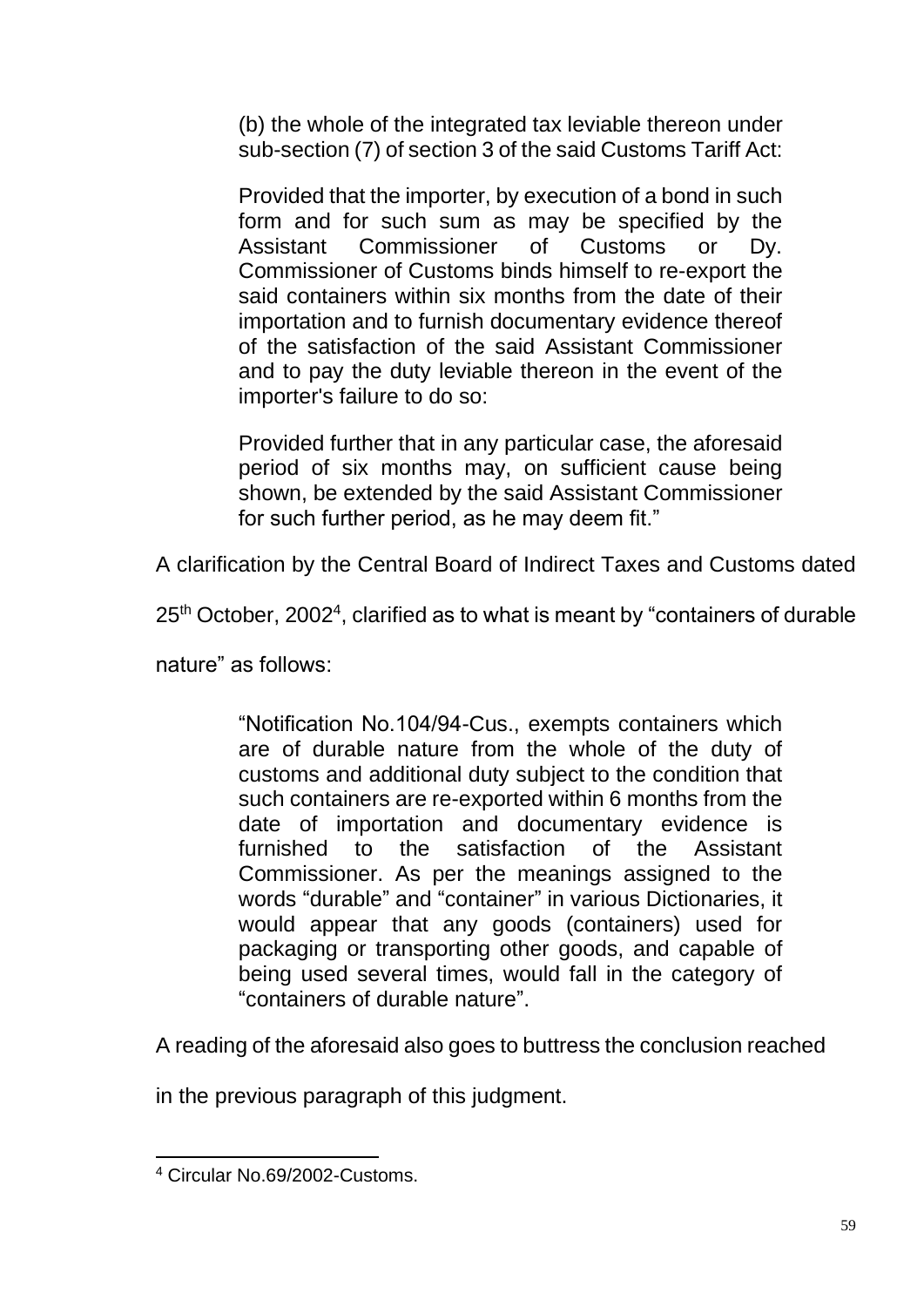> (b) the whole of the integrated tax leviable thereon under sub-section (7) of section 3 of the said Customs Tariff Act:
>
> Provided that the importer, by execution of a bond in such form and for such sum as may be specified by the Assistant Commissioner of Customs or Dy. Commissioner of Customs binds himself to re-export the said containers within six months from the date of their importation and to furnish documentary evidence thereof of the satisfaction of the said Assistant Commissioner and to pay the duty leviable thereon in the event of the importer's failure to do so:
>
> Provided further that in any particular case, the aforesaid period of six months may, on sufficient cause being shown, be extended by the said Assistant Commissioner for such further period, as he may deem fit."

A clarification by the Central Board of Indirect Taxes and Customs dated 25th October, 2002[4], clarified as to what is meant by "containers of durable nature" as follows:

> "Notification No.104/94-Cus., exempts containers which are of durable nature from the whole of the duty of customs and additional duty subject to the condition that such containers are re-exported within 6 months from the date of importation and documentary evidence is furnished to the satisfaction of the Assistant Commissioner. As per the meanings assigned to the words "durable" and "container" in various Dictionaries, it would appear that any goods (containers) used for packaging or transporting other goods, and capable of being used several times, would fall in the category of "containers of durable nature".

A reading of the aforesaid also goes to buttress the conclusion reached in the previous paragraph of this judgment.

---

[4] Circular No.69/2002-Customs.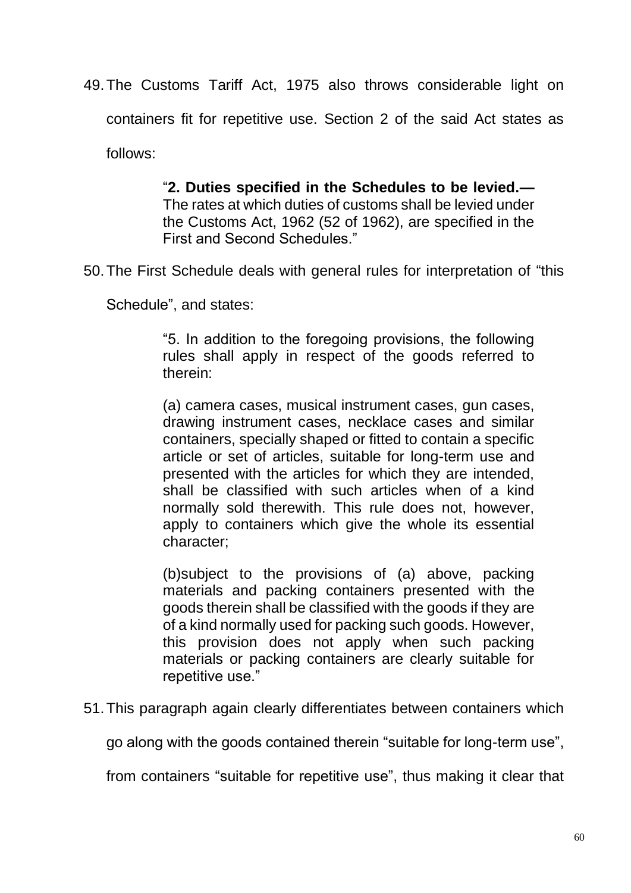49. The Customs Tariff Act, 1975 also throws considerable light on containers fit for repetitive use. Section 2 of the said Act states as follows:

> "**2. Duties specified in the Schedules to be levied.—** The rates at which duties of customs shall be levied under the Customs Act, 1962 (52 of 1962), are specified in the First and Second Schedules."

50. The First Schedule deals with general rules for interpretation of "this Schedule", and states:

> "5. In addition to the foregoing provisions, the following rules shall apply in respect of the goods referred to therein:
>
> (a) camera cases, musical instrument cases, gun cases, drawing instrument cases, necklace cases and similar containers, specially shaped or fitted to contain a specific article or set of articles, suitable for long-term use and presented with the articles for which they are intended, shall be classified with such articles when of a kind normally sold therewith. This rule does not, however, apply to containers which give the whole its essential character;
>
> (b)subject to the provisions of (a) above, packing materials and packing containers presented with the goods therein shall be classified with the goods if they are of a kind normally used for packing such goods. However, this provision does not apply when such packing materials or packing containers are clearly suitable for repetitive use."

51. This paragraph again clearly differentiates between containers which go along with the goods contained therein "suitable for long-term use", from containers "suitable for repetitive use", thus making it clear that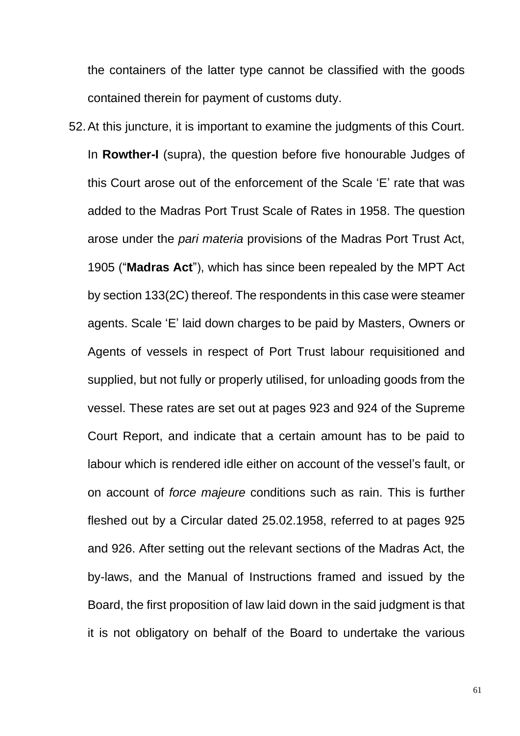the containers of the latter type cannot be classified with the goods contained therein for payment of customs duty.

52. At this juncture, it is important to examine the judgments of this Court. In **Rowther-I** (supra), the question before five honourable Judges of this Court arose out of the enforcement of the Scale 'E' rate that was added to the Madras Port Trust Scale of Rates in 1958. The question arose under the *pari materia* provisions of the Madras Port Trust Act, 1905 ("**Madras Act**"), which has since been repealed by the MPT Act by section 133(2C) thereof. The respondents in this case were steamer agents. Scale 'E' laid down charges to be paid by Masters, Owners or Agents of vessels in respect of Port Trust labour requisitioned and supplied, but not fully or properly utilised, for unloading goods from the vessel. These rates are set out at pages 923 and 924 of the Supreme Court Report, and indicate that a certain amount has to be paid to labour which is rendered idle either on account of the vessel's fault, or on account of *force majeure* conditions such as rain. This is further fleshed out by a Circular dated 25.02.1958, referred to at pages 925 and 926. After setting out the relevant sections of the Madras Act, the by-laws, and the Manual of Instructions framed and issued by the Board, the first proposition of law laid down in the said judgment is that it is not obligatory on behalf of the Board to undertake the various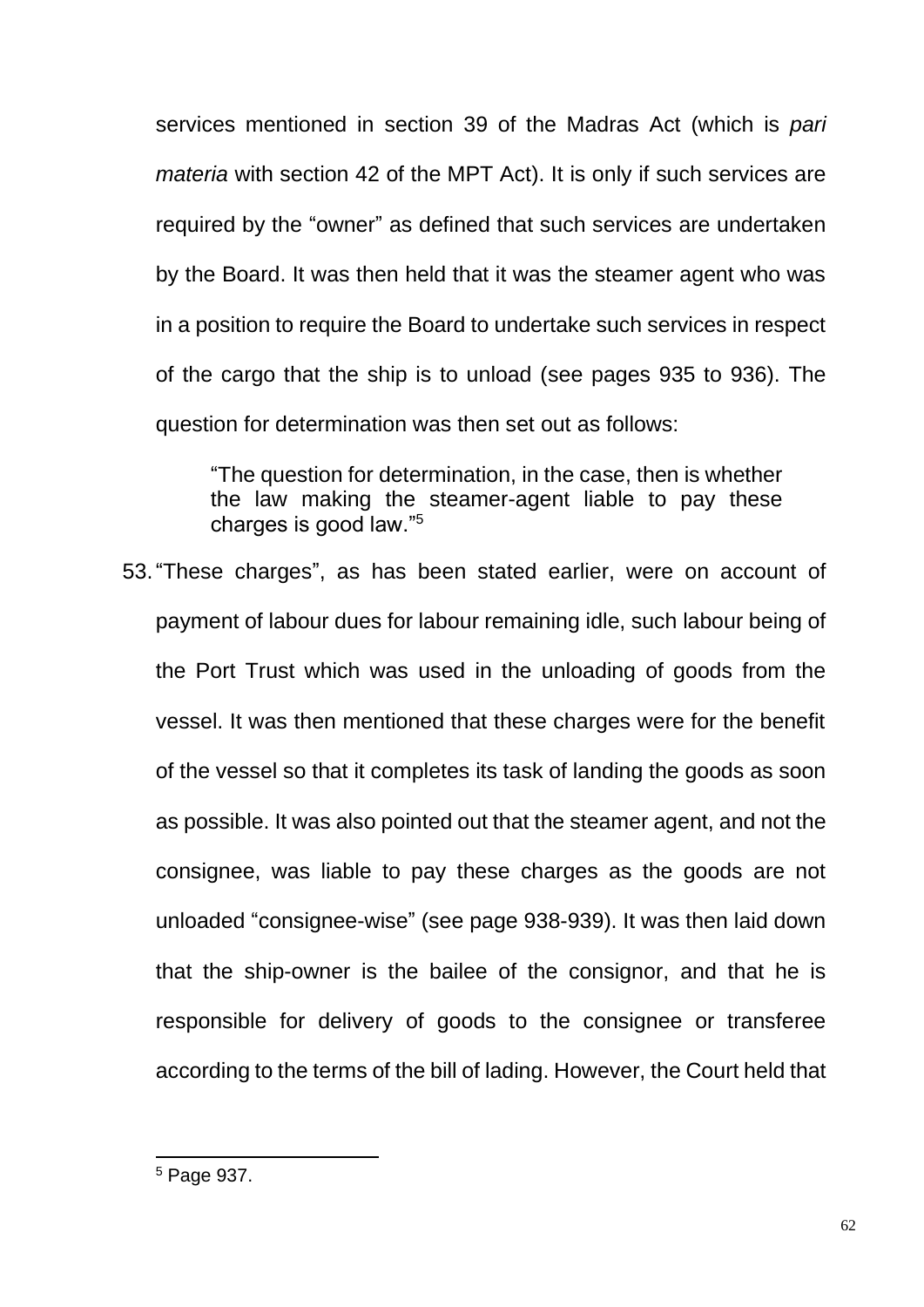services mentioned in section 39 of the Madras Act (which is *pari materia* with section 42 of the MPT Act). It is only if such services are required by the "owner" as defined that such services are undertaken by the Board. It was then held that it was the steamer agent who was in a position to require the Board to undertake such services in respect of the cargo that the ship is to unload (see pages 935 to 936). The question for determination was then set out as follows:

> "The question for determination, in the case, then is whether the law making the steamer-agent liable to pay these charges is good law."[5]

53. "These charges", as has been stated earlier, were on account of payment of labour dues for labour remaining idle, such labour being of the Port Trust which was used in the unloading of goods from the vessel. It was then mentioned that these charges were for the benefit of the vessel so that it completes its task of landing the goods as soon as possible. It was also pointed out that the steamer agent, and not the consignee, was liable to pay these charges as the goods are not unloaded "consignee-wise" (see page 938-939). It was then laid down that the ship-owner is the bailee of the consignor, and that he is responsible for delivery of goods to the consignee or transferee according to the terms of the bill of lading. However, the Court held that

---

[5] Page 937.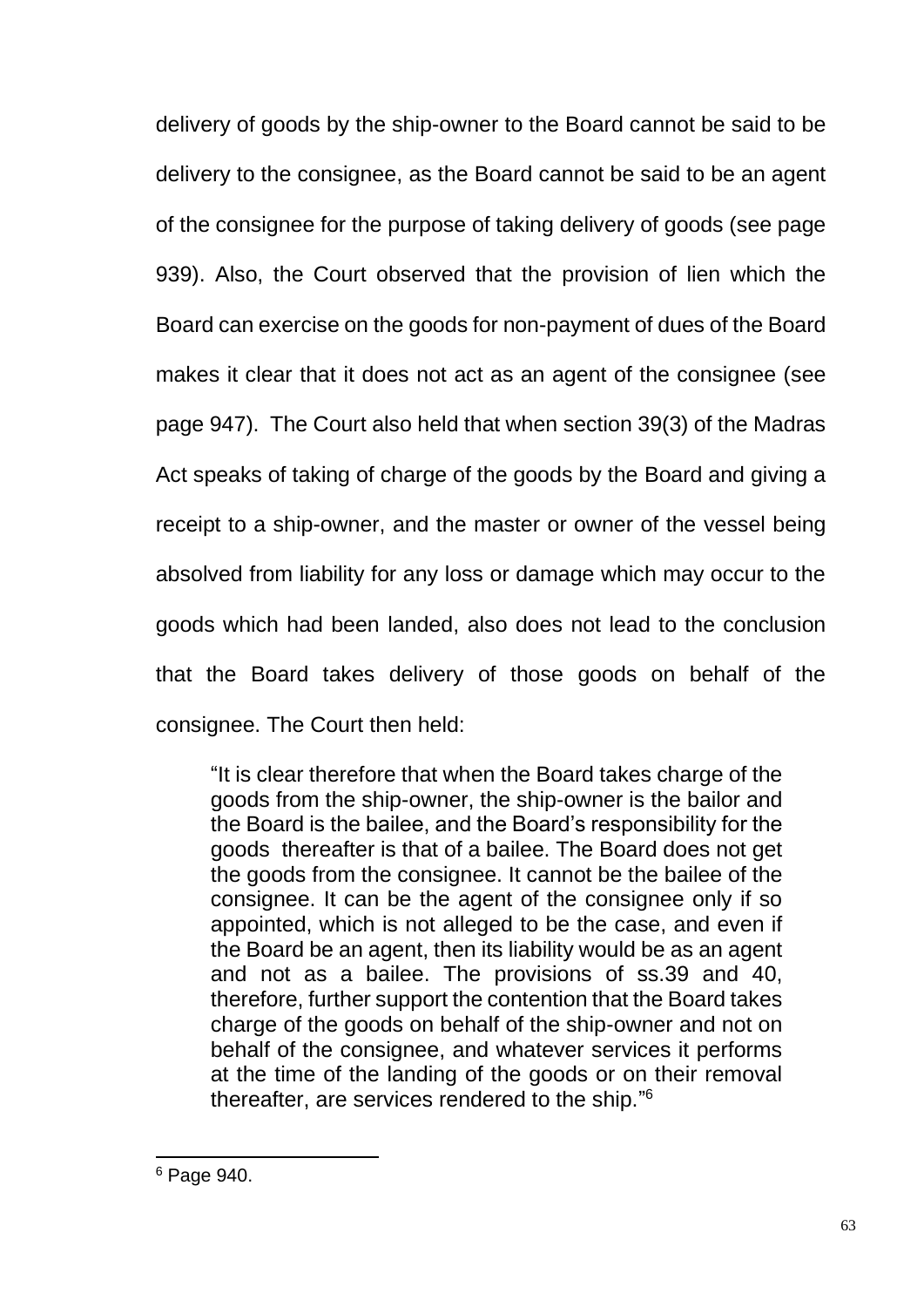delivery of goods by the ship-owner to the Board cannot be said to be delivery to the consignee, as the Board cannot be said to be an agent of the consignee for the purpose of taking delivery of goods (see page 939). Also, the Court observed that the provision of lien which the Board can exercise on the goods for non-payment of dues of the Board makes it clear that it does not act as an agent of the consignee (see page 947). The Court also held that when section 39(3) of the Madras Act speaks of taking of charge of the goods by the Board and giving a receipt to a ship-owner, and the master or owner of the vessel being absolved from liability for any loss or damage which may occur to the goods which had been landed, also does not lead to the conclusion that the Board takes delivery of those goods on behalf of the consignee. The Court then held:

> "It is clear therefore that when the Board takes charge of the goods from the ship-owner, the ship-owner is the bailor and the Board is the bailee, and the Board's responsibility for the goods thereafter is that of a bailee. The Board does not get the goods from the consignee. It cannot be the bailee of the consignee. It can be the agent of the consignee only if so appointed, which is not alleged to be the case, and even if the Board be an agent, then its liability would be as an agent and not as a bailee. The provisions of ss.39 and 40, therefore, further support the contention that the Board takes charge of the goods on behalf of the ship-owner and not on behalf of the consignee, and whatever services it performs at the time of the landing of the goods or on their removal thereafter, are services rendered to the ship."[6]

---

[6] Page 940.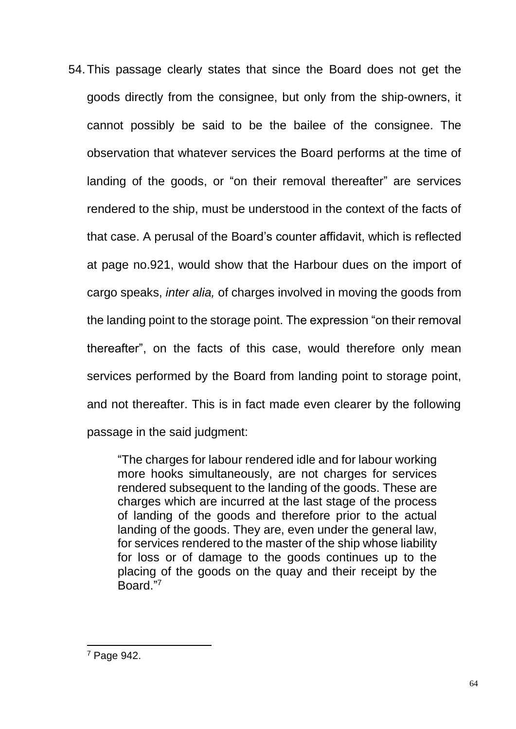54. This passage clearly states that since the Board does not get the goods directly from the consignee, but only from the ship-owners, it cannot possibly be said to be the bailee of the consignee. The observation that whatever services the Board performs at the time of landing of the goods, or "on their removal thereafter" are services rendered to the ship, must be understood in the context of the facts of that case. A perusal of the Board's counter affidavit, which is reflected at page no.921, would show that the Harbour dues on the import of cargo speaks, *inter alia,* of charges involved in moving the goods from the landing point to the storage point. The expression "on their removal thereafter", on the facts of this case, would therefore only mean services performed by the Board from landing point to storage point, and not thereafter. This is in fact made even clearer by the following passage in the said judgment:

> "The charges for labour rendered idle and for labour working more hooks simultaneously, are not charges for services rendered subsequent to the landing of the goods. These are charges which are incurred at the last stage of the process of landing of the goods and therefore prior to the actual landing of the goods. They are, even under the general law, for services rendered to the master of the ship whose liability for loss or of damage to the goods continues up to the placing of the goods on the quay and their receipt by the Board."[7]

[7] Page 942.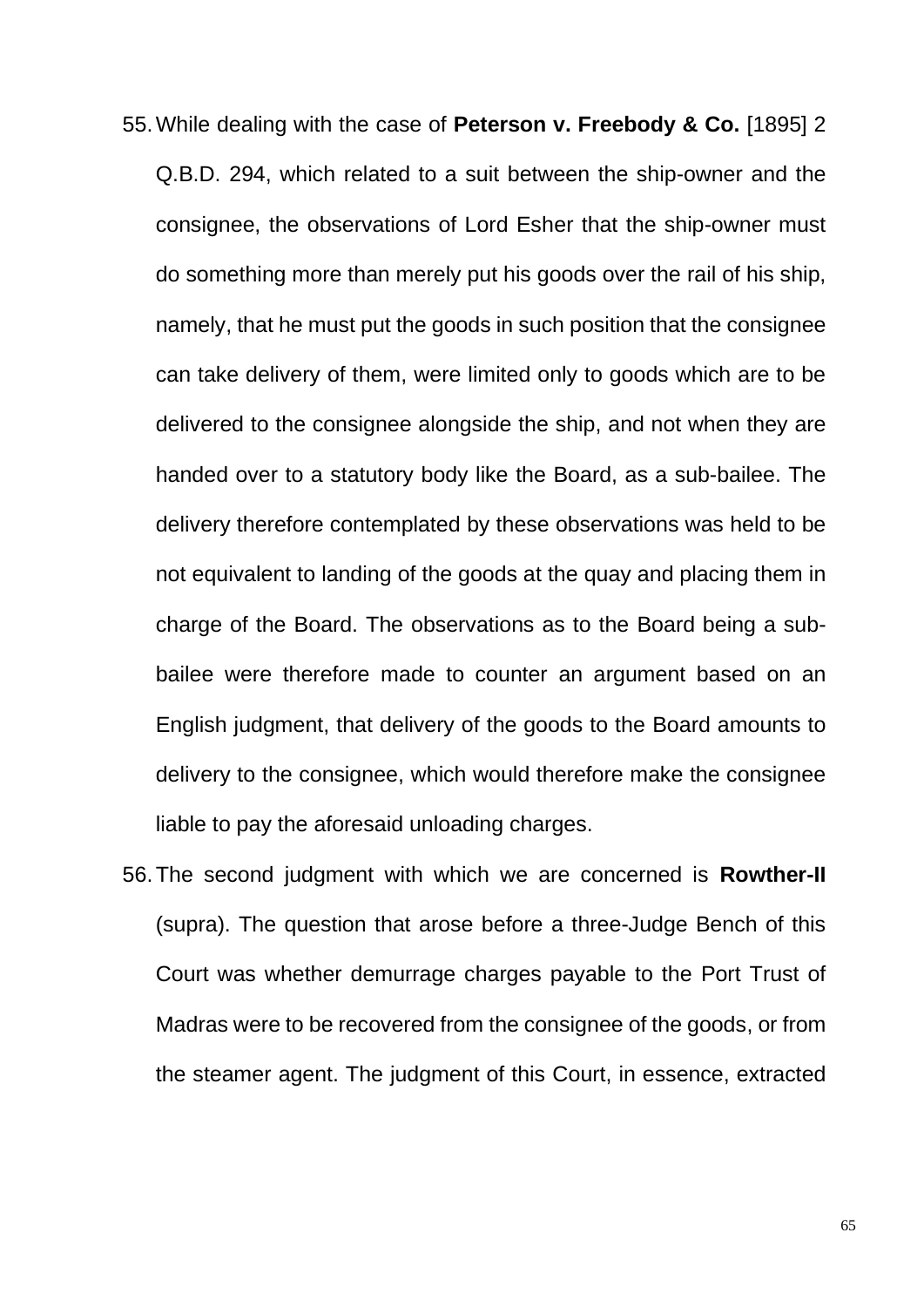55. While dealing with the case of **Peterson v. Freebody & Co.** [1895] 2 Q.B.D. 294, which related to a suit between the ship-owner and the consignee, the observations of Lord Esher that the ship-owner must do something more than merely put his goods over the rail of his ship, namely, that he must put the goods in such position that the consignee can take delivery of them, were limited only to goods which are to be delivered to the consignee alongside the ship, and not when they are handed over to a statutory body like the Board, as a sub-bailee. The delivery therefore contemplated by these observations was held to be not equivalent to landing of the goods at the quay and placing them in charge of the Board. The observations as to the Board being a sub-bailee were therefore made to counter an argument based on an English judgment, that delivery of the goods to the Board amounts to delivery to the consignee, which would therefore make the consignee liable to pay the aforesaid unloading charges.

56. The second judgment with which we are concerned is **Rowther-II** (supra). The question that arose before a three-Judge Bench of this Court was whether demurrage charges payable to the Port Trust of Madras were to be recovered from the consignee of the goods, or from the steamer agent. The judgment of this Court, in essence, extracted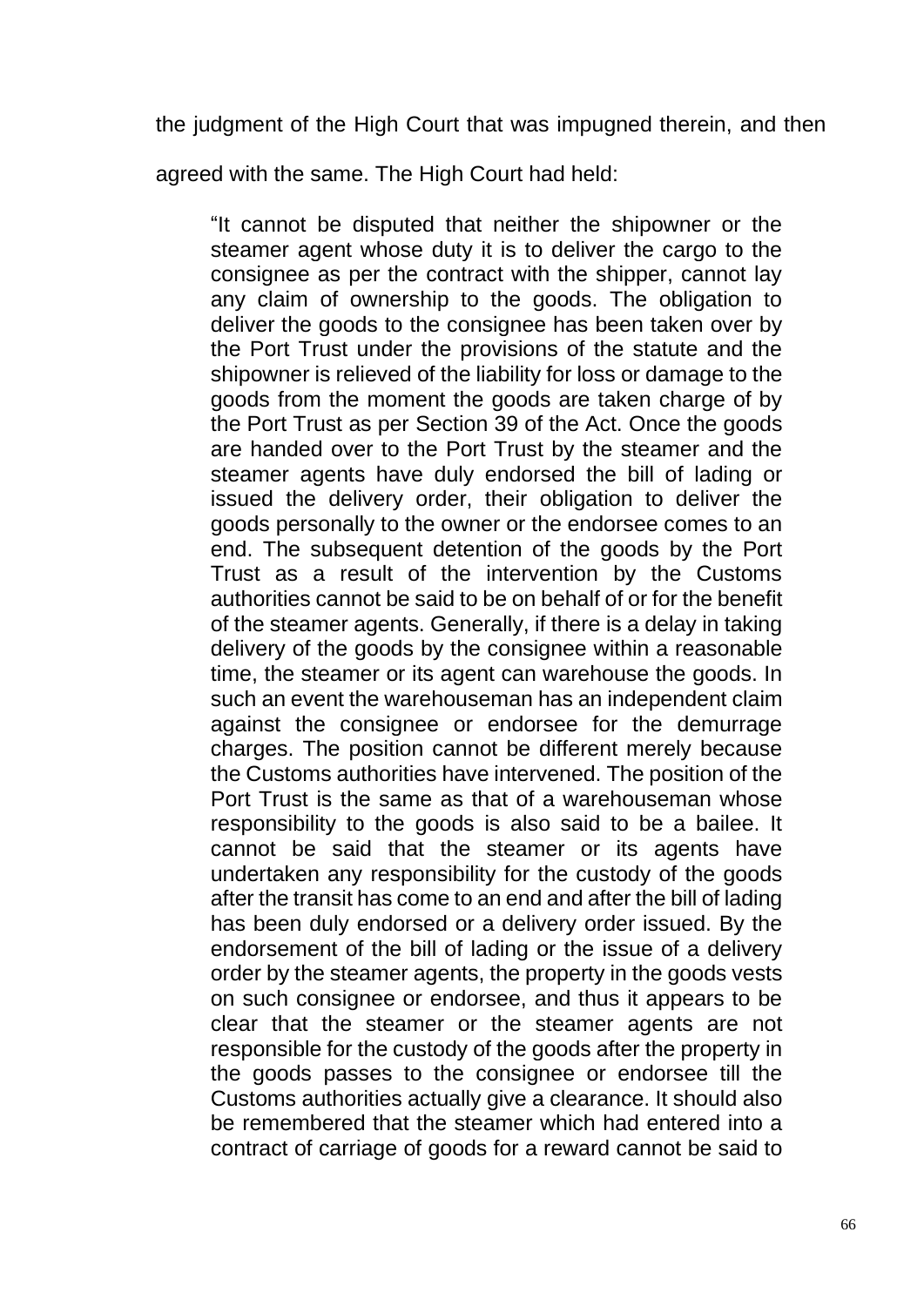the judgment of the High Court that was impugned therein, and then agreed with the same. The High Court had held:

> "It cannot be disputed that neither the shipowner or the steamer agent whose duty it is to deliver the cargo to the consignee as per the contract with the shipper, cannot lay any claim of ownership to the goods. The obligation to deliver the goods to the consignee has been taken over by the Port Trust under the provisions of the statute and the shipowner is relieved of the liability for loss or damage to the goods from the moment the goods are taken charge of by the Port Trust as per Section 39 of the Act. Once the goods are handed over to the Port Trust by the steamer and the steamer agents have duly endorsed the bill of lading or issued the delivery order, their obligation to deliver the goods personally to the owner or the endorsee comes to an end. The subsequent detention of the goods by the Port Trust as a result of the intervention by the Customs authorities cannot be said to be on behalf of or for the benefit of the steamer agents. Generally, if there is a delay in taking delivery of the goods by the consignee within a reasonable time, the steamer or its agent can warehouse the goods. In such an event the warehouseman has an independent claim against the consignee or endorsee for the demurrage charges. The position cannot be different merely because the Customs authorities have intervened. The position of the Port Trust is the same as that of a warehouseman whose responsibility to the goods is also said to be a bailee. It cannot be said that the steamer or its agents have undertaken any responsibility for the custody of the goods after the transit has come to an end and after the bill of lading has been duly endorsed or a delivery order issued. By the endorsement of the bill of lading or the issue of a delivery order by the steamer agents, the property in the goods vests on such consignee or endorsee, and thus it appears to be clear that the steamer or the steamer agents are not responsible for the custody of the goods after the property in the goods passes to the consignee or endorsee till the Customs authorities actually give a clearance. It should also be remembered that the steamer which had entered into a contract of carriage of goods for a reward cannot be said to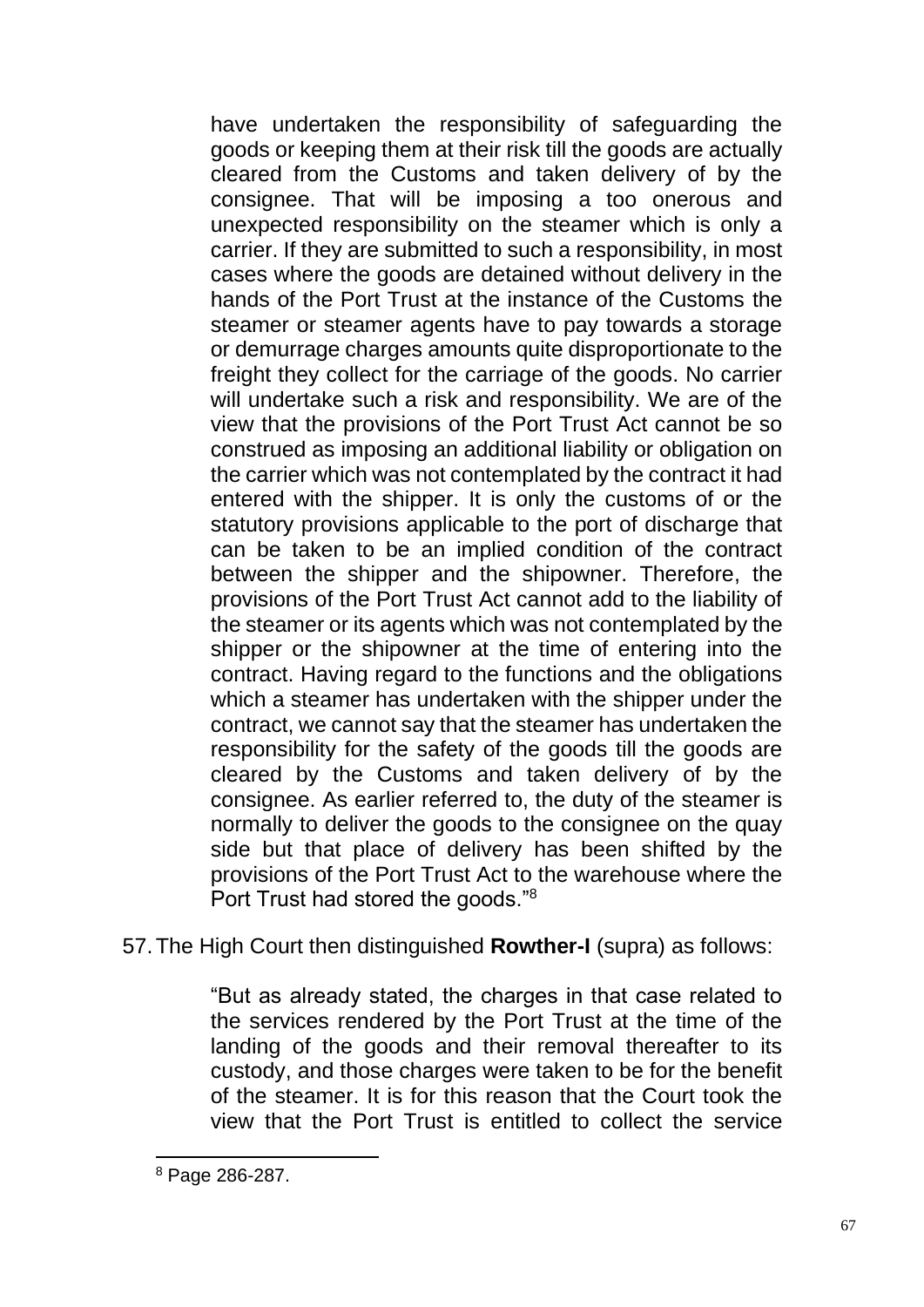> have undertaken the responsibility of safeguarding the goods or keeping them at their risk till the goods are actually cleared from the Customs and taken delivery of by the consignee. That will be imposing a too onerous and unexpected responsibility on the steamer which is only a carrier. If they are submitted to such a responsibility, in most cases where the goods are detained without delivery in the hands of the Port Trust at the instance of the Customs the steamer or steamer agents have to pay towards a storage or demurrage charges amounts quite disproportionate to the freight they collect for the carriage of the goods. No carrier will undertake such a risk and responsibility. We are of the view that the provisions of the Port Trust Act cannot be so construed as imposing an additional liability or obligation on the carrier which was not contemplated by the contract it had entered with the shipper. It is only the customs of or the statutory provisions applicable to the port of discharge that can be taken to be an implied condition of the contract between the shipper and the shipowner. Therefore, the provisions of the Port Trust Act cannot add to the liability of the steamer or its agents which was not contemplated by the shipper or the shipowner at the time of entering into the contract. Having regard to the functions and the obligations which a steamer has undertaken with the shipper under the contract, we cannot say that the steamer has undertaken the responsibility for the safety of the goods till the goods are cleared by the Customs and taken delivery of by the consignee. As earlier referred to, the duty of the steamer is normally to deliver the goods to the consignee on the quay side but that place of delivery has been shifted by the provisions of the Port Trust Act to the warehouse where the Port Trust had stored the goods."[8]

57. The High Court then distinguished **Rowther-I** (supra) as follows:

> "But as already stated, the charges in that case related to the services rendered by the Port Trust at the time of the landing of the goods and their removal thereafter to its custody, and those charges were taken to be for the benefit of the steamer. It is for this reason that the Court took the view that the Port Trust is entitled to collect the service

[8] Page 286-287.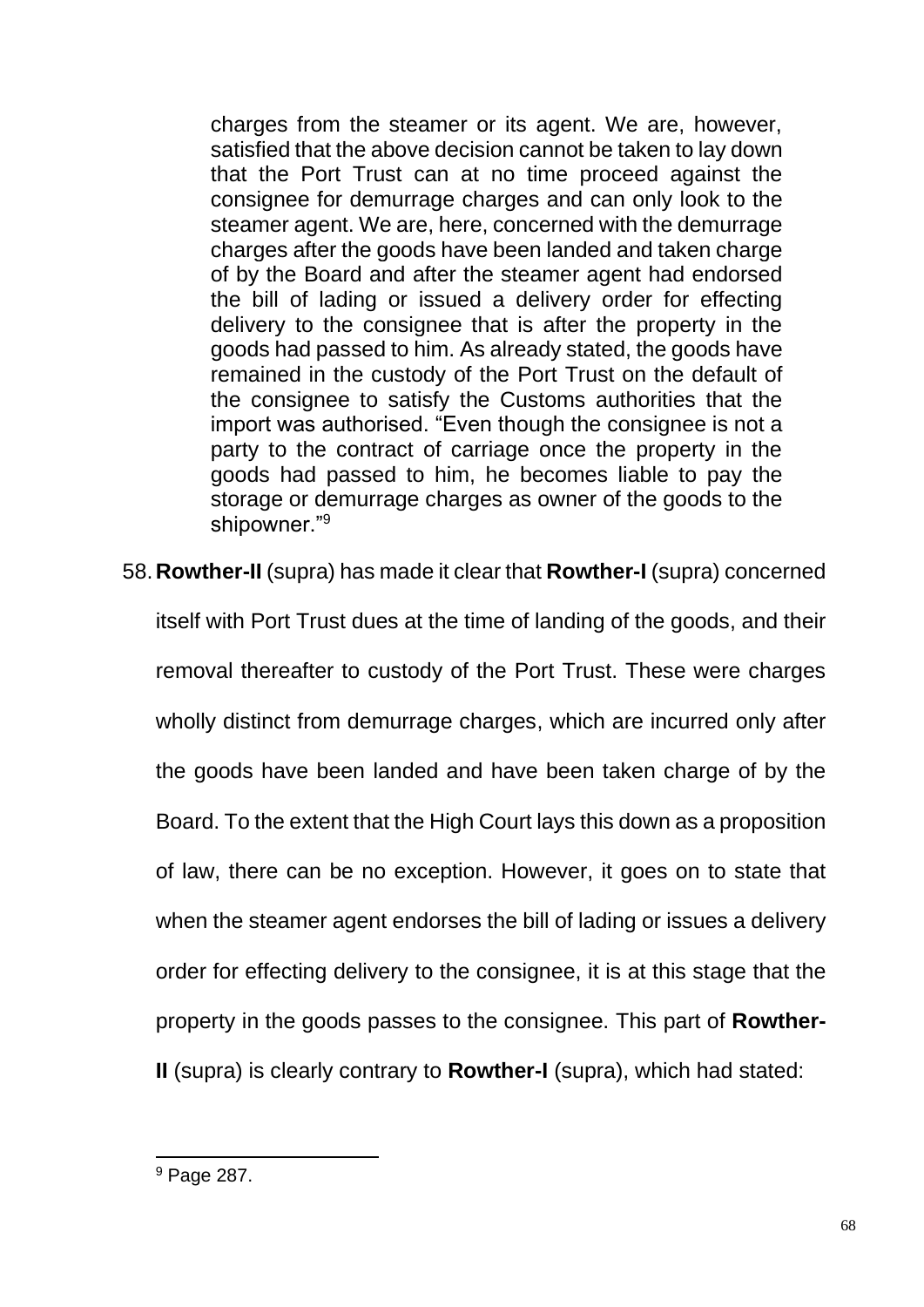> charges from the steamer or its agent. We are, however, satisfied that the above decision cannot be taken to lay down that the Port Trust can at no time proceed against the consignee for demurrage charges and can only look to the steamer agent. We are, here, concerned with the demurrage charges after the goods have been landed and taken charge of by the Board and after the steamer agent had endorsed the bill of lading or issued a delivery order for effecting delivery to the consignee that is after the property in the goods had passed to him. As already stated, the goods have remained in the custody of the Port Trust on the default of the consignee to satisfy the Customs authorities that the import was authorised. "Even though the consignee is not a party to the contract of carriage once the property in the goods had passed to him, he becomes liable to pay the storage or demurrage charges as owner of the goods to the shipowner."[9]

58. **Rowther-II** (supra) has made it clear that **Rowther-I** (supra) concerned itself with Port Trust dues at the time of landing of the goods, and their removal thereafter to custody of the Port Trust. These were charges wholly distinct from demurrage charges, which are incurred only after the goods have been landed and have been taken charge of by the Board. To the extent that the High Court lays this down as a proposition of law, there can be no exception. However, it goes on to state that when the steamer agent endorses the bill of lading or issues a delivery order for effecting delivery to the consignee, it is at this stage that the property in the goods passes to the consignee. This part of **Rowther-II** (supra) is clearly contrary to **Rowther-I** (supra), which had stated:

---

[9] Page 287.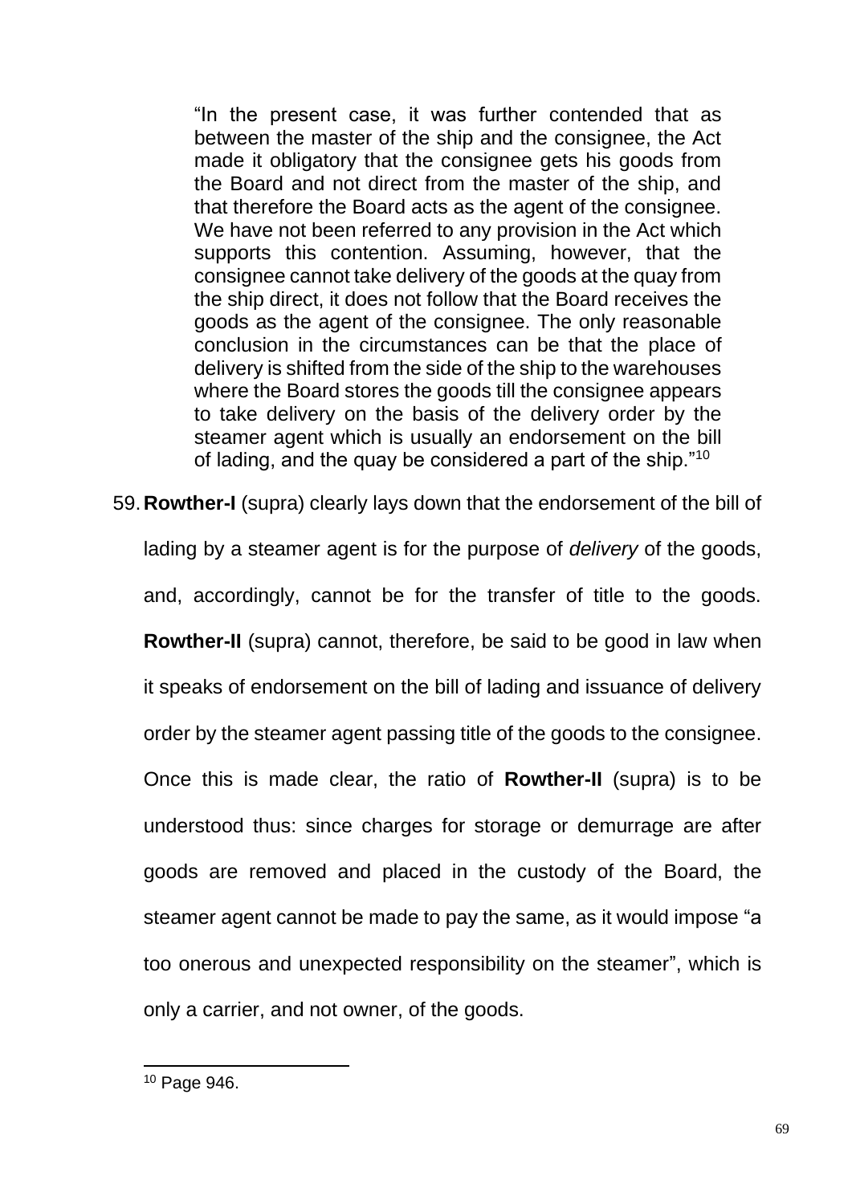> "In the present case, it was further contended that as between the master of the ship and the consignee, the Act made it obligatory that the consignee gets his goods from the Board and not direct from the master of the ship, and that therefore the Board acts as the agent of the consignee. We have not been referred to any provision in the Act which supports this contention. Assuming, however, that the consignee cannot take delivery of the goods at the quay from the ship direct, it does not follow that the Board receives the goods as the agent of the consignee. The only reasonable conclusion in the circumstances can be that the place of delivery is shifted from the side of the ship to the warehouses where the Board stores the goods till the consignee appears to take delivery on the basis of the delivery order by the steamer agent which is usually an endorsement on the bill of lading, and the quay be considered a part of the ship."[10]

59. **Rowther-I** (supra) clearly lays down that the endorsement of the bill of lading by a steamer agent is for the purpose of *delivery* of the goods, and, accordingly, cannot be for the transfer of title to the goods. **Rowther-II** (supra) cannot, therefore, be said to be good in law when it speaks of endorsement on the bill of lading and issuance of delivery order by the steamer agent passing title of the goods to the consignee. Once this is made clear, the ratio of **Rowther-II** (supra) is to be understood thus: since charges for storage or demurrage are after goods are removed and placed in the custody of the Board, the steamer agent cannot be made to pay the same, as it would impose "a too onerous and unexpected responsibility on the steamer", which is only a carrier, and not owner, of the goods.

---

[10] Page 946.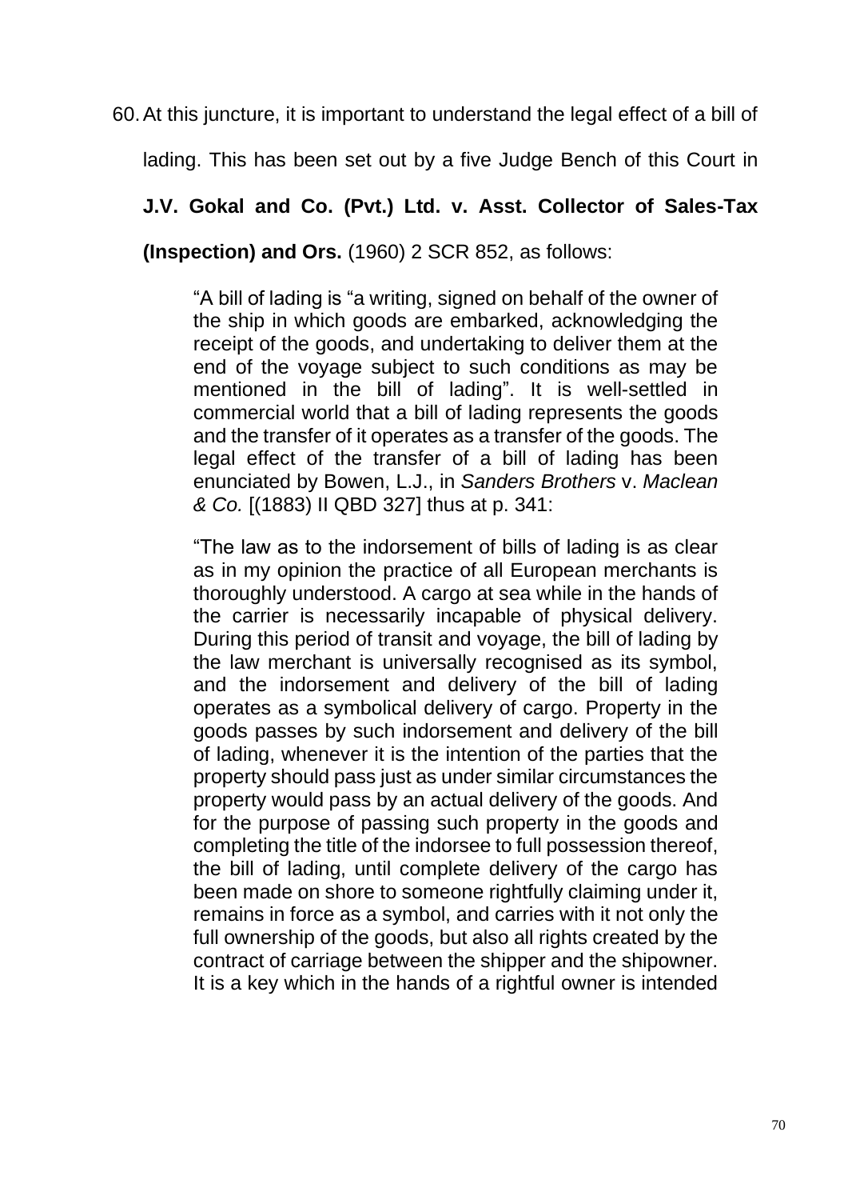60. At this juncture, it is important to understand the legal effect of a bill of lading. This has been set out by a five Judge Bench of this Court in **J.V. Gokal and Co. (Pvt.) Ltd. v. Asst. Collector of Sales-Tax (Inspection) and Ors.** (1960) 2 SCR 852, as follows:

> "A bill of lading is "a writing, signed on behalf of the owner of the ship in which goods are embarked, acknowledging the receipt of the goods, and undertaking to deliver them at the end of the voyage subject to such conditions as may be mentioned in the bill of lading". It is well-settled in commercial world that a bill of lading represents the goods and the transfer of it operates as a transfer of the goods. The legal effect of the transfer of a bill of lading has been enunciated by Bowen, L.J., in *Sanders Brothers* v. *Maclean & Co.* [(1883) II QBD 327] thus at p. 341:
>
> "The law as to the indorsement of bills of lading is as clear as in my opinion the practice of all European merchants is thoroughly understood. A cargo at sea while in the hands of the carrier is necessarily incapable of physical delivery. During this period of transit and voyage, the bill of lading by the law merchant is universally recognised as its symbol, and the indorsement and delivery of the bill of lading operates as a symbolical delivery of cargo. Property in the goods passes by such indorsement and delivery of the bill of lading, whenever it is the intention of the parties that the property should pass just as under similar circumstances the property would pass by an actual delivery of the goods. And for the purpose of passing such property in the goods and completing the title of the indorsee to full possession thereof, the bill of lading, until complete delivery of the cargo has been made on shore to someone rightfully claiming under it, remains in force as a symbol, and carries with it not only the full ownership of the goods, but also all rights created by the contract of carriage between the shipper and the shipowner. It is a key which in the hands of a rightful owner is intended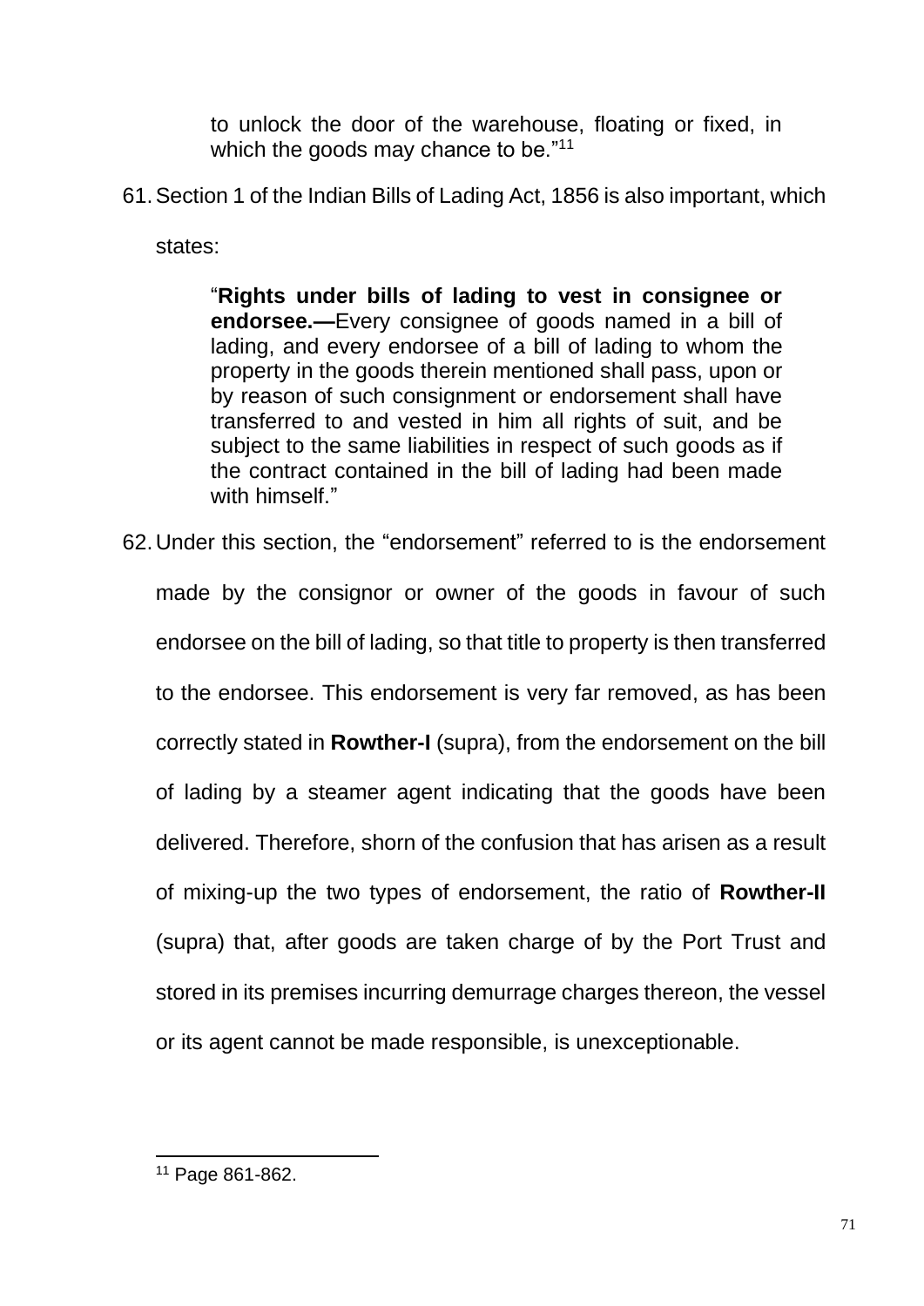to unlock the door of the warehouse, floating or fixed, in which the goods may chance to be."[11]

61. Section 1 of the Indian Bills of Lading Act, 1856 is also important, which states:

> "**Rights under bills of lading to vest in consignee or endorsee.—**Every consignee of goods named in a bill of lading, and every endorsee of a bill of lading to whom the property in the goods therein mentioned shall pass, upon or by reason of such consignment or endorsement shall have transferred to and vested in him all rights of suit, and be subject to the same liabilities in respect of such goods as if the contract contained in the bill of lading had been made with himself."

62. Under this section, the "endorsement" referred to is the endorsement made by the consignor or owner of the goods in favour of such endorsee on the bill of lading, so that title to property is then transferred to the endorsee. This endorsement is very far removed, as has been correctly stated in **Rowther-I** (supra), from the endorsement on the bill of lading by a steamer agent indicating that the goods have been delivered. Therefore, shorn of the confusion that has arisen as a result of mixing-up the two types of endorsement, the ratio of **Rowther-II** (supra) that, after goods are taken charge of by the Port Trust and stored in its premises incurring demurrage charges thereon, the vessel or its agent cannot be made responsible, is unexceptionable.

[11] Page 861-862.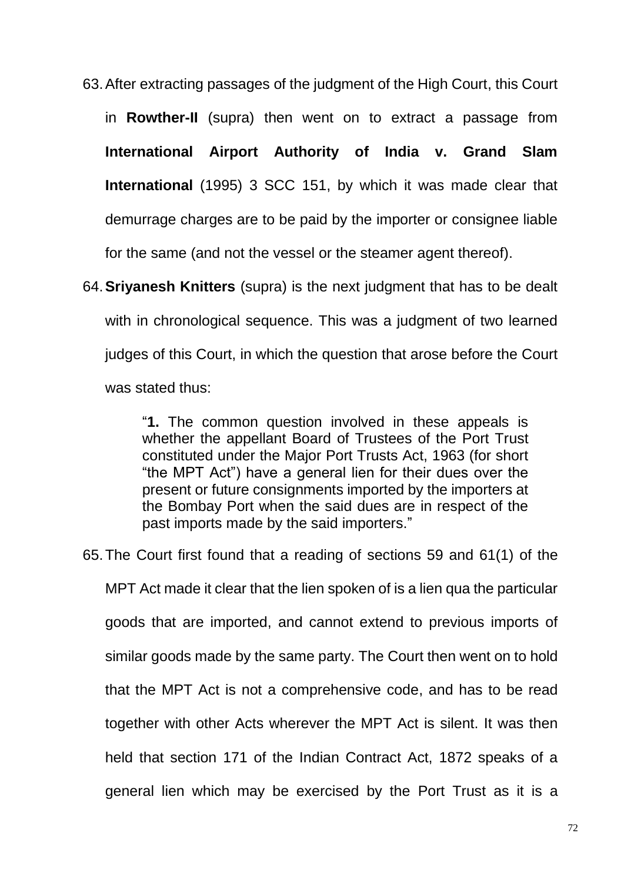63. After extracting passages of the judgment of the High Court, this Court in **Rowther-II** (supra) then went on to extract a passage from **International Airport Authority of India v. Grand Slam International** (1995) 3 SCC 151, by which it was made clear that demurrage charges are to be paid by the importer or consignee liable for the same (and not the vessel or the steamer agent thereof).

64. **Sriyanesh Knitters** (supra) is the next judgment that has to be dealt with in chronological sequence. This was a judgment of two learned judges of this Court, in which the question that arose before the Court was stated thus:

> "**1.** The common question involved in these appeals is whether the appellant Board of Trustees of the Port Trust constituted under the Major Port Trusts Act, 1963 (for short "the MPT Act") have a general lien for their dues over the present or future consignments imported by the importers at the Bombay Port when the said dues are in respect of the past imports made by the said importers."

65. The Court first found that a reading of sections 59 and 61(1) of the MPT Act made it clear that the lien spoken of is a lien qua the particular goods that are imported, and cannot extend to previous imports of similar goods made by the same party. The Court then went on to hold that the MPT Act is not a comprehensive code, and has to be read together with other Acts wherever the MPT Act is silent. It was then held that section 171 of the Indian Contract Act, 1872 speaks of a general lien which may be exercised by the Port Trust as it is a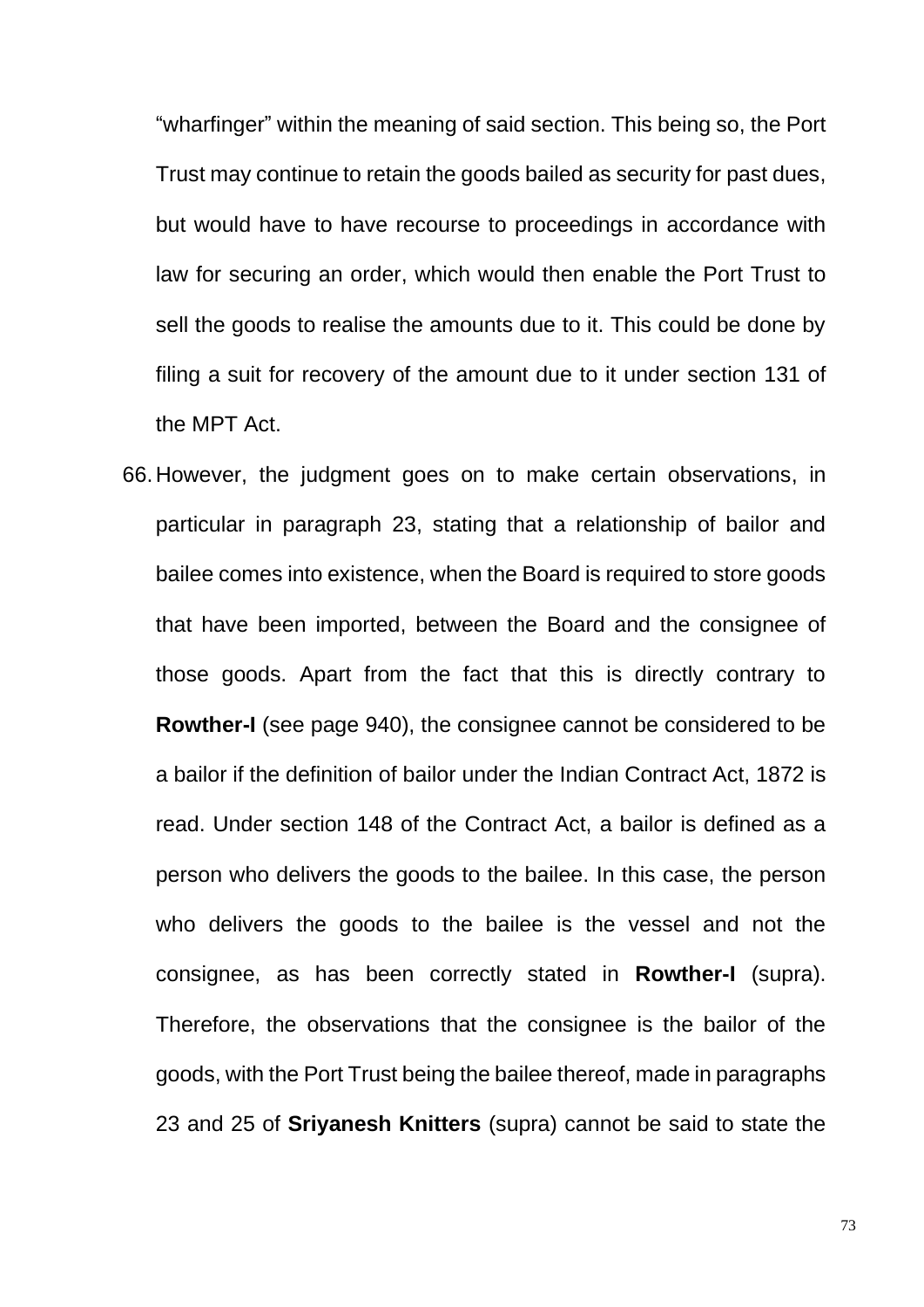"wharfinger" within the meaning of said section. This being so, the Port Trust may continue to retain the goods bailed as security for past dues, but would have to have recourse to proceedings in accordance with law for securing an order, which would then enable the Port Trust to sell the goods to realise the amounts due to it. This could be done by filing a suit for recovery of the amount due to it under section 131 of the MPT Act.

66. However, the judgment goes on to make certain observations, in particular in paragraph 23, stating that a relationship of bailor and bailee comes into existence, when the Board is required to store goods that have been imported, between the Board and the consignee of those goods. Apart from the fact that this is directly contrary to **Rowther-I** (see page 940), the consignee cannot be considered to be a bailor if the definition of bailor under the Indian Contract Act, 1872 is read. Under section 148 of the Contract Act, a bailor is defined as a person who delivers the goods to the bailee. In this case, the person who delivers the goods to the bailee is the vessel and not the consignee, as has been correctly stated in **Rowther-I** (supra). Therefore, the observations that the consignee is the bailor of the goods, with the Port Trust being the bailee thereof, made in paragraphs 23 and 25 of **Sriyanesh Knitters** (supra) cannot be said to state the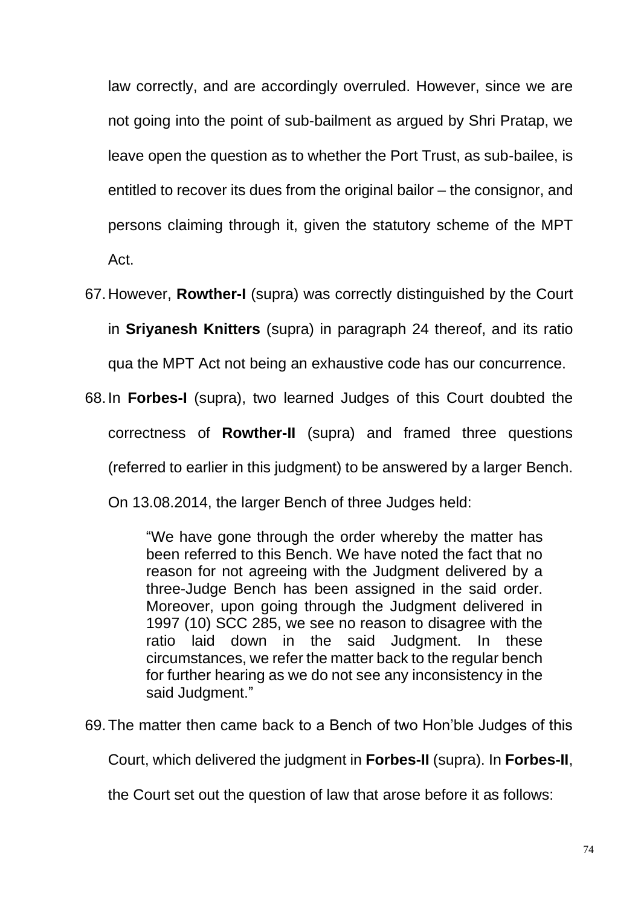law correctly, and are accordingly overruled. However, since we are not going into the point of sub-bailment as argued by Shri Pratap, we leave open the question as to whether the Port Trust, as sub-bailee, is entitled to recover its dues from the original bailor – the consignor, and persons claiming through it, given the statutory scheme of the MPT Act.

67. However, **Rowther-I** (supra) was correctly distinguished by the Court in **Sriyanesh Knitters** (supra) in paragraph 24 thereof, and its ratio qua the MPT Act not being an exhaustive code has our concurrence.

68. In **Forbes-I** (supra), two learned Judges of this Court doubted the correctness of **Rowther-II** (supra) and framed three questions (referred to earlier in this judgment) to be answered by a larger Bench. On 13.08.2014, the larger Bench of three Judges held:

> "We have gone through the order whereby the matter has been referred to this Bench. We have noted the fact that no reason for not agreeing with the Judgment delivered by a three-Judge Bench has been assigned in the said order. Moreover, upon going through the Judgment delivered in 1997 (10) SCC 285, we see no reason to disagree with the ratio laid down in the said Judgment. In these circumstances, we refer the matter back to the regular bench for further hearing as we do not see any inconsistency in the said Judgment."

69. The matter then came back to a Bench of two Hon'ble Judges of this Court, which delivered the judgment in **Forbes-II** (supra). In **Forbes-II**, the Court set out the question of law that arose before it as follows: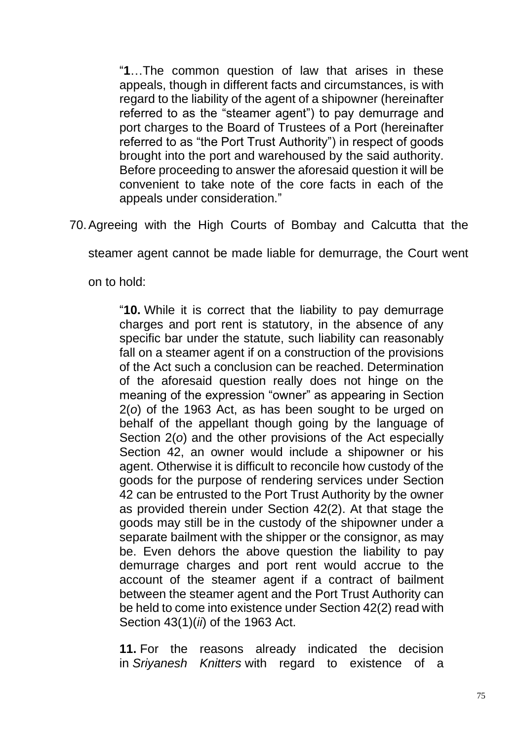> "**1**…The common question of law that arises in these appeals, though in different facts and circumstances, is with regard to the liability of the agent of a shipowner (hereinafter referred to as the "steamer agent") to pay demurrage and port charges to the Board of Trustees of a Port (hereinafter referred to as "the Port Trust Authority") in respect of goods brought into the port and warehoused by the said authority. Before proceeding to answer the aforesaid question it will be convenient to take note of the core facts in each of the appeals under consideration."

70. Agreeing with the High Courts of Bombay and Calcutta that the steamer agent cannot be made liable for demurrage, the Court went on to hold:

> "**10.** While it is correct that the liability to pay demurrage charges and port rent is statutory, in the absence of any specific bar under the statute, such liability can reasonably fall on a steamer agent if on a construction of the provisions of the Act such a conclusion can be reached. Determination of the aforesaid question really does not hinge on the meaning of the expression "owner" as appearing in Section 2(*o*) of the 1963 Act, as has been sought to be urged on behalf of the appellant though going by the language of Section 2(*o*) and the other provisions of the Act especially Section 42, an owner would include a shipowner or his agent. Otherwise it is difficult to reconcile how custody of the goods for the purpose of rendering services under Section 42 can be entrusted to the Port Trust Authority by the owner as provided therein under Section 42(2). At that stage the goods may still be in the custody of the shipowner under a separate bailment with the shipper or the consignor, as may be. Even dehors the above question the liability to pay demurrage charges and port rent would accrue to the account of the steamer agent if a contract of bailment between the steamer agent and the Port Trust Authority can be held to come into existence under Section 42(2) read with Section 43(1)(*ii*) of the 1963 Act.
>
> **11.** For the reasons already indicated the decision in *Sriyanesh Knitters* with regard to existence of a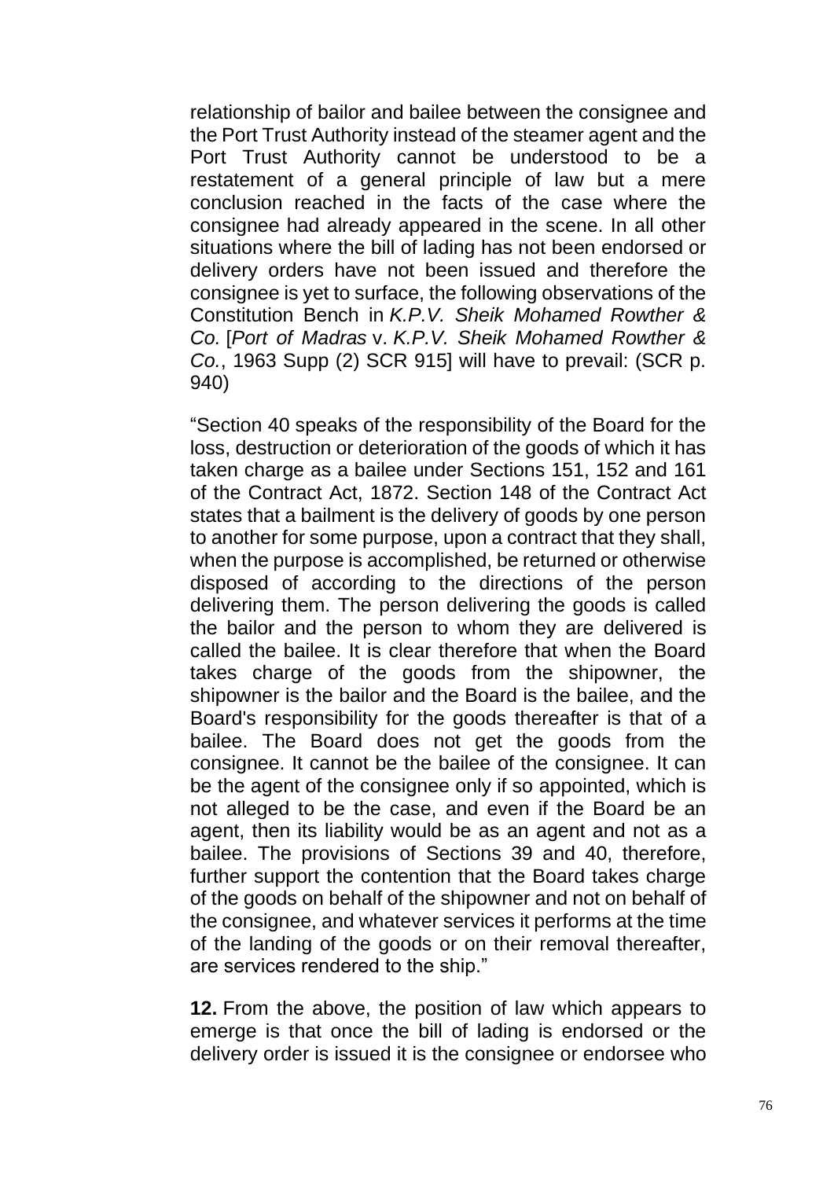relationship of bailor and bailee between the consignee and the Port Trust Authority instead of the steamer agent and the Port Trust Authority cannot be understood to be a restatement of a general principle of law but a mere conclusion reached in the facts of the case where the consignee had already appeared in the scene. In all other situations where the bill of lading has not been endorsed or delivery orders have not been issued and therefore the consignee is yet to surface, the following observations of the Constitution Bench in *K.P.V. Sheik Mohamed Rowther & Co.* [*Port of Madras* v. *K.P.V. Sheik Mohamed Rowther & Co.*, 1963 Supp (2) SCR 915] will have to prevail: (SCR p. 940)

"Section 40 speaks of the responsibility of the Board for the loss, destruction or deterioration of the goods of which it has taken charge as a bailee under Sections 151, 152 and 161 of the Contract Act, 1872. Section 148 of the Contract Act states that a bailment is the delivery of goods by one person to another for some purpose, upon a contract that they shall, when the purpose is accomplished, be returned or otherwise disposed of according to the directions of the person delivering them. The person delivering the goods is called the bailor and the person to whom they are delivered is called the bailee. It is clear therefore that when the Board takes charge of the goods from the shipowner, the shipowner is the bailor and the Board is the bailee, and the Board's responsibility for the goods thereafter is that of a bailee. The Board does not get the goods from the consignee. It cannot be the bailee of the consignee. It can be the agent of the consignee only if so appointed, which is not alleged to be the case, and even if the Board be an agent, then its liability would be as an agent and not as a bailee. The provisions of Sections 39 and 40, therefore, further support the contention that the Board takes charge of the goods on behalf of the shipowner and not on behalf of the consignee, and whatever services it performs at the time of the landing of the goods or on their removal thereafter, are services rendered to the ship."

**12.** From the above, the position of law which appears to emerge is that once the bill of lading is endorsed or the delivery order is issued it is the consignee or endorsee who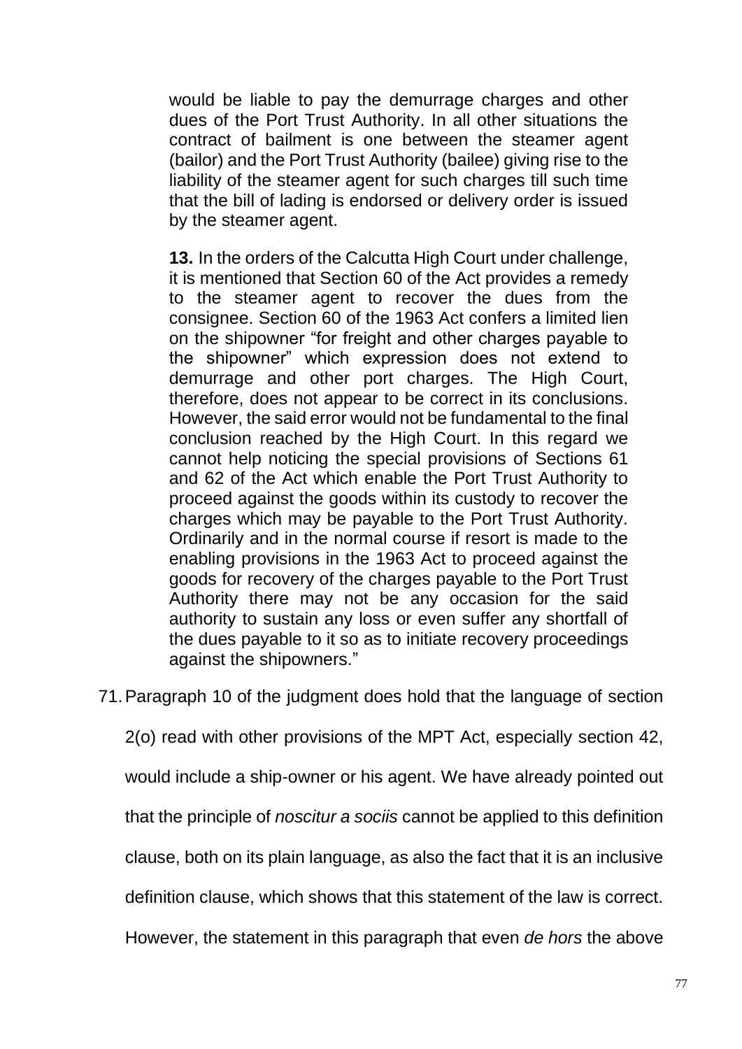> would be liable to pay the demurrage charges and other dues of the Port Trust Authority. In all other situations the contract of bailment is one between the steamer agent (bailor) and the Port Trust Authority (bailee) giving rise to the liability of the steamer agent for such charges till such time that the bill of lading is endorsed or delivery order is issued by the steamer agent.
>
> **13.** In the orders of the Calcutta High Court under challenge, it is mentioned that Section 60 of the Act provides a remedy to the steamer agent to recover the dues from the consignee. Section 60 of the 1963 Act confers a limited lien on the shipowner "for freight and other charges payable to the shipowner" which expression does not extend to demurrage and other port charges. The High Court, therefore, does not appear to be correct in its conclusions. However, the said error would not be fundamental to the final conclusion reached by the High Court. In this regard we cannot help noticing the special provisions of Sections 61 and 62 of the Act which enable the Port Trust Authority to proceed against the goods within its custody to recover the charges which may be payable to the Port Trust Authority. Ordinarily and in the normal course if resort is made to the enabling provisions in the 1963 Act to proceed against the goods for recovery of the charges payable to the Port Trust Authority there may not be any occasion for the said authority to sustain any loss or even suffer any shortfall of the dues payable to it so as to initiate recovery proceedings against the shipowners."

71. Paragraph 10 of the judgment does hold that the language of section 2(o) read with other provisions of the MPT Act, especially section 42, would include a ship-owner or his agent. We have already pointed out that the principle of *noscitur a sociis* cannot be applied to this definition clause, both on its plain language, as also the fact that it is an inclusive definition clause, which shows that this statement of the law is correct. However, the statement in this paragraph that even *de hors* the above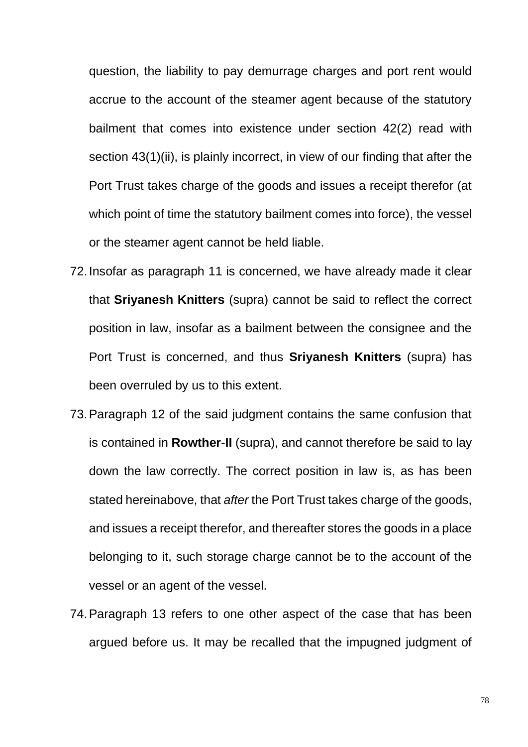question, the liability to pay demurrage charges and port rent would accrue to the account of the steamer agent because of the statutory bailment that comes into existence under section 42(2) read with section 43(1)(ii), is plainly incorrect, in view of our finding that after the Port Trust takes charge of the goods and issues a receipt therefor (at which point of time the statutory bailment comes into force), the vessel or the steamer agent cannot be held liable.

72. Insofar as paragraph 11 is concerned, we have already made it clear that **Sriyanesh Knitters** (supra) cannot be said to reflect the correct position in law, insofar as a bailment between the consignee and the Port Trust is concerned, and thus **Sriyanesh Knitters** (supra) has been overruled by us to this extent.

73. Paragraph 12 of the said judgment contains the same confusion that is contained in **Rowther-II** (supra), and cannot therefore be said to lay down the law correctly. The correct position in law is, as has been stated hereinabove, that *after* the Port Trust takes charge of the goods, and issues a receipt therefor, and thereafter stores the goods in a place belonging to it, such storage charge cannot be to the account of the vessel or an agent of the vessel.

74. Paragraph 13 refers to one other aspect of the case that has been argued before us. It may be recalled that the impugned judgment of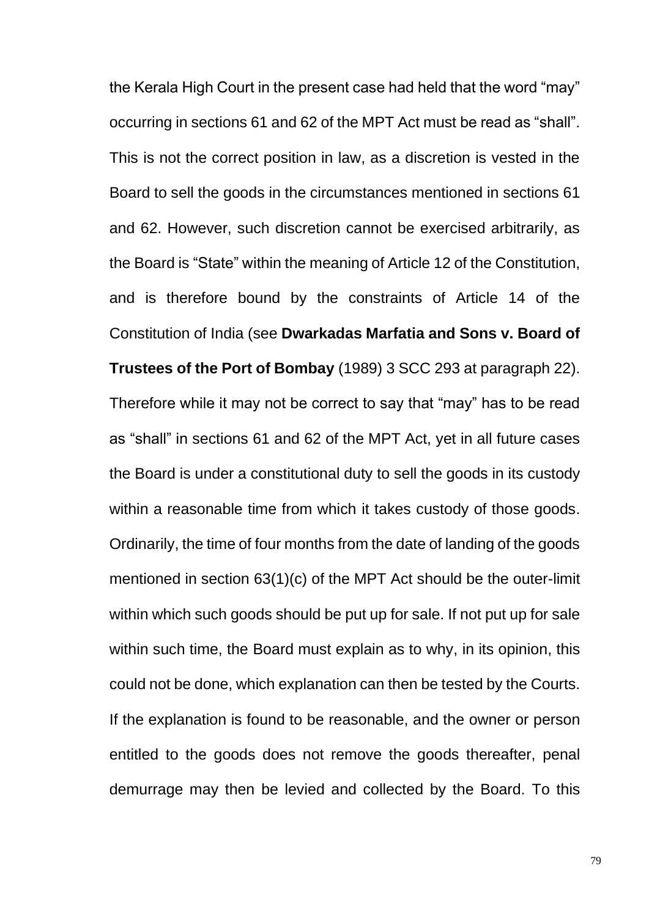the Kerala High Court in the present case had held that the word "may" occurring in sections 61 and 62 of the MPT Act must be read as "shall". This is not the correct position in law, as a discretion is vested in the Board to sell the goods in the circumstances mentioned in sections 61 and 62. However, such discretion cannot be exercised arbitrarily, as the Board is "State" within the meaning of Article 12 of the Constitution, and is therefore bound by the constraints of Article 14 of the Constitution of India (see **Dwarkadas Marfatia and Sons v. Board of Trustees of the Port of Bombay** (1989) 3 SCC 293 at paragraph 22). Therefore while it may not be correct to say that "may" has to be read as "shall" in sections 61 and 62 of the MPT Act, yet in all future cases the Board is under a constitutional duty to sell the goods in its custody within a reasonable time from which it takes custody of those goods. Ordinarily, the time of four months from the date of landing of the goods mentioned in section 63(1)(c) of the MPT Act should be the outer-limit within which such goods should be put up for sale. If not put up for sale within such time, the Board must explain as to why, in its opinion, this could not be done, which explanation can then be tested by the Courts. If the explanation is found to be reasonable, and the owner or person entitled to the goods does not remove the goods thereafter, penal demurrage may then be levied and collected by the Board. To this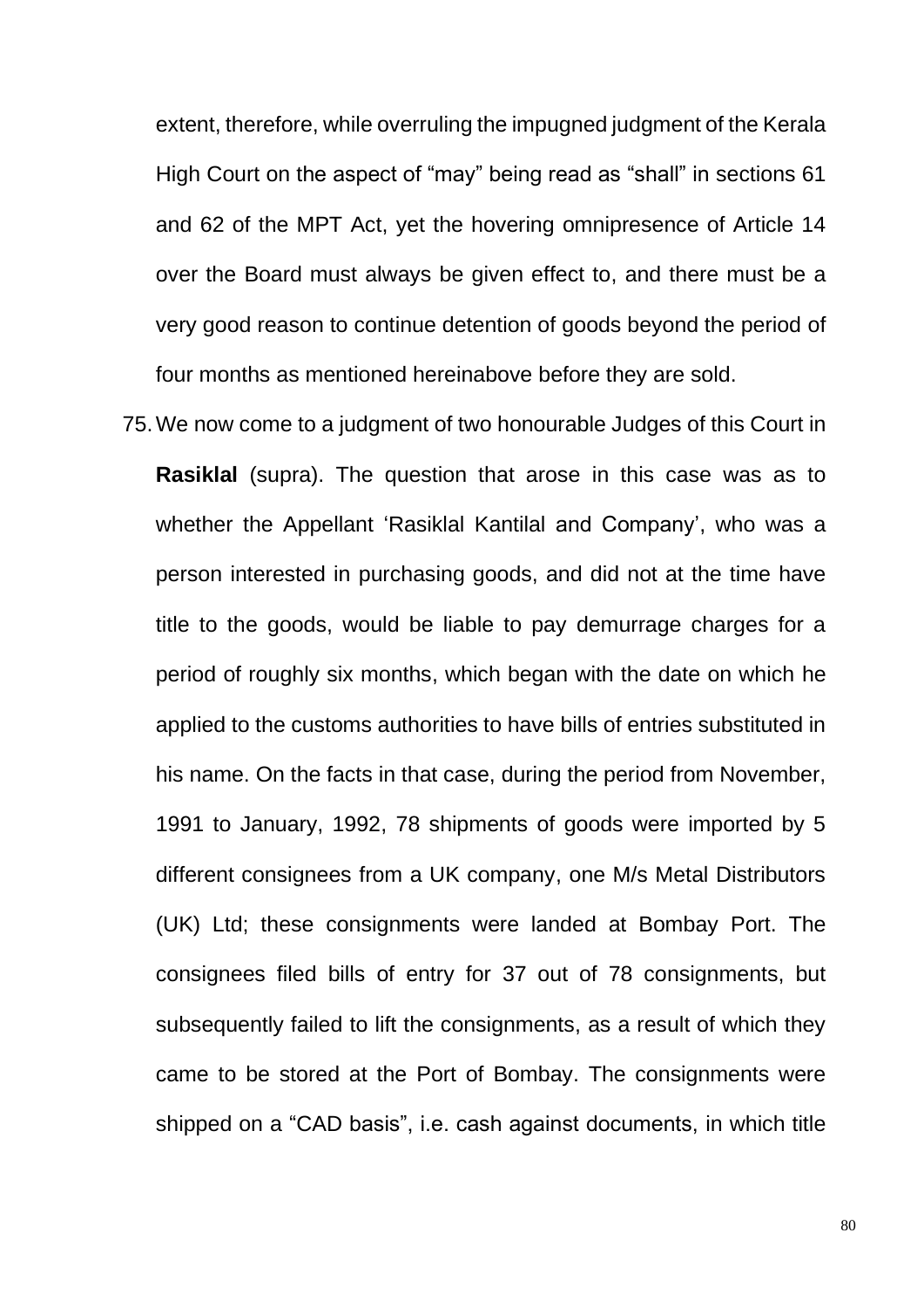extent, therefore, while overruling the impugned judgment of the Kerala High Court on the aspect of “may” being read as “shall” in sections 61 and 62 of the MPT Act, yet the hovering omnipresence of Article 14 over the Board must always be given effect to, and there must be a very good reason to continue detention of goods beyond the period of four months as mentioned hereinabove before they are sold.

75. We now come to a judgment of two honourable Judges of this Court in **Rasiklal** (supra). The question that arose in this case was as to whether the Appellant ‘Rasiklal Kantilal and Company’, who was a person interested in purchasing goods, and did not at the time have title to the goods, would be liable to pay demurrage charges for a period of roughly six months, which began with the date on which he applied to the customs authorities to have bills of entries substituted in his name. On the facts in that case, during the period from November, 1991 to January, 1992, 78 shipments of goods were imported by 5 different consignees from a UK company, one M/s Metal Distributors (UK) Ltd; these consignments were landed at Bombay Port. The consignees filed bills of entry for 37 out of 78 consignments, but subsequently failed to lift the consignments, as a result of which they came to be stored at the Port of Bombay. The consignments were shipped on a “CAD basis”, i.e. cash against documents, in which title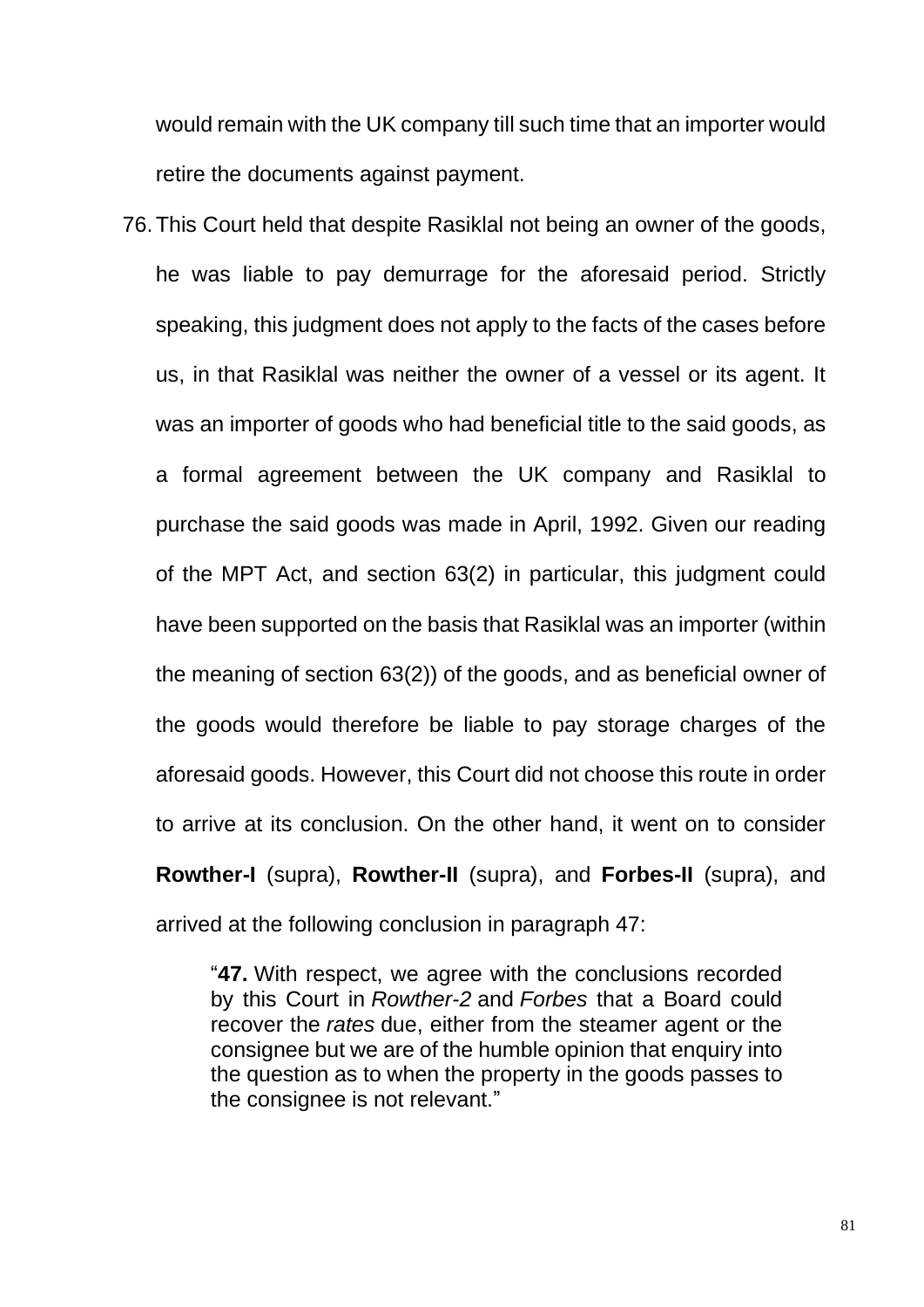would remain with the UK company till such time that an importer would retire the documents against payment.

76. This Court held that despite Rasiklal not being an owner of the goods, he was liable to pay demurrage for the aforesaid period. Strictly speaking, this judgment does not apply to the facts of the cases before us, in that Rasiklal was neither the owner of a vessel or its agent. It was an importer of goods who had beneficial title to the said goods, as a formal agreement between the UK company and Rasiklal to purchase the said goods was made in April, 1992. Given our reading of the MPT Act, and section 63(2) in particular, this judgment could have been supported on the basis that Rasiklal was an importer (within the meaning of section 63(2)) of the goods, and as beneficial owner of the goods would therefore be liable to pay storage charges of the aforesaid goods. However, this Court did not choose this route in order to arrive at its conclusion. On the other hand, it went on to consider **Rowther-I** (supra), **Rowther-II** (supra), and **Forbes-II** (supra), and arrived at the following conclusion in paragraph 47:

> "**47.** With respect, we agree with the conclusions recorded by this Court in *Rowther-2* and *Forbes* that a Board could recover the *rates* due, either from the steamer agent or the consignee but we are of the humble opinion that enquiry into the question as to when the property in the goods passes to the consignee is not relevant."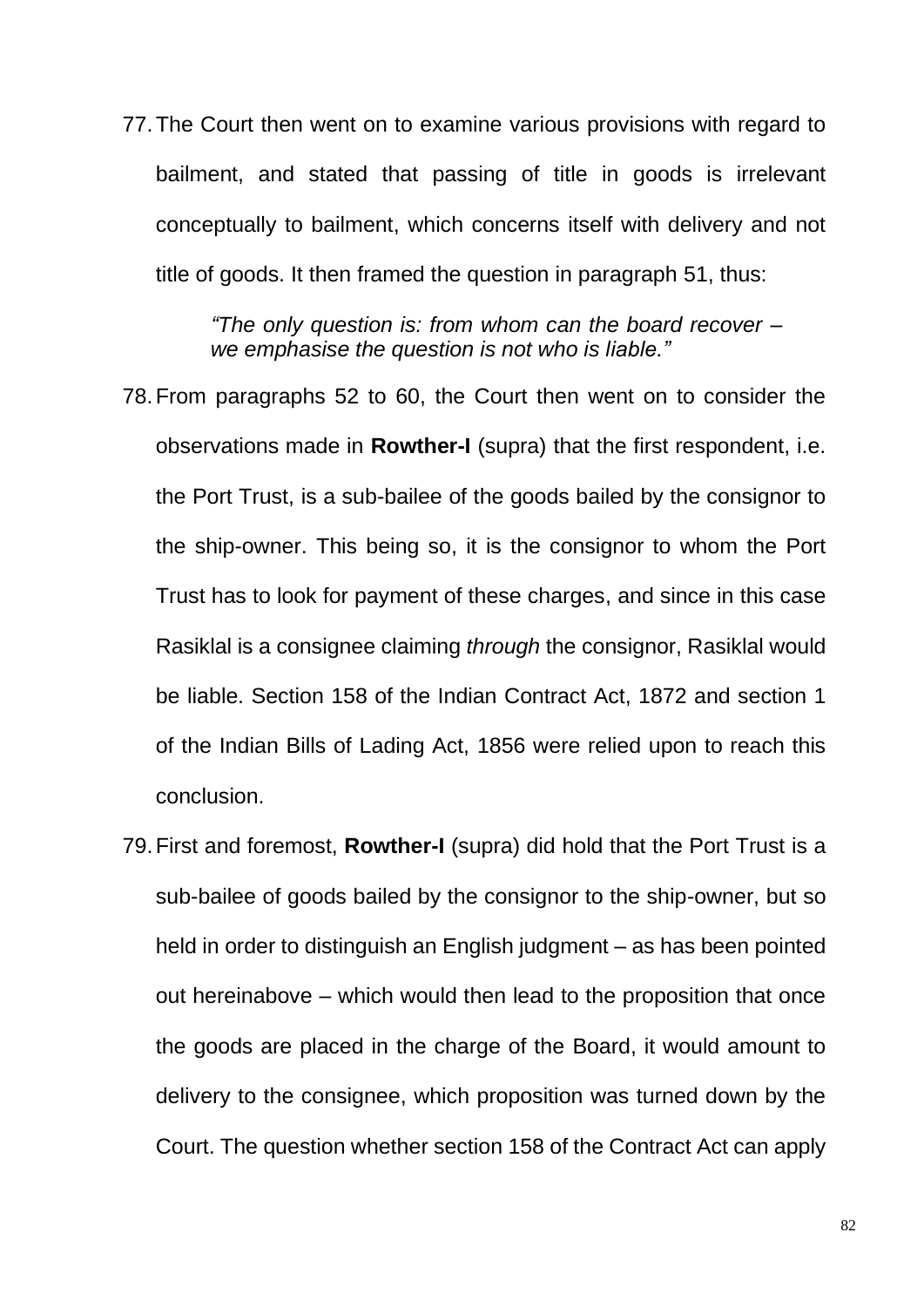77. The Court then went on to examine various provisions with regard to bailment, and stated that passing of title in goods is irrelevant conceptually to bailment, which concerns itself with delivery and not title of goods. It then framed the question in paragraph 51, thus:

> *"The only question is: from whom can the board recover – we emphasise the question is not who is liable."*

78. From paragraphs 52 to 60, the Court then went on to consider the observations made in **Rowther-I** (supra) that the first respondent, i.e. the Port Trust, is a sub-bailee of the goods bailed by the consignor to the ship-owner. This being so, it is the consignor to whom the Port Trust has to look for payment of these charges, and since in this case Rasiklal is a consignee claiming *through* the consignor, Rasiklal would be liable. Section 158 of the Indian Contract Act, 1872 and section 1 of the Indian Bills of Lading Act, 1856 were relied upon to reach this conclusion.

79. First and foremost, **Rowther-I** (supra) did hold that the Port Trust is a sub-bailee of goods bailed by the consignor to the ship-owner, but so held in order to distinguish an English judgment – as has been pointed out hereinabove – which would then lead to the proposition that once the goods are placed in the charge of the Board, it would amount to delivery to the consignee, which proposition was turned down by the Court. The question whether section 158 of the Contract Act can apply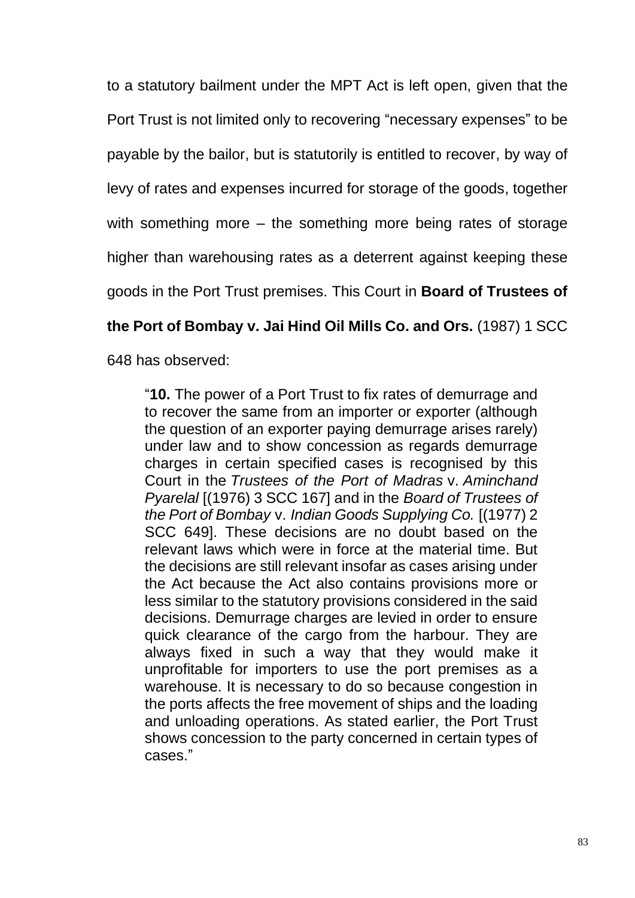to a statutory bailment under the MPT Act is left open, given that the Port Trust is not limited only to recovering "necessary expenses" to be payable by the bailor, but is statutorily is entitled to recover, by way of levy of rates and expenses incurred for storage of the goods, together with something more – the something more being rates of storage higher than warehousing rates as a deterrent against keeping these goods in the Port Trust premises. This Court in **Board of Trustees of the Port of Bombay v. Jai Hind Oil Mills Co. and Ors.** (1987) 1 SCC 648 has observed:

> "**10.** The power of a Port Trust to fix rates of demurrage and to recover the same from an importer or exporter (although the question of an exporter paying demurrage arises rarely) under law and to show concession as regards demurrage charges in certain specified cases is recognised by this Court in the *Trustees of the Port of Madras* v. *Aminchand Pyarelal* [(1976) 3 SCC 167] and in the *Board of Trustees of the Port of Bombay* v. *Indian Goods Supplying Co.* [(1977) 2 SCC 649]. These decisions are no doubt based on the relevant laws which were in force at the material time. But the decisions are still relevant insofar as cases arising under the Act because the Act also contains provisions more or less similar to the statutory provisions considered in the said decisions. Demurrage charges are levied in order to ensure quick clearance of the cargo from the harbour. They are always fixed in such a way that they would make it unprofitable for importers to use the port premises as a warehouse. It is necessary to do so because congestion in the ports affects the free movement of ships and the loading and unloading operations. As stated earlier, the Port Trust shows concession to the party concerned in certain types of cases."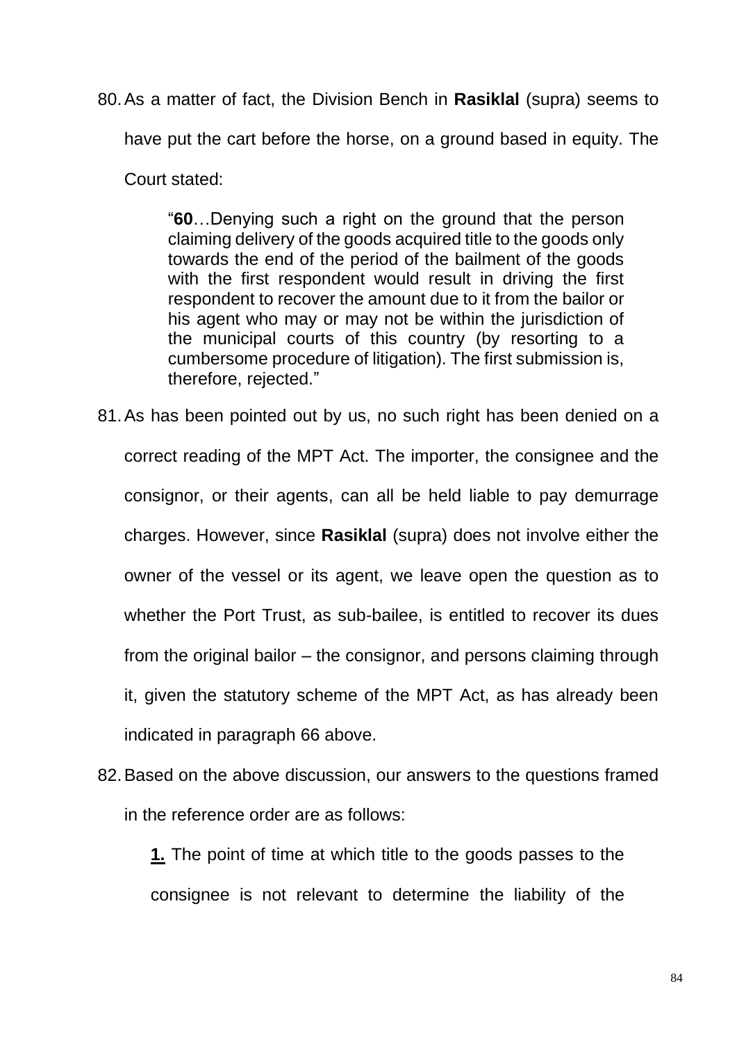80. As a matter of fact, the Division Bench in **Rasiklal** (supra) seems to have put the cart before the horse, on a ground based in equity. The Court stated:

> "**60**…Denying such a right on the ground that the person claiming delivery of the goods acquired title to the goods only towards the end of the period of the bailment of the goods with the first respondent would result in driving the first respondent to recover the amount due to it from the bailor or his agent who may or may not be within the jurisdiction of the municipal courts of this country (by resorting to a cumbersome procedure of litigation). The first submission is, therefore, rejected."

81. As has been pointed out by us, no such right has been denied on a correct reading of the MPT Act. The importer, the consignee and the consignor, or their agents, can all be held liable to pay demurrage charges. However, since **Rasiklal** (supra) does not involve either the owner of the vessel or its agent, we leave open the question as to whether the Port Trust, as sub-bailee, is entitled to recover its dues from the original bailor – the consignor, and persons claiming through it, given the statutory scheme of the MPT Act, as has already been indicated in paragraph 66 above.

82. Based on the above discussion, our answers to the questions framed in the reference order are as follows:

**1.** The point of time at which title to the goods passes to the consignee is not relevant to determine the liability of the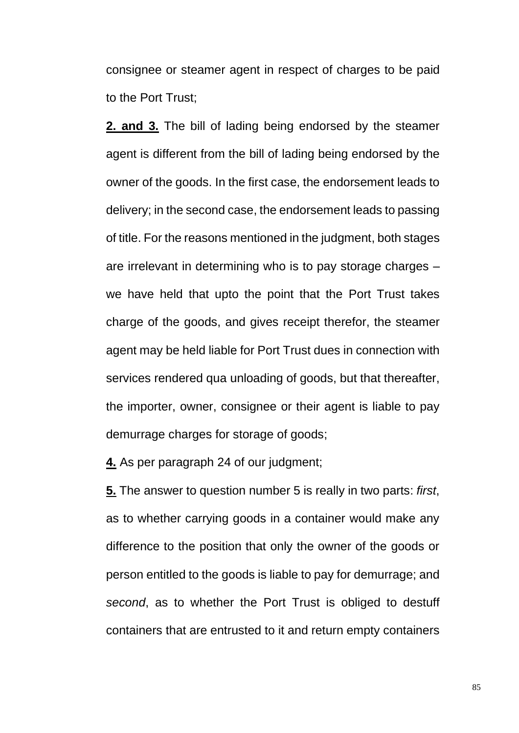consignee or steamer agent in respect of charges to be paid to the Port Trust;

**2. and 3.** The bill of lading being endorsed by the steamer agent is different from the bill of lading being endorsed by the owner of the goods. In the first case, the endorsement leads to delivery; in the second case, the endorsement leads to passing of title. For the reasons mentioned in the judgment, both stages are irrelevant in determining who is to pay storage charges – we have held that upto the point that the Port Trust takes charge of the goods, and gives receipt therefor, the steamer agent may be held liable for Port Trust dues in connection with services rendered qua unloading of goods, but that thereafter, the importer, owner, consignee or their agent is liable to pay demurrage charges for storage of goods;

**4.** As per paragraph 24 of our judgment;

**5.** The answer to question number 5 is really in two parts: *first*, as to whether carrying goods in a container would make any difference to the position that only the owner of the goods or person entitled to the goods is liable to pay for demurrage; and *second*, as to whether the Port Trust is obliged to destuff containers that are entrusted to it and return empty containers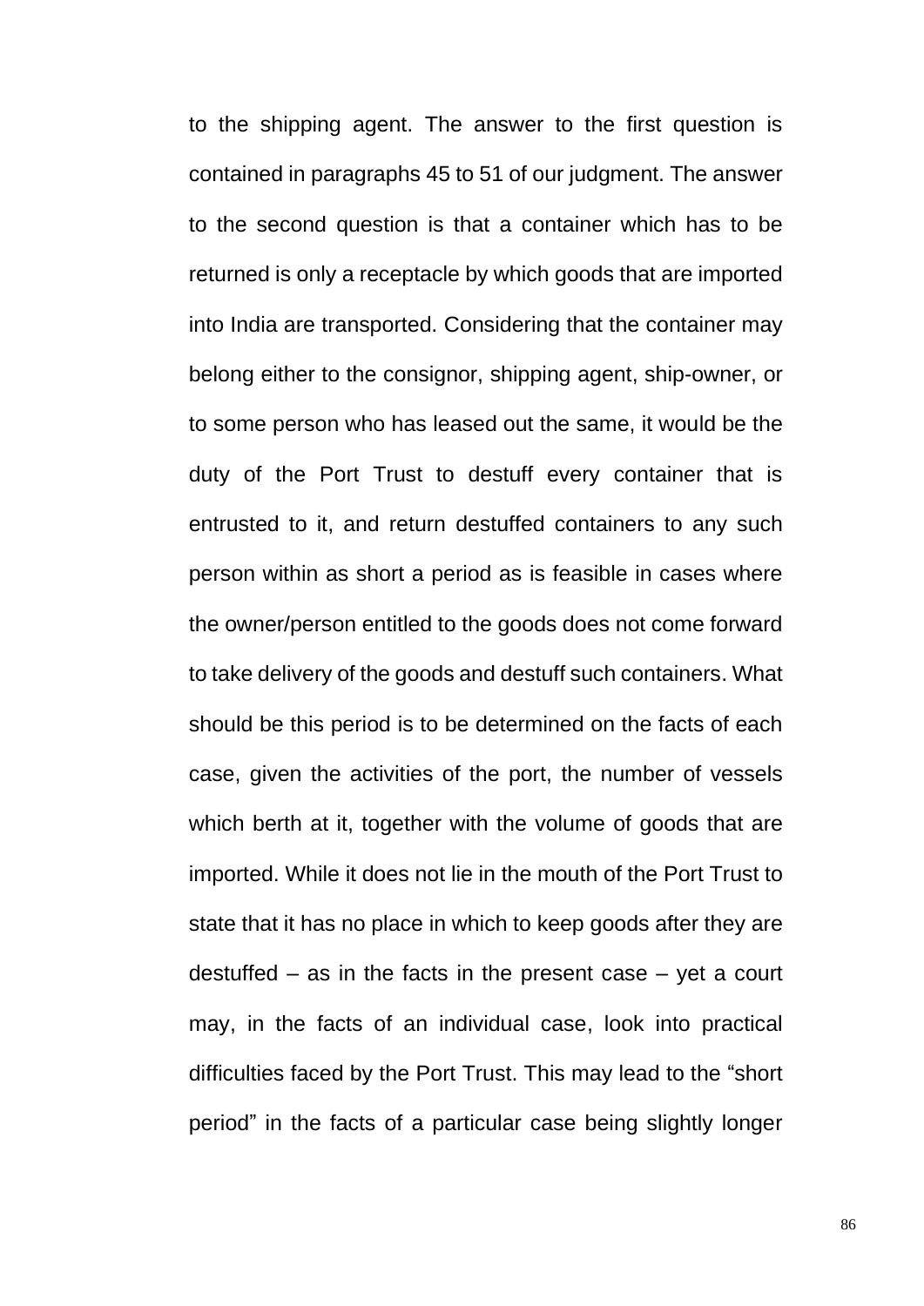to the shipping agent. The answer to the first question is contained in paragraphs 45 to 51 of our judgment. The answer to the second question is that a container which has to be returned is only a receptacle by which goods that are imported into India are transported. Considering that the container may belong either to the consignor, shipping agent, ship-owner, or to some person who has leased out the same, it would be the duty of the Port Trust to destuff every container that is entrusted to it, and return destuffed containers to any such person within as short a period as is feasible in cases where the owner/person entitled to the goods does not come forward to take delivery of the goods and destuff such containers. What should be this period is to be determined on the facts of each case, given the activities of the port, the number of vessels which berth at it, together with the volume of goods that are imported. While it does not lie in the mouth of the Port Trust to state that it has no place in which to keep goods after they are destuffed – as in the facts in the present case – yet a court may, in the facts of an individual case, look into practical difficulties faced by the Port Trust. This may lead to the "short period" in the facts of a particular case being slightly longer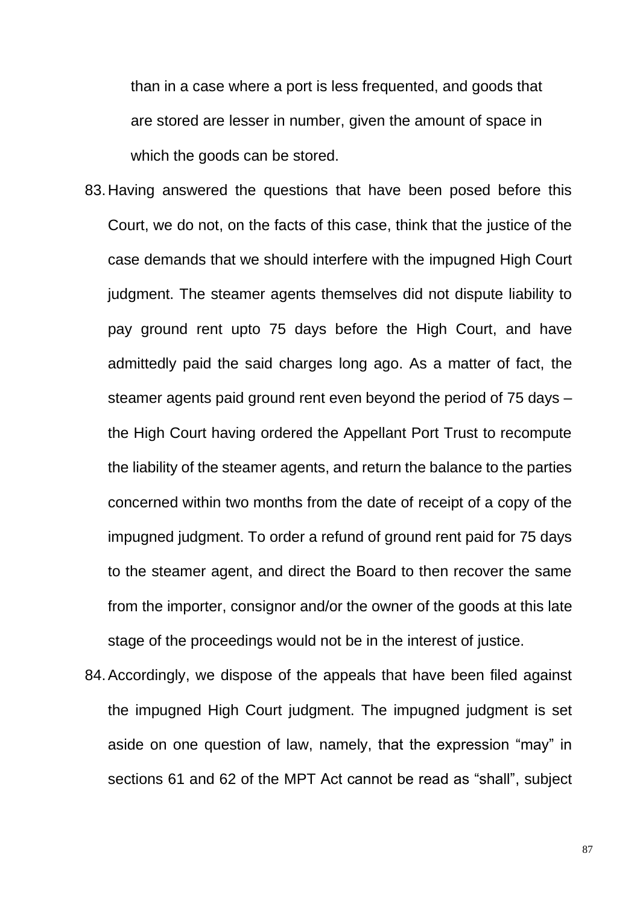than in a case where a port is less frequented, and goods that are stored are lesser in number, given the amount of space in which the goods can be stored.

83. Having answered the questions that have been posed before this Court, we do not, on the facts of this case, think that the justice of the case demands that we should interfere with the impugned High Court judgment. The steamer agents themselves did not dispute liability to pay ground rent upto 75 days before the High Court, and have admittedly paid the said charges long ago. As a matter of fact, the steamer agents paid ground rent even beyond the period of 75 days – the High Court having ordered the Appellant Port Trust to recompute the liability of the steamer agents, and return the balance to the parties concerned within two months from the date of receipt of a copy of the impugned judgment. To order a refund of ground rent paid for 75 days to the steamer agent, and direct the Board to then recover the same from the importer, consignor and/or the owner of the goods at this late stage of the proceedings would not be in the interest of justice.

84. Accordingly, we dispose of the appeals that have been filed against the impugned High Court judgment. The impugned judgment is set aside on one question of law, namely, that the expression "may" in sections 61 and 62 of the MPT Act cannot be read as "shall", subject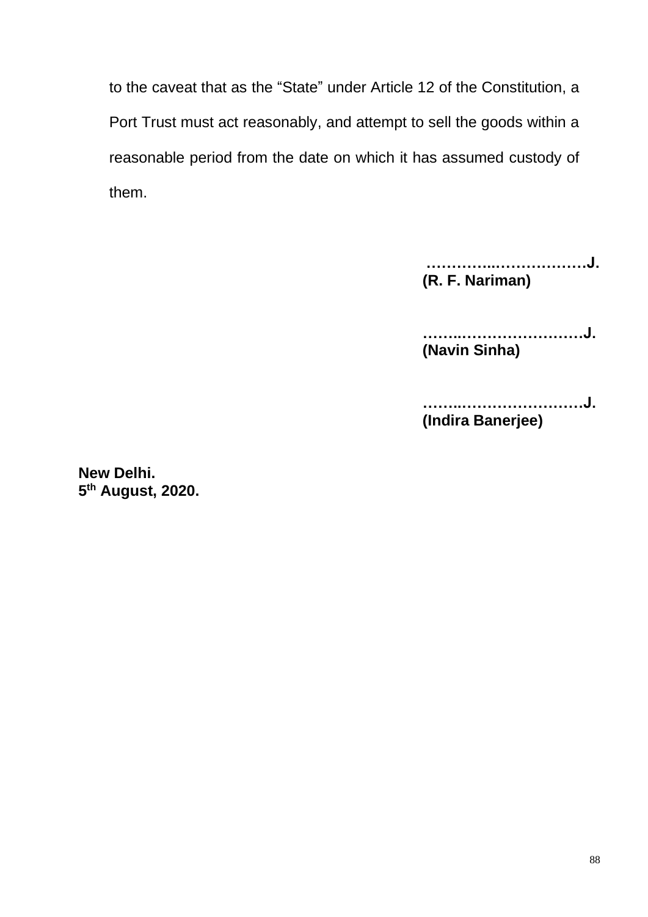to the caveat that as the "State" under Article 12 of the Constitution, a Port Trust must act reasonably, and attempt to sell the goods within a reasonable period from the date on which it has assumed custody of them.

**…………..……………….J.**
**(R. F. Nariman)**

**……..…………………….J.**
**(Navin Sinha)**

**……..…………………….J.**
**(Indira Banerjee)**

**New Delhi.**
**5th August, 2020.**